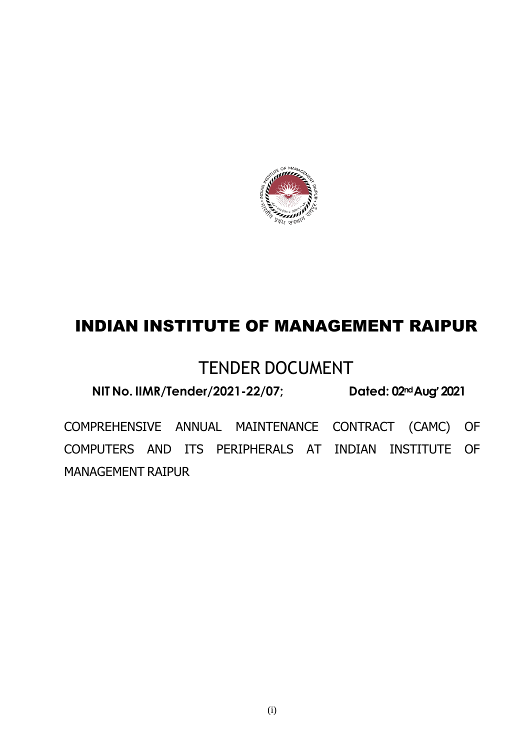# INDIAN INSTITUTE OF MANAGEMENT RAIPUR

## TENDER DOCUMENT

**NIT No. IIMR/Tender/2021-22/07;** **Dated: 02nd Aug' 2021**

COMPREHENSIVE ANNUAL MAINTENANCE CONTRACT (CAMC) OF COMPUTERS AND ITS PERIPHERALS AT INDIAN INSTITUTE OF MANAGEMENT RAIPUR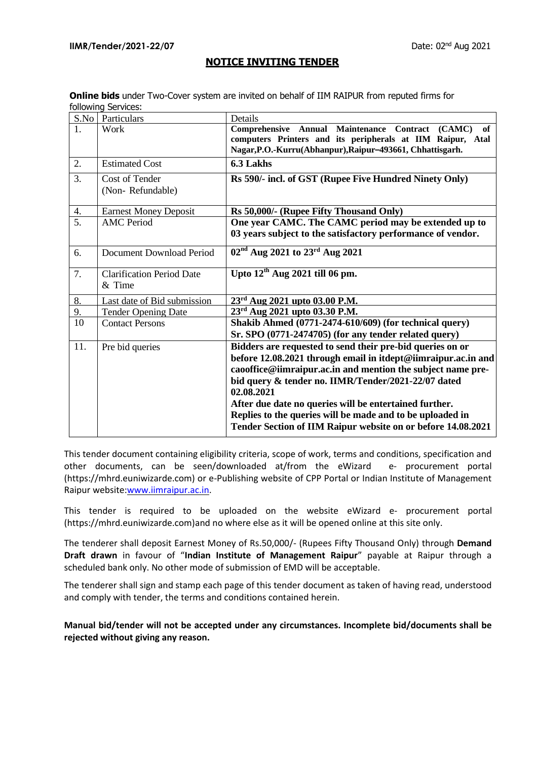**IIMR/Tender/2021-22/07** Date: 02nd Aug 2021

## NOTICE INVITING TENDER

**Online bids** under Two-Cover system are invited on behalf of IIM RAIPUR from reputed firms for following Services:

| S.No | Particulars | Details |
|---|---|---|
| 1. | Work | **Comprehensive Annual Maintenance Contract (CAMC) of computers Printers and its peripherals at IIM Raipur, Atal Nagar,P.O.-Kurru(Abhanpur),Raipur–493661, Chhattisgarh.** |
| 2. | Estimated Cost | **6.3 Lakhs** |
| 3. | Cost of Tender (Non- Refundable) | **Rs 590/- incl. of GST (Rupee Five Hundred Ninety Only)** |
| 4. | Earnest Money Deposit | **Rs 50,000/- (Rupee Fifty Thousand Only)** |
| 5. | AMC Period | **One year CAMC. The CAMC period may be extended up to 03 years subject to the satisfactory performance of vendor.** |
| 6. | Document Download Period | **02nd Aug 2021 to 23rd Aug 2021** |
| 7. | Clarification Period Date & Time | **Upto 12th Aug 2021 till 06 pm.** |
| 8. | Last date of Bid submission | **23rd Aug 2021 upto 03.00 P.M.** |
| 9. | Tender Opening Date | **23rd Aug 2021 upto 03.30 P.M.** |
| 10 | Contact Persons | **Shakib Ahmed (0771-2474-610/609) (for technical query)**<br>**Sr. SPO (0771-2474705) (for any tender related query)** |
| 11. | Pre bid queries | **Bidders are requested to send their pre-bid queries on or before 12.08.2021 through email in itdept@iimraipur.ac.in and caooffice@iimraipur.ac.in and mention the subject name pre-bid query & tender no. IIMR/Tender/2021-22/07 dated 02.08.2021**<br>**After due date no queries will be entertained further.**<br>**Replies to the queries will be made and to be uploaded in Tender Section of IIM Raipur website on or before 14.08.2021** |

This tender document containing eligibility criteria, scope of work, terms and conditions, specification and other documents, can be seen/downloaded at/from the eWizard e- procurement portal (https://mhrd.euniwizarde.com) or e-Publishing website of CPP Portal or Indian Institute of Management Raipur website:www.iimraipur.ac.in.

This tender is required to be uploaded on the website eWizard e- procurement portal (https://mhrd.euniwizarde.com)and no where else as it will be opened online at this site only.

The tenderer shall deposit Earnest Money of Rs.50,000/- (Rupees Fifty Thousand Only) through **Demand Draft drawn** in favour of "**Indian Institute of Management Raipur**" payable at Raipur through a scheduled bank only. No other mode of submission of EMD will be acceptable.

The tenderer shall sign and stamp each page of this tender document as taken of having read, understood and comply with tender, the terms and conditions contained herein.

**Manual bid/tender will not be accepted under any circumstances. Incomplete bid/documents shall be rejected without giving any reason.**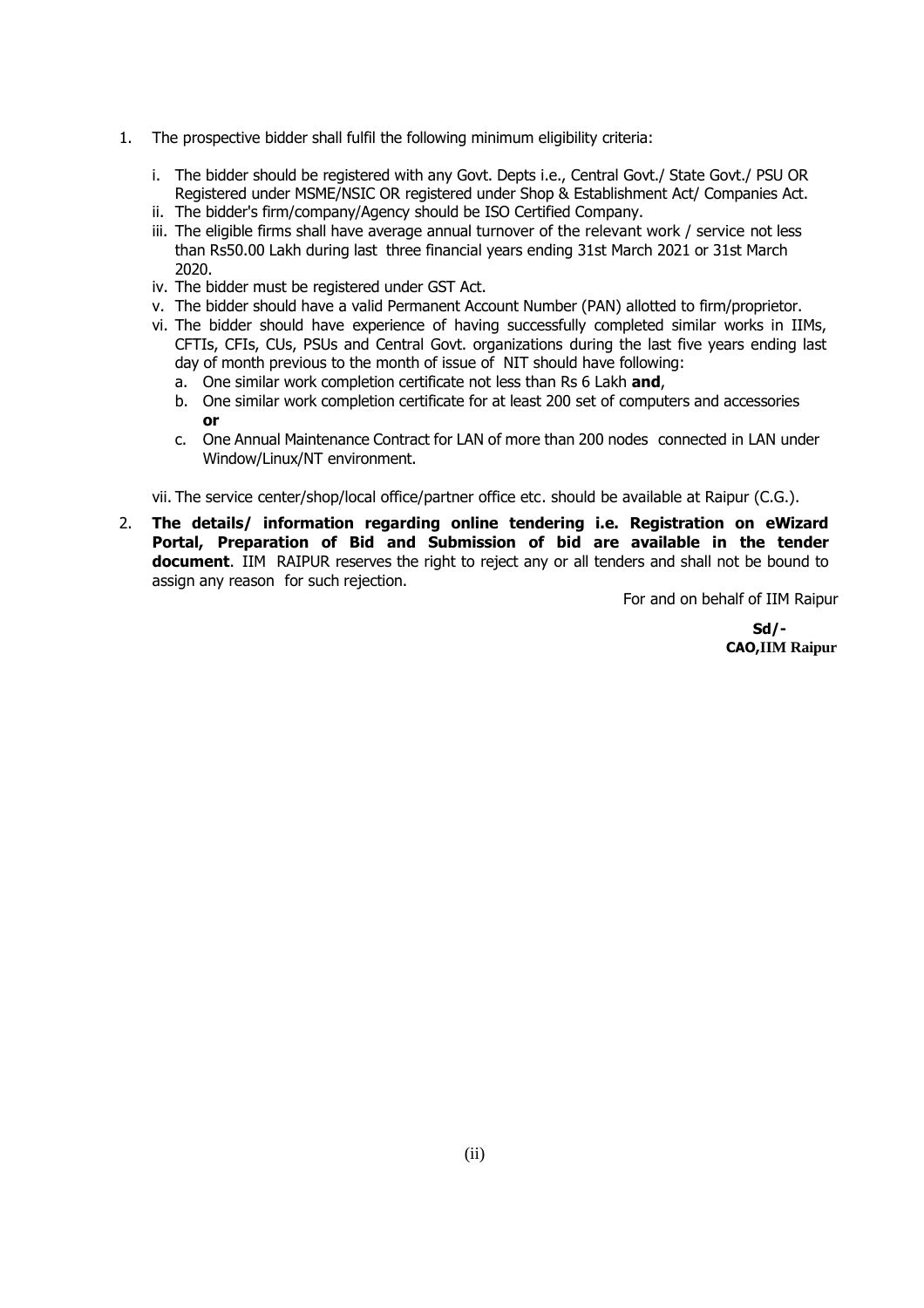1. The prospective bidder shall fulfil the following minimum eligibility criteria:

   i. The bidder should be registered with any Govt. Depts i.e., Central Govt./ State Govt./ PSU OR Registered under MSME/NSIC OR registered under Shop & Establishment Act/ Companies Act.
   ii. The bidder's firm/company/Agency should be ISO Certified Company.
   iii. The eligible firms shall have average annual turnover of the relevant work / service not less than Rs50.00 Lakh during last three financial years ending 31st March 2021 or 31st March 2020.
   iv. The bidder must be registered under GST Act.
   v. The bidder should have a valid Permanent Account Number (PAN) allotted to firm/proprietor.
   vi. The bidder should have experience of having successfully completed similar works in IIMs, CFTIs, CFIs, CUs, PSUs and Central Govt. organizations during the last five years ending last day of month previous to the month of issue of NIT should have following:
      a. One similar work completion certificate not less than Rs 6 Lakh **and**,
      b. One similar work completion certificate for at least 200 set of computers and accessories **or**
      c. One Annual Maintenance Contract for LAN of more than 200 nodes connected in LAN under Window/Linux/NT environment.

   vii. The service center/shop/local office/partner office etc. should be available at Raipur (C.G.).

2. **The details/ information regarding online tendering i.e. Registration on eWizard Portal, Preparation of Bid and Submission of bid are available in the tender document**. IIM RAIPUR reserves the right to reject any or all tenders and shall not be bound to assign any reason for such rejection.

For and on behalf of IIM Raipur

**Sd/-**
**CAO,IIM Raipur**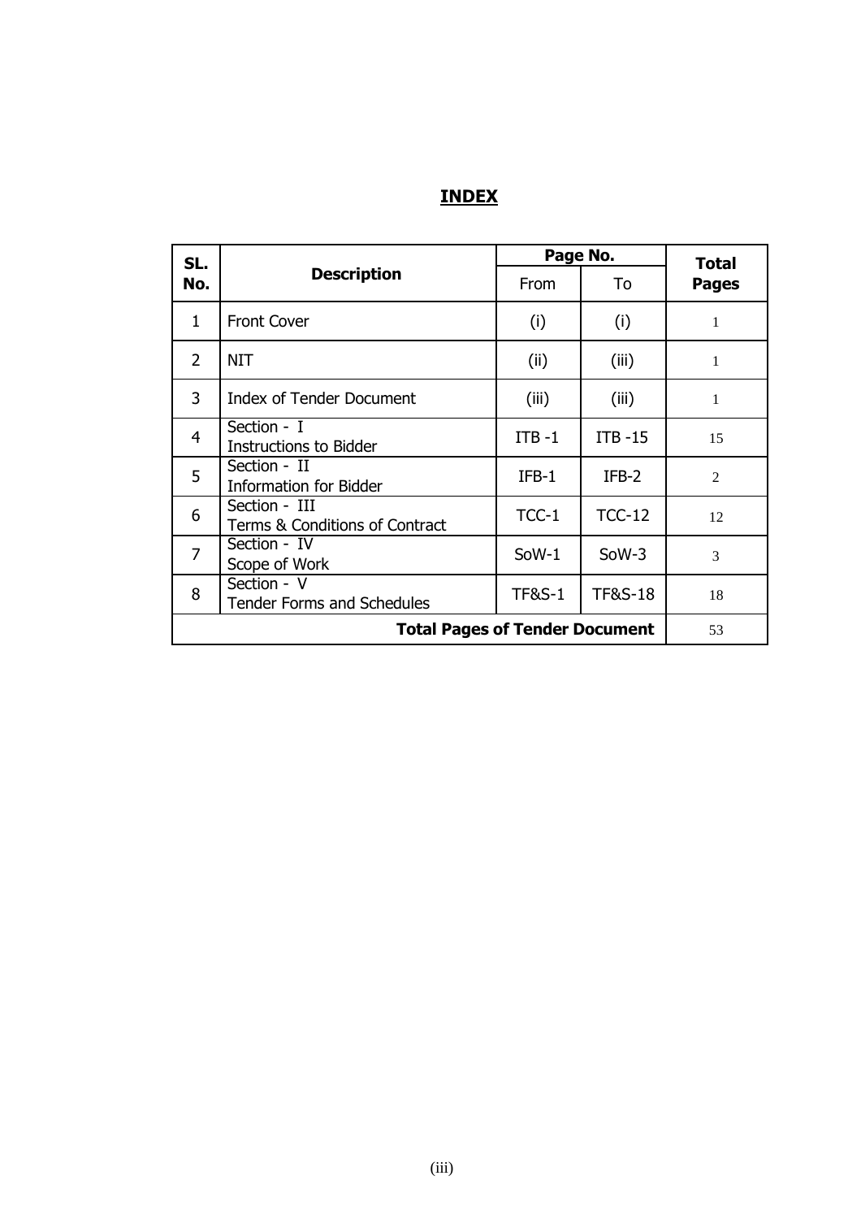## INDEX

| SL. No. | Description | Page No. | | Total Pages |
|---|---|---|---|---|
| | | From | To | |
| 1 | Front Cover | (i) | (i) | 1 |
| 2 | NIT | (ii) | (iii) | 1 |
| 3 | Index of Tender Document | (iii) | (iii) | 1 |
| 4 | Section - I<br>Instructions to Bidder | ITB -1 | ITB -15 | 15 |
| 5 | Section - II<br>Information for Bidder | IFB-1 | IFB-2 | 2 |
| 6 | Section - III<br>Terms & Conditions of Contract | TCC-1 | TCC-12 | 12 |
| 7 | Section - IV<br>Scope of Work | SoW-1 | SoW-3 | 3 |
| 8 | Section - V<br>Tender Forms and Schedules | TF&S-1 | TF&S-18 | 18 |
| **Total Pages of Tender Document** | | | | 53 |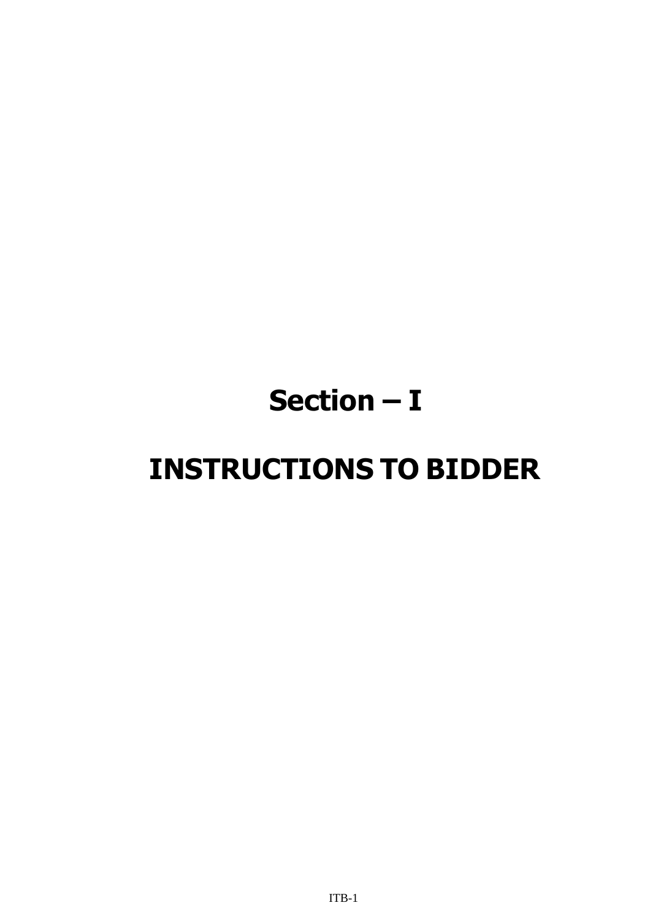# Section – I

# INSTRUCTIONS TO BIDDER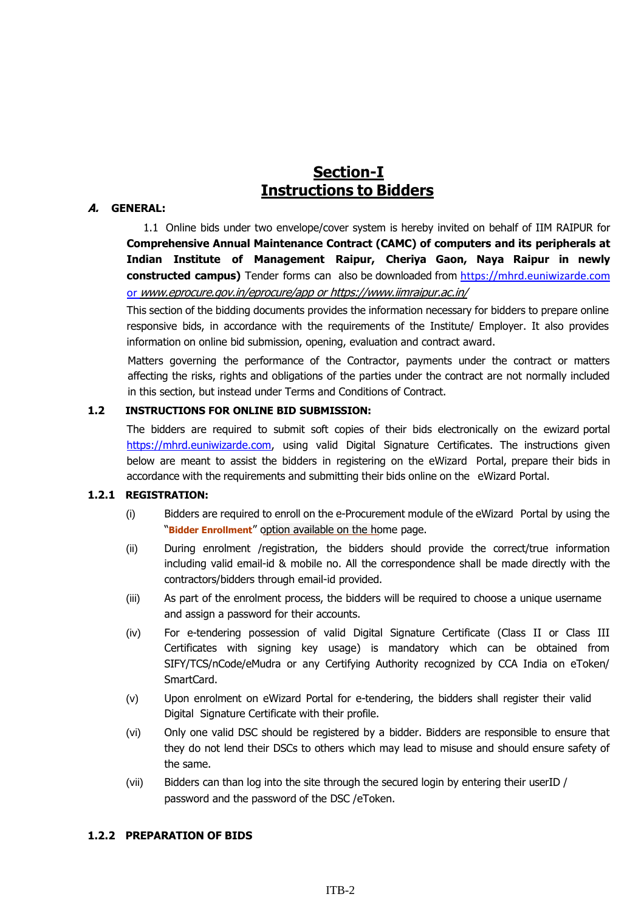# Section-I
# Instructions to Bidders

## *A.* GENERAL:

1.1 Online bids under two envelope/cover system is hereby invited on behalf of IIM RAIPUR for **Comprehensive Annual Maintenance Contract (CAMC) of computers and its peripherals at Indian Institute of Management Raipur, Cheriya Gaon, Naya Raipur in newly constructed campus)** Tender forms can also be downloaded from https://mhrd.euniwizarde.com or *www.eprocure.gov.in/eprocure/app or https://www.iimraipur.ac.in/*

This section of the bidding documents provides the information necessary for bidders to prepare online responsive bids, in accordance with the requirements of the Institute/ Employer. It also provides information on online bid submission, opening, evaluation and contract award.

Matters governing the performance of the Contractor, payments under the contract or matters affecting the risks, rights and obligations of the parties under the contract are not normally included in this section, but instead under Terms and Conditions of Contract.

### 1.2 INSTRUCTIONS FOR ONLINE BID SUBMISSION:

The bidders are required to submit soft copies of their bids electronically on the ewizard portal https://mhrd.euniwizarde.com, using valid Digital Signature Certificates. The instructions given below are meant to assist the bidders in registering on the eWizard Portal, prepare their bids in accordance with the requirements and submitting their bids online on the eWizard Portal.

### 1.2.1 REGISTRATION:

(i) Bidders are required to enroll on the e-Procurement module of the eWizard Portal by using the "**Bidder Enrollment**" option available on the home page.

(ii) During enrolment /registration, the bidders should provide the correct/true information including valid email-id & mobile no. All the correspondence shall be made directly with the contractors/bidders through email-id provided.

(iii) As part of the enrolment process, the bidders will be required to choose a unique username and assign a password for their accounts.

(iv) For e-tendering possession of valid Digital Signature Certificate (Class II or Class III Certificates with signing key usage) is mandatory which can be obtained from SIFY/TCS/nCode/eMudra or any Certifying Authority recognized by CCA India on eToken/ SmartCard.

(v) Upon enrolment on eWizard Portal for e-tendering, the bidders shall register their valid Digital Signature Certificate with their profile.

(vi) Only one valid DSC should be registered by a bidder. Bidders are responsible to ensure that they do not lend their DSCs to others which may lead to misuse and should ensure safety of the same.

(vii) Bidders can than log into the site through the secured login by entering their userID / password and the password of the DSC /eToken.

### 1.2.2 PREPARATION OF BIDS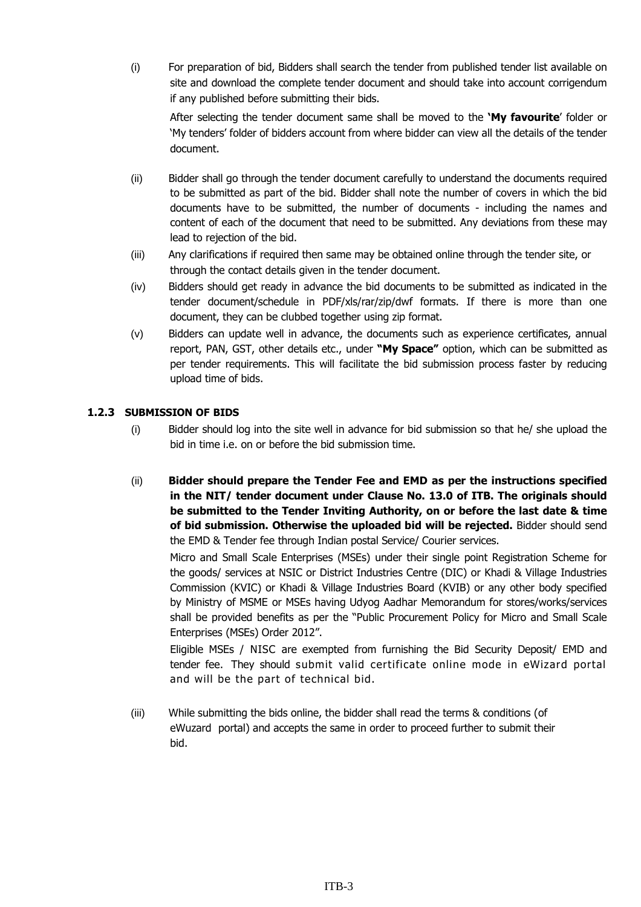(i) For preparation of bid, Bidders shall search the tender from published tender list available on site and download the complete tender document and should take into account corrigendum if any published before submitting their bids.

After selecting the tender document same shall be moved to the **'My favourite**' folder or 'My tenders' folder of bidders account from where bidder can view all the details of the tender document.

(ii) Bidder shall go through the tender document carefully to understand the documents required to be submitted as part of the bid. Bidder shall note the number of covers in which the bid documents have to be submitted, the number of documents - including the names and content of each of the document that need to be submitted. Any deviations from these may lead to rejection of the bid.

(iii) Any clarifications if required then same may be obtained online through the tender site, or through the contact details given in the tender document.

(iv) Bidders should get ready in advance the bid documents to be submitted as indicated in the tender document/schedule in PDF/xls/rar/zip/dwf formats. If there is more than one document, they can be clubbed together using zip format.

(v) Bidders can update well in advance, the documents such as experience certificates, annual report, PAN, GST, other details etc., under **"My Space"** option, which can be submitted as per tender requirements. This will facilitate the bid submission process faster by reducing upload time of bids.

### 1.2.3 SUBMISSION OF BIDS

(i) Bidder should log into the site well in advance for bid submission so that he/ she upload the bid in time i.e. on or before the bid submission time.

(ii) **Bidder should prepare the Tender Fee and EMD as per the instructions specified in the NIT/ tender document under Clause No. 13.0 of ITB. The originals should be submitted to the Tender Inviting Authority, on or before the last date & time of bid submission. Otherwise the uploaded bid will be rejected.** Bidder should send the EMD & Tender fee through Indian postal Service/ Courier services.

Micro and Small Scale Enterprises (MSEs) under their single point Registration Scheme for the goods/ services at NSIC or District Industries Centre (DIC) or Khadi & Village Industries Commission (KVIC) or Khadi & Village Industries Board (KVIB) or any other body specified by Ministry of MSME or MSEs having Udyog Aadhar Memorandum for stores/works/services shall be provided benefits as per the "Public Procurement Policy for Micro and Small Scale Enterprises (MSEs) Order 2012".

Eligible MSEs / NISC are exempted from furnishing the Bid Security Deposit/ EMD and tender fee. They should submit valid certificate online mode in eWizard portal and will be the part of technical bid.

(iii) While submitting the bids online, the bidder shall read the terms & conditions (of eWuzard portal) and accepts the same in order to proceed further to submit their bid.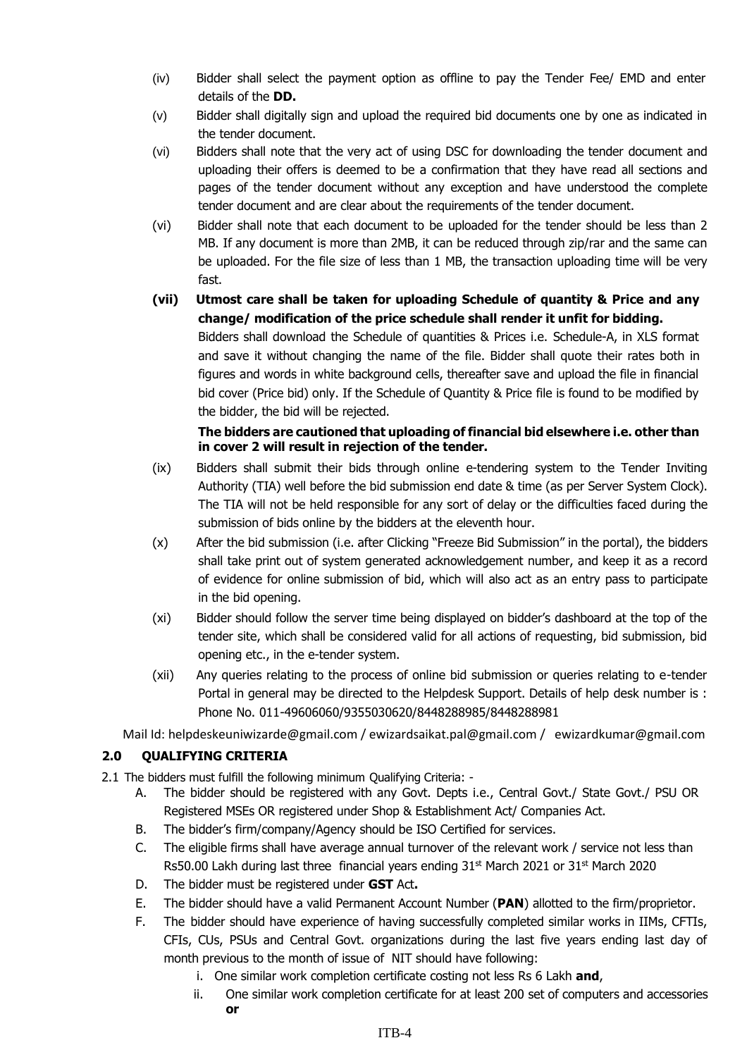(iv) Bidder shall select the payment option as offline to pay the Tender Fee/ EMD and enter details of the **DD.**

(v) Bidder shall digitally sign and upload the required bid documents one by one as indicated in the tender document.

(vi) Bidders shall note that the very act of using DSC for downloading the tender document and uploading their offers is deemed to be a confirmation that they have read all sections and pages of the tender document without any exception and have understood the complete tender document and are clear about the requirements of the tender document.

(vi) Bidder shall note that each document to be uploaded for the tender should be less than 2 MB. If any document is more than 2MB, it can be reduced through zip/rar and the same can be uploaded. For the file size of less than 1 MB, the transaction uploading time will be very fast.

**(vii) Utmost care shall be taken for uploading Schedule of quantity & Price and any change/ modification of the price schedule shall render it unfit for bidding.**

Bidders shall download the Schedule of quantities & Prices i.e. Schedule-A, in XLS format and save it without changing the name of the file. Bidder shall quote their rates both in figures and words in white background cells, thereafter save and upload the file in financial bid cover (Price bid) only. If the Schedule of Quantity & Price file is found to be modified by the bidder, the bid will be rejected.

**The bidders are cautioned that uploading of financial bid elsewhere i.e. other than in cover 2 will result in rejection of the tender.**

(ix) Bidders shall submit their bids through online e-tendering system to the Tender Inviting Authority (TIA) well before the bid submission end date & time (as per Server System Clock). The TIA will not be held responsible for any sort of delay or the difficulties faced during the submission of bids online by the bidders at the eleventh hour.

(x) After the bid submission (i.e. after Clicking "Freeze Bid Submission" in the portal), the bidders shall take print out of system generated acknowledgement number, and keep it as a record of evidence for online submission of bid, which will also act as an entry pass to participate in the bid opening.

(xi) Bidder should follow the server time being displayed on bidder's dashboard at the top of the tender site, which shall be considered valid for all actions of requesting, bid submission, bid opening etc., in the e-tender system.

(xii) Any queries relating to the process of online bid submission or queries relating to e-tender Portal in general may be directed to the Helpdesk Support. Details of help desk number is : Phone No. 011-49606060/9355030620/8448288985/8448288981

Mail Id: helpdeskeuniwizarde@gmail.com / ewizardsaikat.pal@gmail.com / ewizardkumar@gmail.com

## 2.0 QUALIFYING CRITERIA

2.1 The bidders must fulfill the following minimum Qualifying Criteria: -

A. The bidder should be registered with any Govt. Depts i.e., Central Govt./ State Govt./ PSU OR Registered MSEs OR registered under Shop & Establishment Act/ Companies Act.

B. The bidder's firm/company/Agency should be ISO Certified for services.

C. The eligible firms shall have average annual turnover of the relevant work / service not less than Rs50.00 Lakh during last three financial years ending 31st March 2021 or 31st March 2020

D. The bidder must be registered under **GST** Act**.**

E. The bidder should have a valid Permanent Account Number (**PAN**) allotted to the firm/proprietor.

F. The bidder should have experience of having successfully completed similar works in IIMs, CFTIs, CFIs, CUs, PSUs and Central Govt. organizations during the last five years ending last day of month previous to the month of issue of NIT should have following:

i. One similar work completion certificate costing not less Rs 6 Lakh **and**,

ii. One similar work completion certificate for at least 200 set of computers and accessories **or**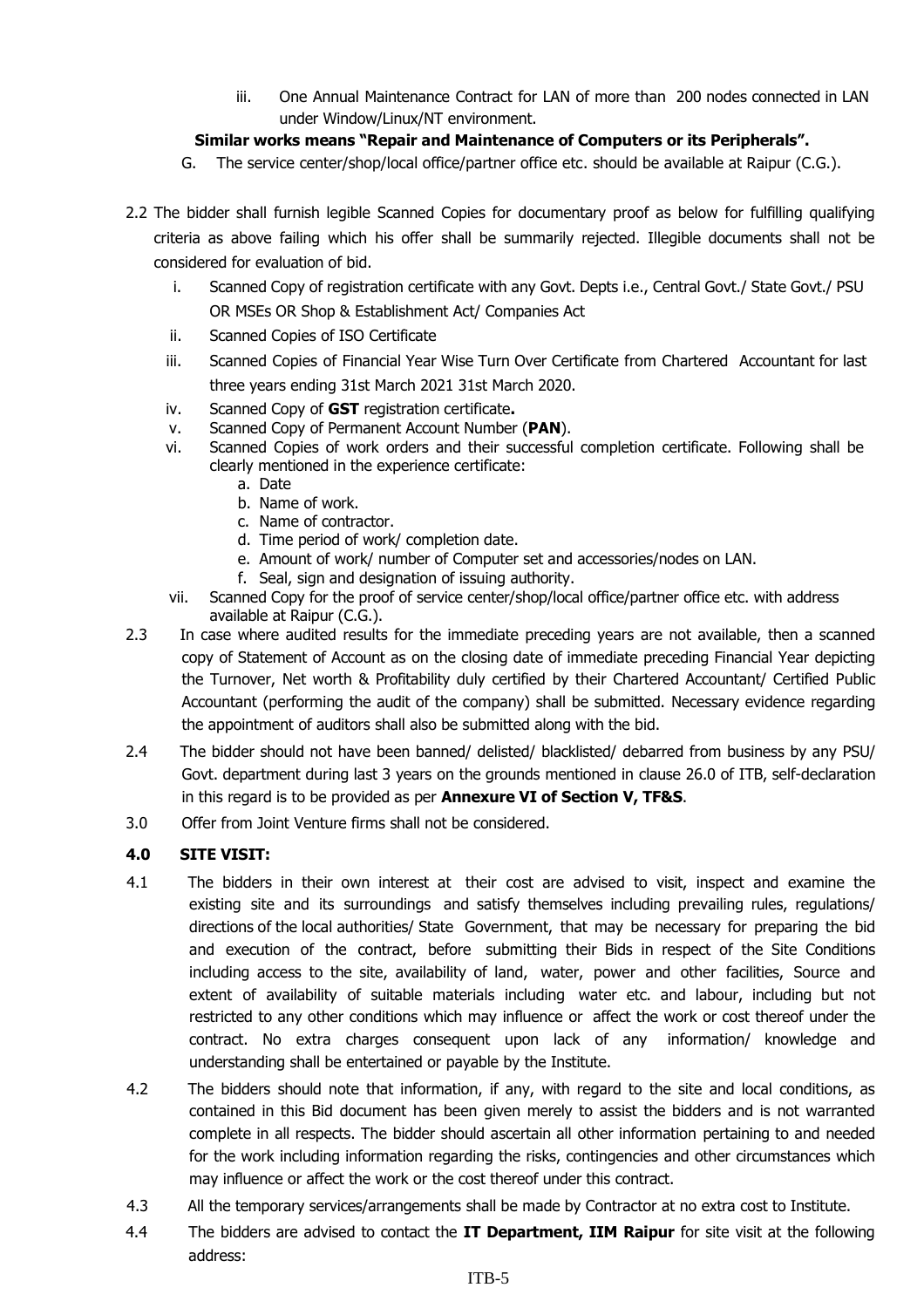iii. One Annual Maintenance Contract for LAN of more than 200 nodes connected in LAN under Window/Linux/NT environment.

**Similar works means "Repair and Maintenance of Computers or its Peripherals".**

G. The service center/shop/local office/partner office etc. should be available at Raipur (C.G.).

2.2 The bidder shall furnish legible Scanned Copies for documentary proof as below for fulfilling qualifying criteria as above failing which his offer shall be summarily rejected. Illegible documents shall not be considered for evaluation of bid.

i. Scanned Copy of registration certificate with any Govt. Depts i.e., Central Govt./ State Govt./ PSU OR MSEs OR Shop & Establishment Act/ Companies Act

ii. Scanned Copies of ISO Certificate

iii. Scanned Copies of Financial Year Wise Turn Over Certificate from Chartered Accountant for last three years ending 31st March 2021 31st March 2020.

iv. Scanned Copy of **GST** registration certificate**.**

v. Scanned Copy of Permanent Account Number (**PAN**).

vi. Scanned Copies of work orders and their successful completion certificate. Following shall be clearly mentioned in the experience certificate:

a. Date
b. Name of work.
c. Name of contractor.
d. Time period of work/ completion date.
e. Amount of work/ number of Computer set and accessories/nodes on LAN.
f. Seal, sign and designation of issuing authority.

vii. Scanned Copy for the proof of service center/shop/local office/partner office etc. with address available at Raipur (C.G.).

2.3 In case where audited results for the immediate preceding years are not available, then a scanned copy of Statement of Account as on the closing date of immediate preceding Financial Year depicting the Turnover, Net worth & Profitability duly certified by their Chartered Accountant/ Certified Public Accountant (performing the audit of the company) shall be submitted. Necessary evidence regarding the appointment of auditors shall also be submitted along with the bid.

2.4 The bidder should not have been banned/ delisted/ blacklisted/ debarred from business by any PSU/ Govt. department during last 3 years on the grounds mentioned in clause 26.0 of ITB, self-declaration in this regard is to be provided as per **Annexure VI of Section V, TF&S**.

3.0 Offer from Joint Venture firms shall not be considered.

**4.0 SITE VISIT:**

4.1 The bidders in their own interest at their cost are advised to visit, inspect and examine the existing site and its surroundings and satisfy themselves including prevailing rules, regulations/ directions of the local authorities/ State Government, that may be necessary for preparing the bid and execution of the contract, before submitting their Bids in respect of the Site Conditions including access to the site, availability of land, water, power and other facilities, Source and extent of availability of suitable materials including water etc. and labour, including but not restricted to any other conditions which may influence or affect the work or cost thereof under the contract. No extra charges consequent upon lack of any information/ knowledge and understanding shall be entertained or payable by the Institute.

4.2 The bidders should note that information, if any, with regard to the site and local conditions, as contained in this Bid document has been given merely to assist the bidders and is not warranted complete in all respects. The bidder should ascertain all other information pertaining to and needed for the work including information regarding the risks, contingencies and other circumstances which may influence or affect the work or the cost thereof under this contract.

4.3 All the temporary services/arrangements shall be made by Contractor at no extra cost to Institute.

4.4 The bidders are advised to contact the **IT Department, IIM Raipur** for site visit at the following address: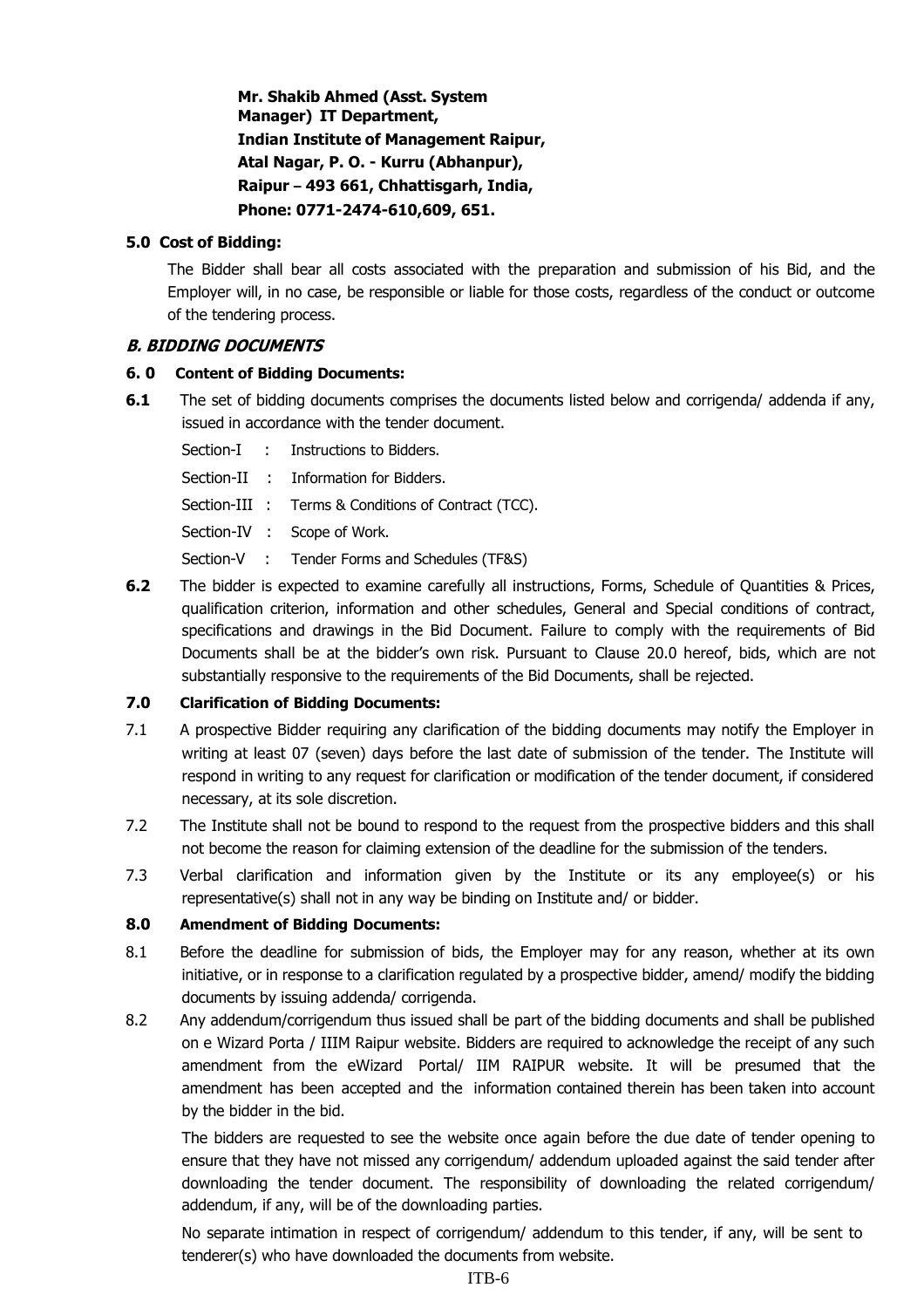**Mr. Shakib Ahmed (Asst. System Manager) IT Department,**
**Indian Institute of Management Raipur,**
**Atal Nagar, P. O. - Kurru (Abhanpur),**
**Raipur – 493 661, Chhattisgarh, India,**
**Phone: 0771-2474-610,609, 651.**

**5.0 Cost of Bidding:**

The Bidder shall bear all costs associated with the preparation and submission of his Bid, and the Employer will, in no case, be responsible or liable for those costs, regardless of the conduct or outcome of the tendering process.

## ***B. BIDDING DOCUMENTS***

**6. 0 Content of Bidding Documents:**

**6.1** The set of bidding documents comprises the documents listed below and corrigenda/ addenda if any, issued in accordance with the tender document.

Section-I : Instructions to Bidders.

Section-II : Information for Bidders.

Section-III : Terms & Conditions of Contract (TCC).

Section-IV : Scope of Work.

Section-V : Tender Forms and Schedules (TF&S)

**6.2** The bidder is expected to examine carefully all instructions, Forms, Schedule of Quantities & Prices, qualification criterion, information and other schedules, General and Special conditions of contract, specifications and drawings in the Bid Document. Failure to comply with the requirements of Bid Documents shall be at the bidder's own risk. Pursuant to Clause 20.0 hereof, bids, which are not substantially responsive to the requirements of the Bid Documents, shall be rejected.

**7.0 Clarification of Bidding Documents:**

7.1 A prospective Bidder requiring any clarification of the bidding documents may notify the Employer in writing at least 07 (seven) days before the last date of submission of the tender. The Institute will respond in writing to any request for clarification or modification of the tender document, if considered necessary, at its sole discretion.

7.2 The Institute shall not be bound to respond to the request from the prospective bidders and this shall not become the reason for claiming extension of the deadline for the submission of the tenders.

7.3 Verbal clarification and information given by the Institute or its any employee(s) or his representative(s) shall not in any way be binding on Institute and/ or bidder.

**8.0 Amendment of Bidding Documents:**

8.1 Before the deadline for submission of bids, the Employer may for any reason, whether at its own initiative, or in response to a clarification regulated by a prospective bidder, amend/ modify the bidding documents by issuing addenda/ corrigenda.

8.2 Any addendum/corrigendum thus issued shall be part of the bidding documents and shall be published on e Wizard Porta / IIIM Raipur website. Bidders are required to acknowledge the receipt of any such amendment from the eWizard Portal/ IIM RAIPUR website. It will be presumed that the amendment has been accepted and the information contained therein has been taken into account by the bidder in the bid.

The bidders are requested to see the website once again before the due date of tender opening to ensure that they have not missed any corrigendum/ addendum uploaded against the said tender after downloading the tender document. The responsibility of downloading the related corrigendum/ addendum, if any, will be of the downloading parties.

No separate intimation in respect of corrigendum/ addendum to this tender, if any, will be sent to tenderer(s) who have downloaded the documents from website.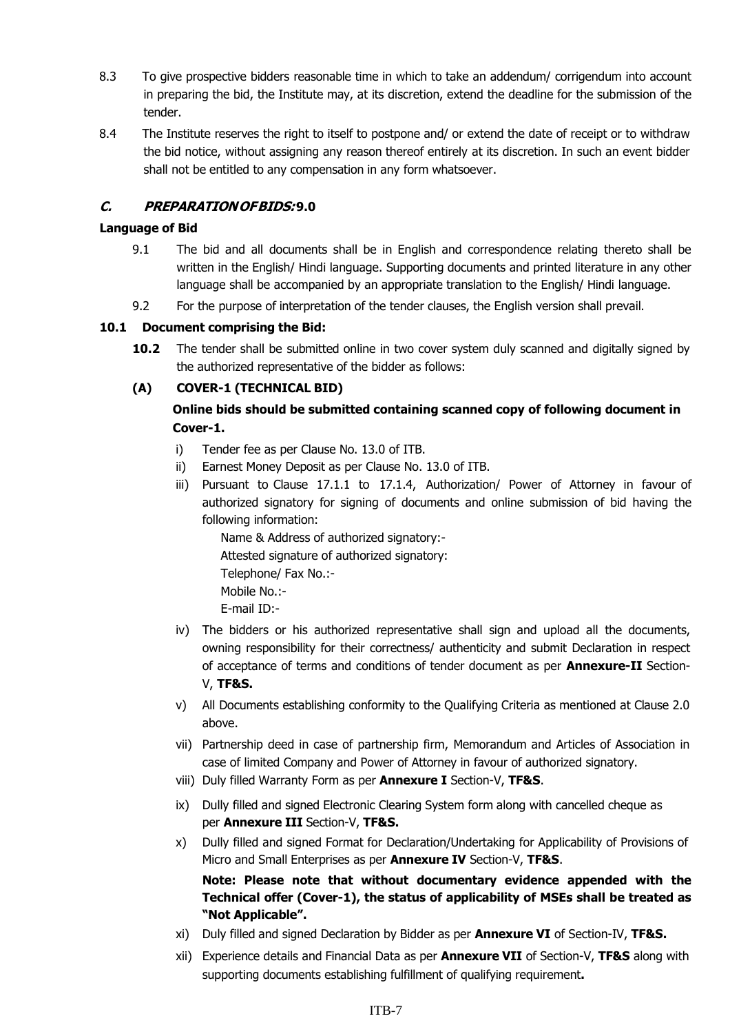8.3 To give prospective bidders reasonable time in which to take an addendum/ corrigendum into account in preparing the bid, the Institute may, at its discretion, extend the deadline for the submission of the tender.

8.4 The Institute reserves the right to itself to postpone and/ or extend the date of receipt or to withdraw the bid notice, without assigning any reason thereof entirely at its discretion. In such an event bidder shall not be entitled to any compensation in any form whatsoever.

### *C. PREPARATION OF BIDS:* 9.0

**Language of Bid**

9.1 The bid and all documents shall be in English and correspondence relating thereto shall be written in the English/ Hindi language. Supporting documents and printed literature in any other language shall be accompanied by an appropriate translation to the English/ Hindi language.

9.2 For the purpose of interpretation of the tender clauses, the English version shall prevail.

**10.1 Document comprising the Bid:**

**10.2** The tender shall be submitted online in two cover system duly scanned and digitally signed by the authorized representative of the bidder as follows:

**(A) COVER-1 (TECHNICAL BID)**

**Online bids should be submitted containing scanned copy of following document in Cover-1.**

i) Tender fee as per Clause No. 13.0 of ITB.

ii) Earnest Money Deposit as per Clause No. 13.0 of ITB.

iii) Pursuant to Clause 17.1.1 to 17.1.4, Authorization/ Power of Attorney in favour of authorized signatory for signing of documents and online submission of bid having the following information:

Name & Address of authorized signatory:-
Attested signature of authorized signatory:
Telephone/ Fax No.:-
Mobile No.:-
E-mail ID:-

iv) The bidders or his authorized representative shall sign and upload all the documents, owning responsibility for their correctness/ authenticity and submit Declaration in respect of acceptance of terms and conditions of tender document as per **Annexure-II** Section-V, **TF&S.**

v) All Documents establishing conformity to the Qualifying Criteria as mentioned at Clause 2.0 above.

vii) Partnership deed in case of partnership firm, Memorandum and Articles of Association in case of limited Company and Power of Attorney in favour of authorized signatory.

viii) Duly filled Warranty Form as per **Annexure I** Section-V, **TF&S**.

ix) Dully filled and signed Electronic Clearing System form along with cancelled cheque as per **Annexure III** Section-V, **TF&S.**

x) Dully filled and signed Format for Declaration/Undertaking for Applicability of Provisions of Micro and Small Enterprises as per **Annexure IV** Section-V, **TF&S**.

**Note: Please note that without documentary evidence appended with the Technical offer (Cover-1), the status of applicability of MSEs shall be treated as "Not Applicable".**

xi) Duly filled and signed Declaration by Bidder as per **Annexure VI** of Section-IV, **TF&S.**

xii) Experience details and Financial Data as per **Annexure VII** of Section-V, **TF&S** along with supporting documents establishing fulfillment of qualifying requirement**.**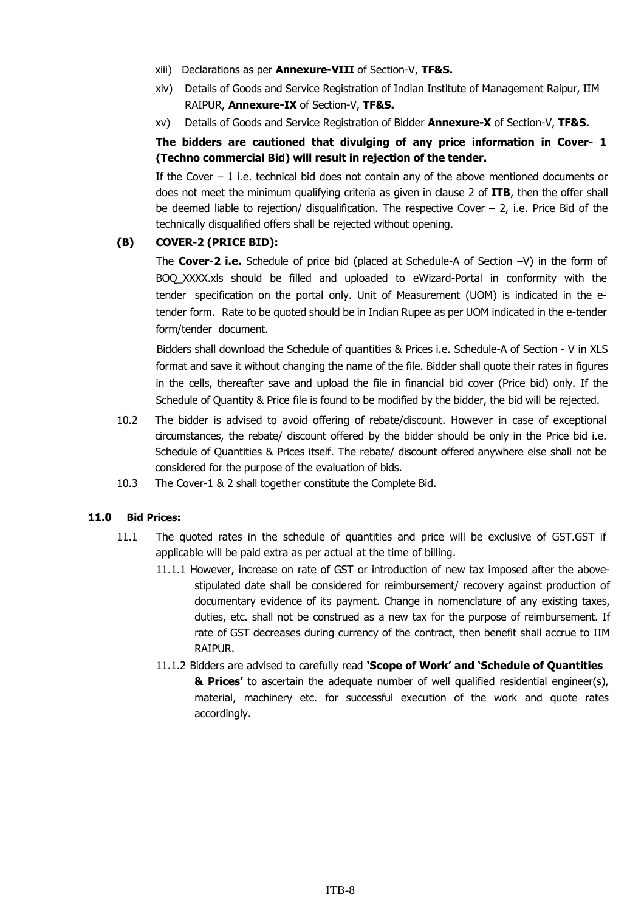xiii) Declarations as per **Annexure-VIII** of Section-V, **TF&S.**

xiv) Details of Goods and Service Registration of Indian Institute of Management Raipur, IIM RAIPUR, **Annexure-IX** of Section-V, **TF&S.**

xv) Details of Goods and Service Registration of Bidder **Annexure-X** of Section-V, **TF&S.**

**The bidders are cautioned that divulging of any price information in Cover- 1 (Techno commercial Bid) will result in rejection of the tender.**

If the Cover – 1 i.e. technical bid does not contain any of the above mentioned documents or does not meet the minimum qualifying criteria as given in clause 2 of **ITB**, then the offer shall be deemed liable to rejection/ disqualification. The respective Cover – 2, i.e. Price Bid of the technically disqualified offers shall be rejected without opening.

**(B) COVER-2 (PRICE BID):**

The **Cover-2 i.e.** Schedule of price bid (placed at Schedule-A of Section –V) in the form of BOQ_XXXX.xls should be filled and uploaded to eWizard-Portal in conformity with the tender specification on the portal only. Unit of Measurement (UOM) is indicated in the e-tender form. Rate to be quoted should be in Indian Rupee as per UOM indicated in the e-tender form/tender document.

Bidders shall download the Schedule of quantities & Prices i.e. Schedule-A of Section - V in XLS format and save it without changing the name of the file. Bidder shall quote their rates in figures in the cells, thereafter save and upload the file in financial bid cover (Price bid) only. If the Schedule of Quantity & Price file is found to be modified by the bidder, the bid will be rejected.

10.2 The bidder is advised to avoid offering of rebate/discount. However in case of exceptional circumstances, the rebate/ discount offered by the bidder should be only in the Price bid i.e. Schedule of Quantities & Prices itself. The rebate/ discount offered anywhere else shall not be considered for the purpose of the evaluation of bids.

10.3 The Cover-1 & 2 shall together constitute the Complete Bid.

### 11.0 Bid Prices:

11.1 The quoted rates in the schedule of quantities and price will be exclusive of GST.GST if applicable will be paid extra as per actual at the time of billing.

11.1.1 However, increase on rate of GST or introduction of new tax imposed after the above-stipulated date shall be considered for reimbursement/ recovery against production of documentary evidence of its payment. Change in nomenclature of any existing taxes, duties, etc. shall not be construed as a new tax for the purpose of reimbursement. If rate of GST decreases during currency of the contract, then benefit shall accrue to IIM RAIPUR.

11.1.2 Bidders are advised to carefully read **'Scope of Work' and 'Schedule of Quantities & Prices'** to ascertain the adequate number of well qualified residential engineer(s), material, machinery etc. for successful execution of the work and quote rates accordingly.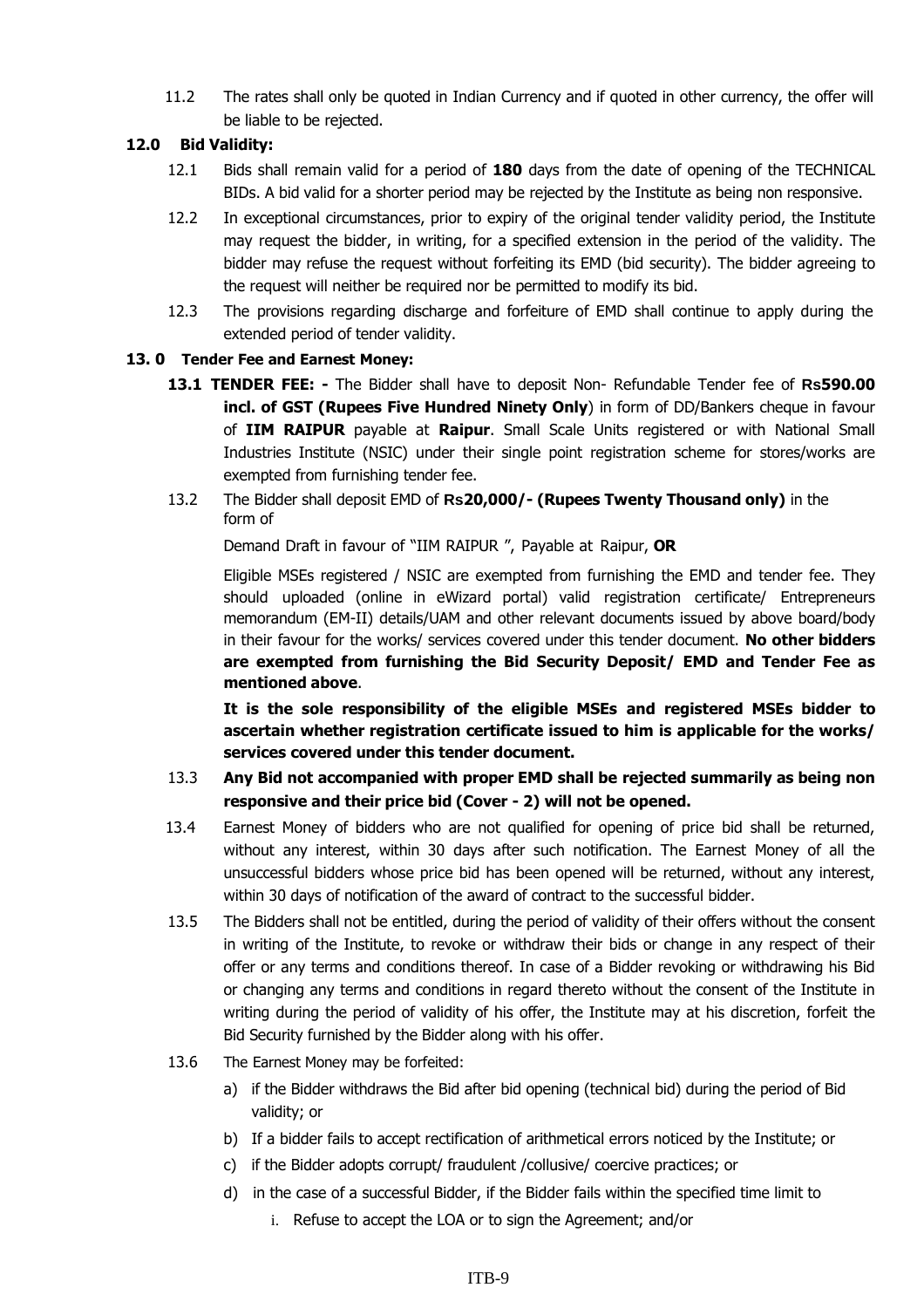11.2 The rates shall only be quoted in Indian Currency and if quoted in other currency, the offer will be liable to be rejected.

**12.0 Bid Validity:**

12.1 Bids shall remain valid for a period of **180** days from the date of opening of the TECHNICAL BIDs. A bid valid for a shorter period may be rejected by the Institute as being non responsive.

12.2 In exceptional circumstances, prior to expiry of the original tender validity period, the Institute may request the bidder, in writing, for a specified extension in the period of the validity. The bidder may refuse the request without forfeiting its EMD (bid security). The bidder agreeing to the request will neither be required nor be permitted to modify its bid.

12.3 The provisions regarding discharge and forfeiture of EMD shall continue to apply during the extended period of tender validity.

**13. 0 Tender Fee and Earnest Money:**

**13.1 TENDER FEE: -** The Bidder shall have to deposit Non- Refundable Tender fee of **Rs590.00 incl. of GST (Rupees Five Hundred Ninety Only**) in form of DD/Bankers cheque in favour of **IIM RAIPUR** payable at **Raipur**. Small Scale Units registered or with National Small Industries Institute (NSIC) under their single point registration scheme for stores/works are exempted from furnishing tender fee.

13.2 The Bidder shall deposit EMD of **Rs20,000/- (Rupees Twenty Thousand only)** in the form of

Demand Draft in favour of "IIM RAIPUR ", Payable at Raipur, **OR**

Eligible MSEs registered / NSIC are exempted from furnishing the EMD and tender fee. They should uploaded (online in eWizard portal) valid registration certificate/ Entrepreneurs memorandum (EM-II) details/UAM and other relevant documents issued by above board/body in their favour for the works/ services covered under this tender document. **No other bidders are exempted from furnishing the Bid Security Deposit/ EMD and Tender Fee as mentioned above**.

**It is the sole responsibility of the eligible MSEs and registered MSEs bidder to ascertain whether registration certificate issued to him is applicable for the works/ services covered under this tender document.**

13.3 **Any Bid not accompanied with proper EMD shall be rejected summarily as being non responsive and their price bid (Cover - 2) will not be opened.**

13.4 Earnest Money of bidders who are not qualified for opening of price bid shall be returned, without any interest, within 30 days after such notification. The Earnest Money of all the unsuccessful bidders whose price bid has been opened will be returned, without any interest, within 30 days of notification of the award of contract to the successful bidder.

13.5 The Bidders shall not be entitled, during the period of validity of their offers without the consent in writing of the Institute, to revoke or withdraw their bids or change in any respect of their offer or any terms and conditions thereof. In case of a Bidder revoking or withdrawing his Bid or changing any terms and conditions in regard thereto without the consent of the Institute in writing during the period of validity of his offer, the Institute may at his discretion, forfeit the Bid Security furnished by the Bidder along with his offer.

13.6 The Earnest Money may be forfeited:

a) if the Bidder withdraws the Bid after bid opening (technical bid) during the period of Bid validity; or
b) If a bidder fails to accept rectification of arithmetical errors noticed by the Institute; or
c) if the Bidder adopts corrupt/ fraudulent /collusive/ coercive practices; or
d) in the case of a successful Bidder, if the Bidder fails within the specified time limit to
    i. Refuse to accept the LOA or to sign the Agreement; and/or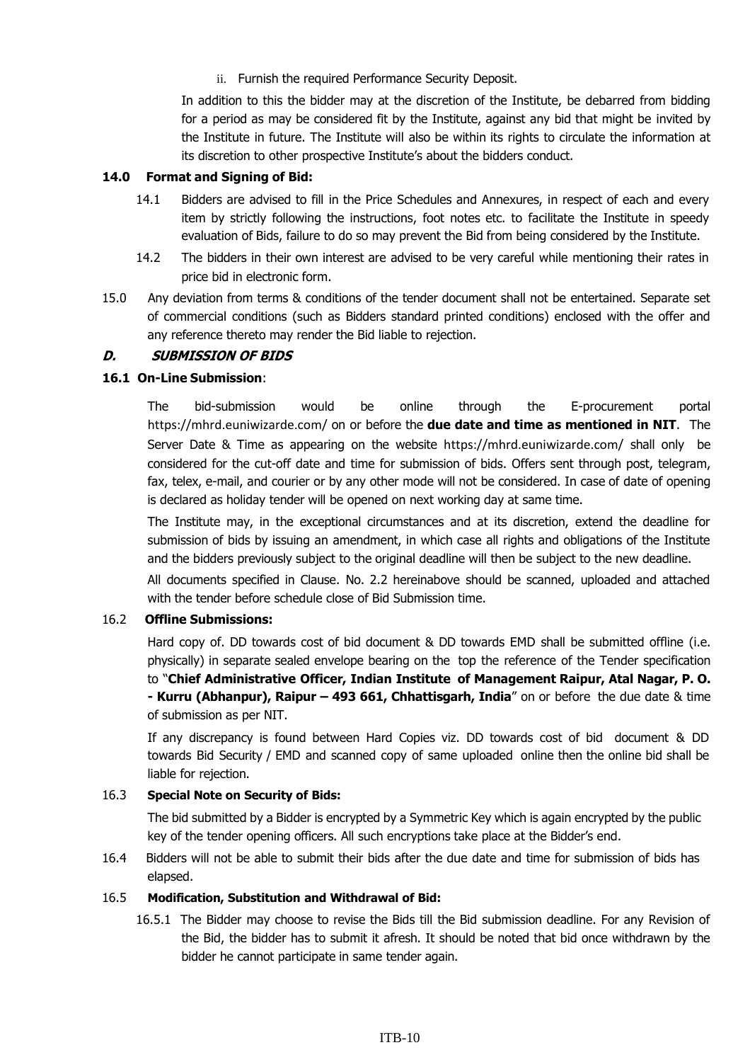ii. Furnish the required Performance Security Deposit.

In addition to this the bidder may at the discretion of the Institute, be debarred from bidding for a period as may be considered fit by the Institute, against any bid that might be invited by the Institute in future. The Institute will also be within its rights to circulate the information at its discretion to other prospective Institute's about the bidders conduct.

**14.0 Format and Signing of Bid:**

14.1 Bidders are advised to fill in the Price Schedules and Annexures, in respect of each and every item by strictly following the instructions, foot notes etc. to facilitate the Institute in speedy evaluation of Bids, failure to do so may prevent the Bid from being considered by the Institute.

14.2 The bidders in their own interest are advised to be very careful while mentioning their rates in price bid in electronic form.

15.0 Any deviation from terms & conditions of the tender document shall not be entertained. Separate set of commercial conditions (such as Bidders standard printed conditions) enclosed with the offer and any reference thereto may render the Bid liable to rejection.

## *D. SUBMISSION OF BIDS*

**16.1 On-Line Submission**:

The bid-submission would be online through the E-procurement portal https://mhrd.euniwizarde.com/ on or before the **due date and time as mentioned in NIT**. The Server Date & Time as appearing on the website https://mhrd.euniwizarde.com/ shall only be considered for the cut-off date and time for submission of bids. Offers sent through post, telegram, fax, telex, e-mail, and courier or by any other mode will not be considered. In case of date of opening is declared as holiday tender will be opened on next working day at same time.

The Institute may, in the exceptional circumstances and at its discretion, extend the deadline for submission of bids by issuing an amendment, in which case all rights and obligations of the Institute and the bidders previously subject to the original deadline will then be subject to the new deadline.

All documents specified in Clause. No. 2.2 hereinabove should be scanned, uploaded and attached with the tender before schedule close of Bid Submission time.

16.2 **Offline Submissions:**

Hard copy of. DD towards cost of bid document & DD towards EMD shall be submitted offline (i.e. physically) in separate sealed envelope bearing on the top the reference of the Tender specification to "**Chief Administrative Officer, Indian Institute of Management Raipur, Atal Nagar, P. O. - Kurru (Abhanpur), Raipur – 493 661, Chhattisgarh, India**" on or before the due date & time of submission as per NIT.

If any discrepancy is found between Hard Copies viz. DD towards cost of bid document & DD towards Bid Security / EMD and scanned copy of same uploaded online then the online bid shall be liable for rejection.

16.3 **Special Note on Security of Bids:**

The bid submitted by a Bidder is encrypted by a Symmetric Key which is again encrypted by the public key of the tender opening officers. All such encryptions take place at the Bidder's end.

16.4 Bidders will not be able to submit their bids after the due date and time for submission of bids has elapsed.

16.5 **Modification, Substitution and Withdrawal of Bid:**

16.5.1 The Bidder may choose to revise the Bids till the Bid submission deadline. For any Revision of the Bid, the bidder has to submit it afresh. It should be noted that bid once withdrawn by the bidder he cannot participate in same tender again.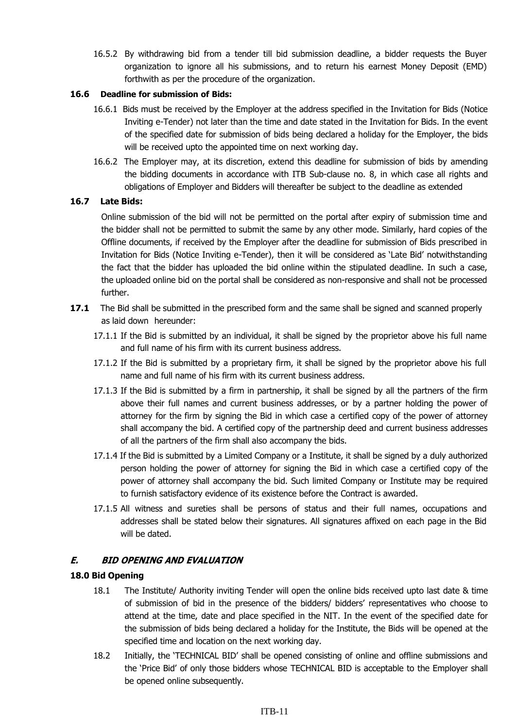16.5.2 By withdrawing bid from a tender till bid submission deadline, a bidder requests the Buyer organization to ignore all his submissions, and to return his earnest Money Deposit (EMD) forthwith as per the procedure of the organization.

**16.6 Deadline for submission of Bids:**

16.6.1 Bids must be received by the Employer at the address specified in the Invitation for Bids (Notice Inviting e-Tender) not later than the time and date stated in the Invitation for Bids. In the event of the specified date for submission of bids being declared a holiday for the Employer, the bids will be received upto the appointed time on next working day.

16.6.2 The Employer may, at its discretion, extend this deadline for submission of bids by amending the bidding documents in accordance with ITB Sub-clause no. 8, in which case all rights and obligations of Employer and Bidders will thereafter be subject to the deadline as extended

**16.7 Late Bids:**

Online submission of the bid will not be permitted on the portal after expiry of submission time and the bidder shall not be permitted to submit the same by any other mode. Similarly, hard copies of the Offline documents, if received by the Employer after the deadline for submission of Bids prescribed in Invitation for Bids (Notice Inviting e-Tender), then it will be considered as 'Late Bid' notwithstanding the fact that the bidder has uploaded the bid online within the stipulated deadline. In such a case, the uploaded online bid on the portal shall be considered as non-responsive and shall not be processed further.

**17.1** The Bid shall be submitted in the prescribed form and the same shall be signed and scanned properly as laid down hereunder:

17.1.1 If the Bid is submitted by an individual, it shall be signed by the proprietor above his full name and full name of his firm with its current business address.

17.1.2 If the Bid is submitted by a proprietary firm, it shall be signed by the proprietor above his full name and full name of his firm with its current business address.

17.1.3 If the Bid is submitted by a firm in partnership, it shall be signed by all the partners of the firm above their full names and current business addresses, or by a partner holding the power of attorney for the firm by signing the Bid in which case a certified copy of the power of attorney shall accompany the bid. A certified copy of the partnership deed and current business addresses of all the partners of the firm shall also accompany the bids.

17.1.4 If the Bid is submitted by a Limited Company or a Institute, it shall be signed by a duly authorized person holding the power of attorney for signing the Bid in which case a certified copy of the power of attorney shall accompany the bid. Such limited Company or Institute may be required to furnish satisfactory evidence of its existence before the Contract is awarded.

17.1.5 All witness and sureties shall be persons of status and their full names, occupations and addresses shall be stated below their signatures. All signatures affixed on each page in the Bid will be dated.

## *E. BID OPENING AND EVALUATION*

**18.0 Bid Opening**

18.1 The Institute/ Authority inviting Tender will open the online bids received upto last date & time of submission of bid in the presence of the bidders/ bidders' representatives who choose to attend at the time, date and place specified in the NIT. In the event of the specified date for the submission of bids being declared a holiday for the Institute, the Bids will be opened at the specified time and location on the next working day.

18.2 Initially, the 'TECHNICAL BID' shall be opened consisting of online and offline submissions and the 'Price Bid' of only those bidders whose TECHNICAL BID is acceptable to the Employer shall be opened online subsequently.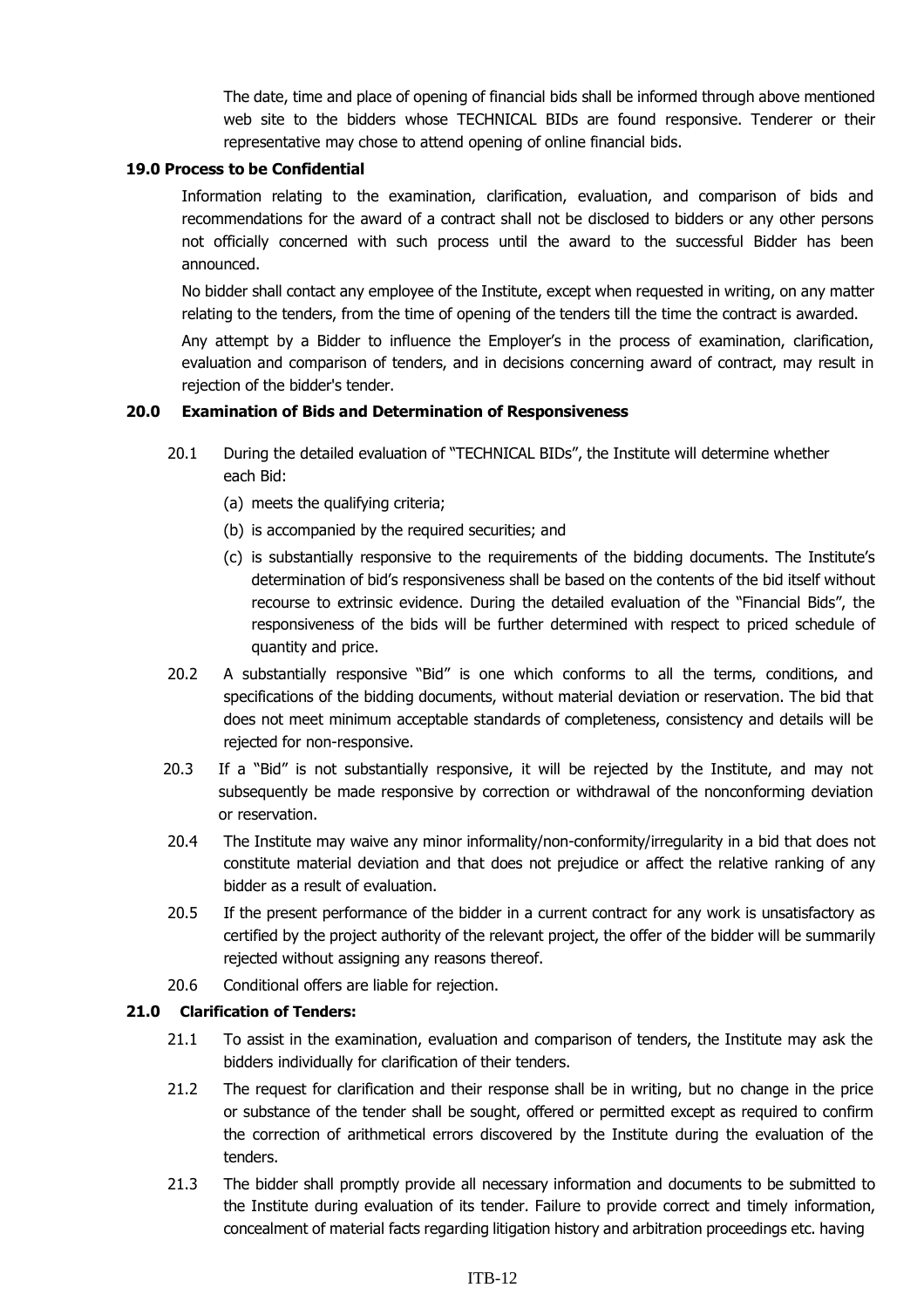The date, time and place of opening of financial bids shall be informed through above mentioned web site to the bidders whose TECHNICAL BIDs are found responsive. Tenderer or their representative may chose to attend opening of online financial bids.

**19.0 Process to be Confidential**

Information relating to the examination, clarification, evaluation, and comparison of bids and recommendations for the award of a contract shall not be disclosed to bidders or any other persons not officially concerned with such process until the award to the successful Bidder has been announced.

No bidder shall contact any employee of the Institute, except when requested in writing, on any matter relating to the tenders, from the time of opening of the tenders till the time the contract is awarded.

Any attempt by a Bidder to influence the Employer's in the process of examination, clarification, evaluation and comparison of tenders, and in decisions concerning award of contract, may result in rejection of the bidder's tender.

**20.0 Examination of Bids and Determination of Responsiveness**

20.1 During the detailed evaluation of "TECHNICAL BIDs", the Institute will determine whether each Bid:

(a) meets the qualifying criteria;

(b) is accompanied by the required securities; and

(c) is substantially responsive to the requirements of the bidding documents. The Institute's determination of bid's responsiveness shall be based on the contents of the bid itself without recourse to extrinsic evidence. During the detailed evaluation of the "Financial Bids", the responsiveness of the bids will be further determined with respect to priced schedule of quantity and price.

20.2 A substantially responsive "Bid" is one which conforms to all the terms, conditions, and specifications of the bidding documents, without material deviation or reservation. The bid that does not meet minimum acceptable standards of completeness, consistency and details will be rejected for non-responsive.

20.3 If a "Bid" is not substantially responsive, it will be rejected by the Institute, and may not subsequently be made responsive by correction or withdrawal of the nonconforming deviation or reservation.

20.4 The Institute may waive any minor informality/non-conformity/irregularity in a bid that does not constitute material deviation and that does not prejudice or affect the relative ranking of any bidder as a result of evaluation.

20.5 If the present performance of the bidder in a current contract for any work is unsatisfactory as certified by the project authority of the relevant project, the offer of the bidder will be summarily rejected without assigning any reasons thereof.

20.6 Conditional offers are liable for rejection.

**21.0 Clarification of Tenders:**

21.1 To assist in the examination, evaluation and comparison of tenders, the Institute may ask the bidders individually for clarification of their tenders.

21.2 The request for clarification and their response shall be in writing, but no change in the price or substance of the tender shall be sought, offered or permitted except as required to confirm the correction of arithmetical errors discovered by the Institute during the evaluation of the tenders.

21.3 The bidder shall promptly provide all necessary information and documents to be submitted to the Institute during evaluation of its tender. Failure to provide correct and timely information, concealment of material facts regarding litigation history and arbitration proceedings etc. having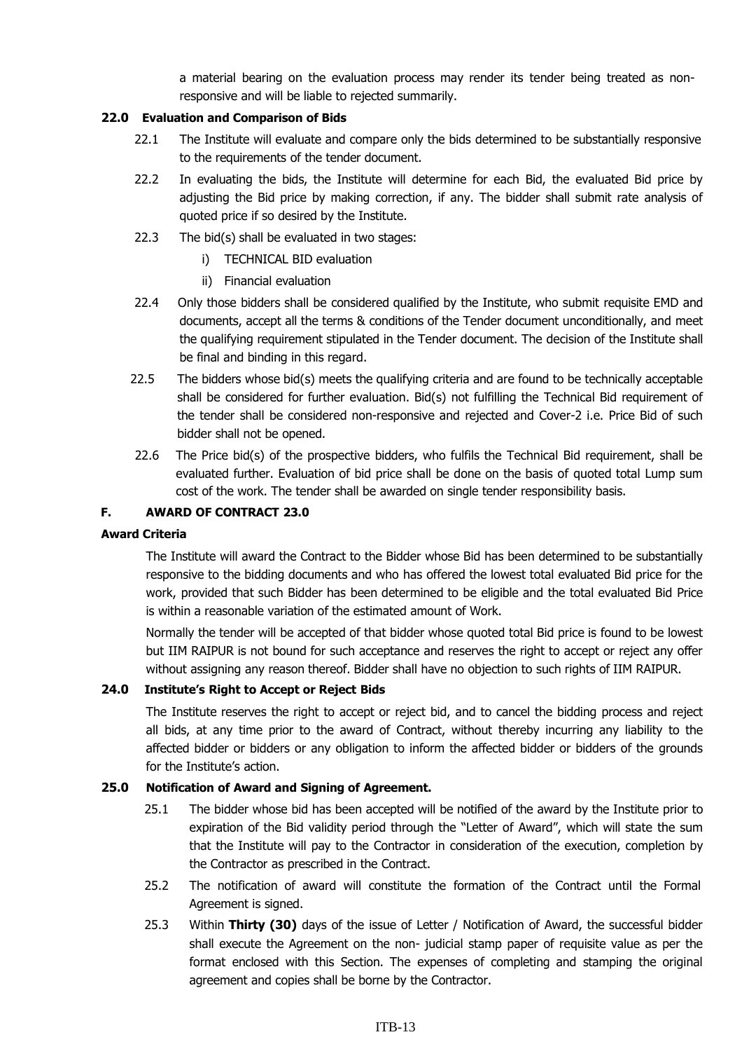a material bearing on the evaluation process may render its tender being treated as non-responsive and will be liable to rejected summarily.

### 22.0 Evaluation and Comparison of Bids

22.1 The Institute will evaluate and compare only the bids determined to be substantially responsive to the requirements of the tender document.

22.2 In evaluating the bids, the Institute will determine for each Bid, the evaluated Bid price by adjusting the Bid price by making correction, if any. The bidder shall submit rate analysis of quoted price if so desired by the Institute.

22.3 The bid(s) shall be evaluated in two stages:

i) TECHNICAL BID evaluation

ii) Financial evaluation

22.4 Only those bidders shall be considered qualified by the Institute, who submit requisite EMD and documents, accept all the terms & conditions of the Tender document unconditionally, and meet the qualifying requirement stipulated in the Tender document. The decision of the Institute shall be final and binding in this regard.

22.5 The bidders whose bid(s) meets the qualifying criteria and are found to be technically acceptable shall be considered for further evaluation. Bid(s) not fulfilling the Technical Bid requirement of the tender shall be considered non-responsive and rejected and Cover-2 i.e. Price Bid of such bidder shall not be opened.

22.6 The Price bid(s) of the prospective bidders, who fulfils the Technical Bid requirement, shall be evaluated further. Evaluation of bid price shall be done on the basis of quoted total Lump sum cost of the work. The tender shall be awarded on single tender responsibility basis.

## F. AWARD OF CONTRACT 23.0

### Award Criteria

The Institute will award the Contract to the Bidder whose Bid has been determined to be substantially responsive to the bidding documents and who has offered the lowest total evaluated Bid price for the work, provided that such Bidder has been determined to be eligible and the total evaluated Bid Price is within a reasonable variation of the estimated amount of Work.

Normally the tender will be accepted of that bidder whose quoted total Bid price is found to be lowest but IIM RAIPUR is not bound for such acceptance and reserves the right to accept or reject any offer without assigning any reason thereof. Bidder shall have no objection to such rights of IIM RAIPUR.

### 24.0 Institute's Right to Accept or Reject Bids

The Institute reserves the right to accept or reject bid, and to cancel the bidding process and reject all bids, at any time prior to the award of Contract, without thereby incurring any liability to the affected bidder or bidders or any obligation to inform the affected bidder or bidders of the grounds for the Institute's action.

### 25.0 Notification of Award and Signing of Agreement.

25.1 The bidder whose bid has been accepted will be notified of the award by the Institute prior to expiration of the Bid validity period through the "Letter of Award", which will state the sum that the Institute will pay to the Contractor in consideration of the execution, completion by the Contractor as prescribed in the Contract.

25.2 The notification of award will constitute the formation of the Contract until the Formal Agreement is signed.

25.3 Within **Thirty (30)** days of the issue of Letter / Notification of Award, the successful bidder shall execute the Agreement on the non- judicial stamp paper of requisite value as per the format enclosed with this Section. The expenses of completing and stamping the original agreement and copies shall be borne by the Contractor.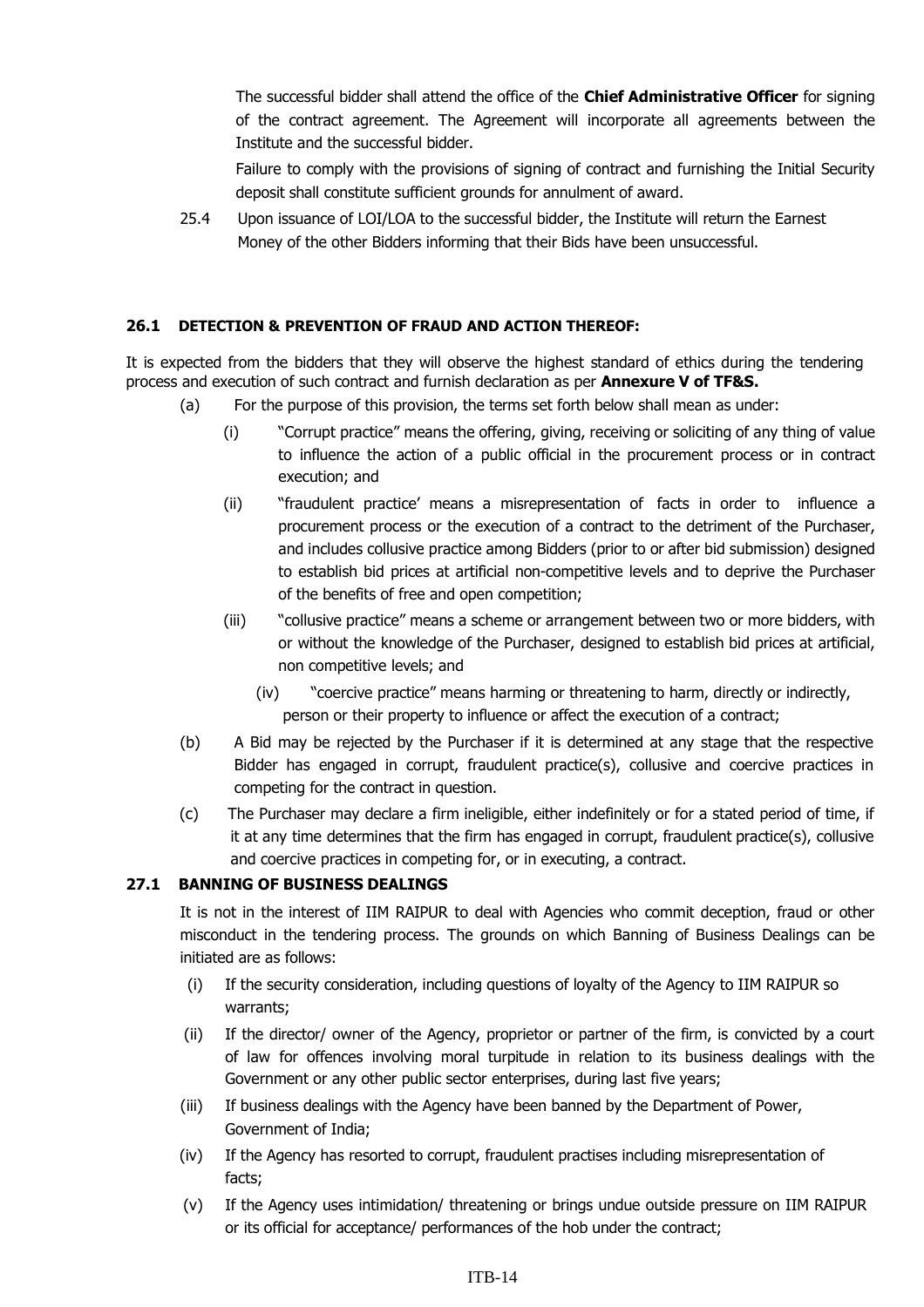The successful bidder shall attend the office of the **Chief Administrative Officer** for signing of the contract agreement. The Agreement will incorporate all agreements between the Institute and the successful bidder.

Failure to comply with the provisions of signing of contract and furnishing the Initial Security deposit shall constitute sufficient grounds for annulment of award.

25.4 Upon issuance of LOI/LOA to the successful bidder, the Institute will return the Earnest Money of the other Bidders informing that their Bids have been unsuccessful.

### 26.1 DETECTION & PREVENTION OF FRAUD AND ACTION THEREOF:

It is expected from the bidders that they will observe the highest standard of ethics during the tendering process and execution of such contract and furnish declaration as per **Annexure V of TF&S.**

(a) For the purpose of this provision, the terms set forth below shall mean as under:

(i) "Corrupt practice" means the offering, giving, receiving or soliciting of any thing of value to influence the action of a public official in the procurement process or in contract execution; and

(ii) "fraudulent practice' means a misrepresentation of facts in order to influence a procurement process or the execution of a contract to the detriment of the Purchaser, and includes collusive practice among Bidders (prior to or after bid submission) designed to establish bid prices at artificial non-competitive levels and to deprive the Purchaser of the benefits of free and open competition;

(iii) "collusive practice" means a scheme or arrangement between two or more bidders, with or without the knowledge of the Purchaser, designed to establish bid prices at artificial, non competitive levels; and

(iv) "coercive practice" means harming or threatening to harm, directly or indirectly, person or their property to influence or affect the execution of a contract;

(b) A Bid may be rejected by the Purchaser if it is determined at any stage that the respective Bidder has engaged in corrupt, fraudulent practice(s), collusive and coercive practices in competing for the contract in question.

(c) The Purchaser may declare a firm ineligible, either indefinitely or for a stated period of time, if it at any time determines that the firm has engaged in corrupt, fraudulent practice(s), collusive and coercive practices in competing for, or in executing, a contract.

### 27.1 BANNING OF BUSINESS DEALINGS

It is not in the interest of IIM RAIPUR to deal with Agencies who commit deception, fraud or other misconduct in the tendering process. The grounds on which Banning of Business Dealings can be initiated are as follows:

(i) If the security consideration, including questions of loyalty of the Agency to IIM RAIPUR so warrants;

(ii) If the director/ owner of the Agency, proprietor or partner of the firm, is convicted by a court of law for offences involving moral turpitude in relation to its business dealings with the Government or any other public sector enterprises, during last five years;

(iii) If business dealings with the Agency have been banned by the Department of Power, Government of India;

(iv) If the Agency has resorted to corrupt, fraudulent practises including misrepresentation of facts;

(v) If the Agency uses intimidation/ threatening or brings undue outside pressure on IIM RAIPUR or its official for acceptance/ performances of the hob under the contract;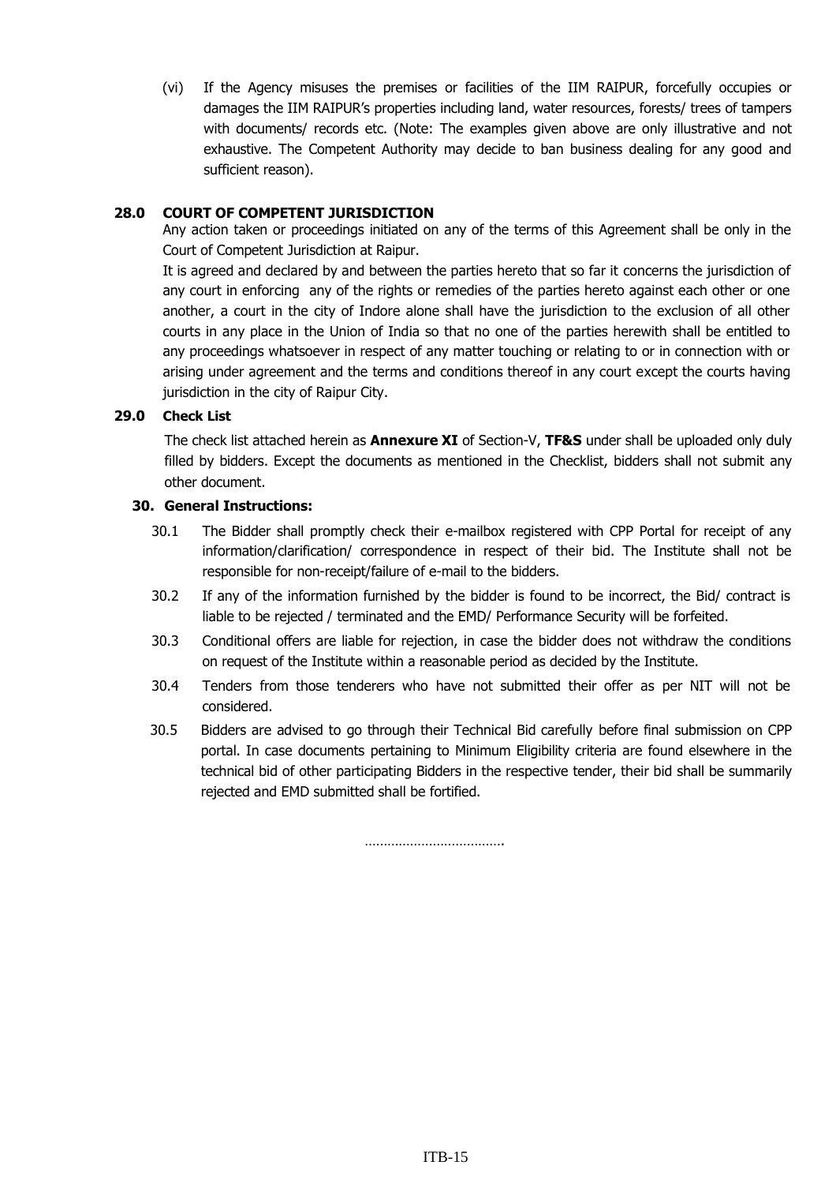(vi) If the Agency misuses the premises or facilities of the IIM RAIPUR, forcefully occupies or damages the IIM RAIPUR's properties including land, water resources, forests/ trees of tampers with documents/ records etc. (Note: The examples given above are only illustrative and not exhaustive. The Competent Authority may decide to ban business dealing for any good and sufficient reason).

**28.0 COURT OF COMPETENT JURISDICTION**

Any action taken or proceedings initiated on any of the terms of this Agreement shall be only in the Court of Competent Jurisdiction at Raipur.

It is agreed and declared by and between the parties hereto that so far it concerns the jurisdiction of any court in enforcing any of the rights or remedies of the parties hereto against each other or one another, a court in the city of Indore alone shall have the jurisdiction to the exclusion of all other courts in any place in the Union of India so that no one of the parties herewith shall be entitled to any proceedings whatsoever in respect of any matter touching or relating to or in connection with or arising under agreement and the terms and conditions thereof in any court except the courts having jurisdiction in the city of Raipur City.

**29.0 Check List**

The check list attached herein as **Annexure XI** of Section-V, **TF&S** under shall be uploaded only duly filled by bidders. Except the documents as mentioned in the Checklist, bidders shall not submit any other document.

**30. General Instructions:**

30.1 The Bidder shall promptly check their e-mailbox registered with CPP Portal for receipt of any information/clarification/ correspondence in respect of their bid. The Institute shall not be responsible for non-receipt/failure of e-mail to the bidders.

30.2 If any of the information furnished by the bidder is found to be incorrect, the Bid/ contract is liable to be rejected / terminated and the EMD/ Performance Security will be forfeited.

30.3 Conditional offers are liable for rejection, in case the bidder does not withdraw the conditions on request of the Institute within a reasonable period as decided by the Institute.

30.4 Tenders from those tenderers who have not submitted their offer as per NIT will not be considered.

30.5 Bidders are advised to go through their Technical Bid carefully before final submission on CPP portal. In case documents pertaining to Minimum Eligibility criteria are found elsewhere in the technical bid of other participating Bidders in the respective tender, their bid shall be summarily rejected and EMD submitted shall be fortified.

……………………………….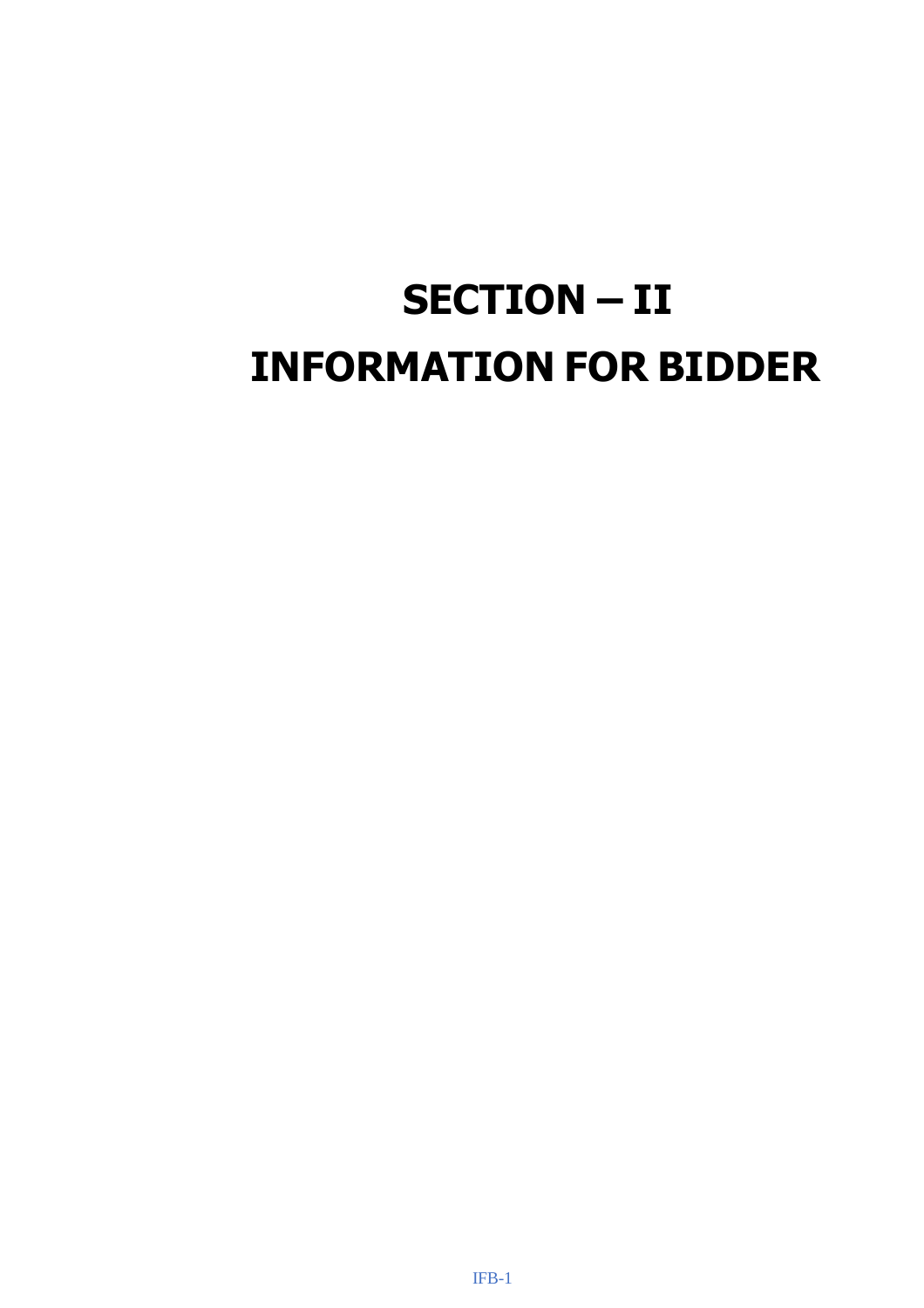# SECTION – II

# INFORMATION FOR BIDDER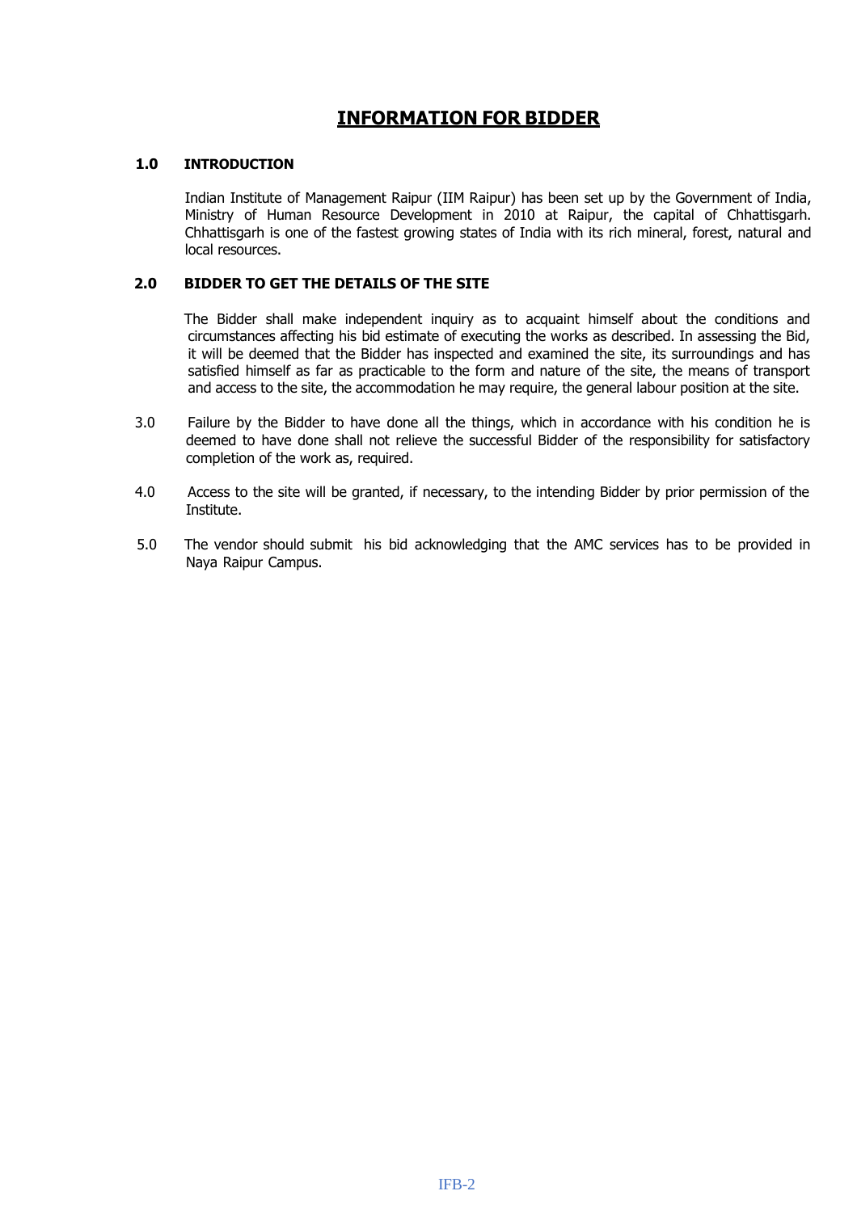# INFORMATION FOR BIDDER

**1.0 INTRODUCTION**

Indian Institute of Management Raipur (IIM Raipur) has been set up by the Government of India, Ministry of Human Resource Development in 2010 at Raipur, the capital of Chhattisgarh. Chhattisgarh is one of the fastest growing states of India with its rich mineral, forest, natural and local resources.

**2.0 BIDDER TO GET THE DETAILS OF THE SITE**

The Bidder shall make independent inquiry as to acquaint himself about the conditions and circumstances affecting his bid estimate of executing the works as described. In assessing the Bid, it will be deemed that the Bidder has inspected and examined the site, its surroundings and has satisfied himself as far as practicable to the form and nature of the site, the means of transport and access to the site, the accommodation he may require, the general labour position at the site.

3.0 Failure by the Bidder to have done all the things, which in accordance with his condition he is deemed to have done shall not relieve the successful Bidder of the responsibility for satisfactory completion of the work as, required.

4.0 Access to the site will be granted, if necessary, to the intending Bidder by prior permission of the Institute.

5.0 The vendor should submit his bid acknowledging that the AMC services has to be provided in Naya Raipur Campus.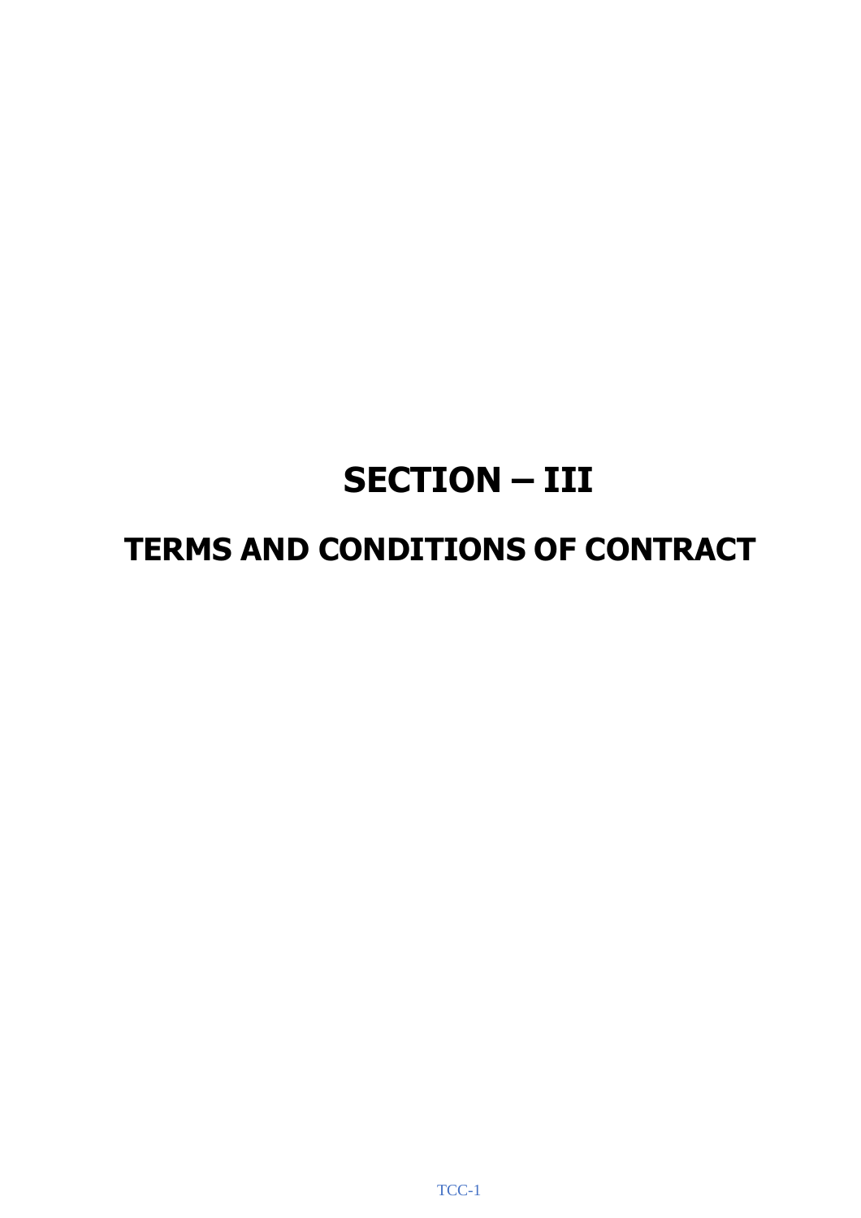# SECTION – III

## TERMS AND CONDITIONS OF CONTRACT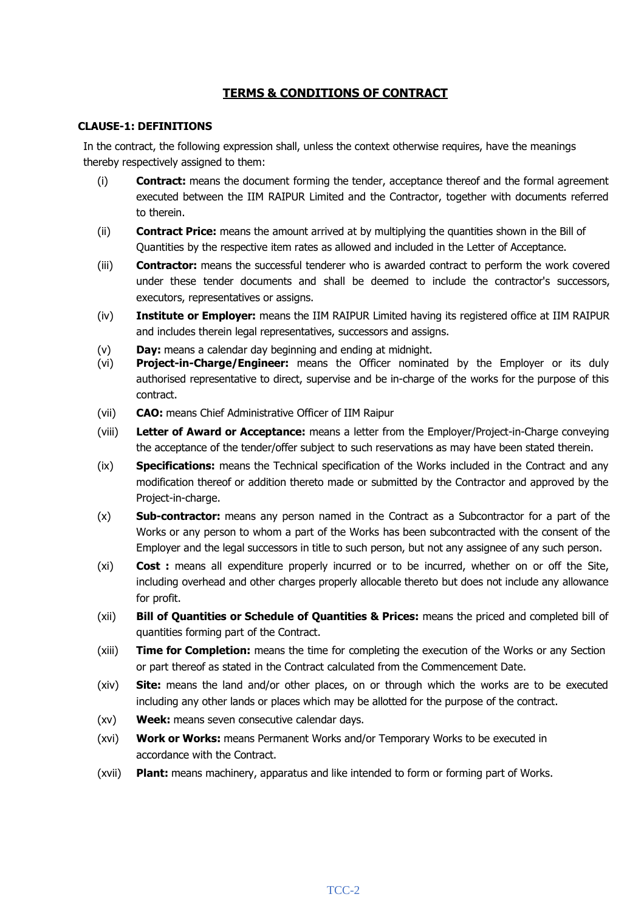# TERMS & CONDITIONS OF CONTRACT

**CLAUSE-1: DEFINITIONS**

In the contract, the following expression shall, unless the context otherwise requires, have the meanings thereby respectively assigned to them:

(i) **Contract:** means the document forming the tender, acceptance thereof and the formal agreement executed between the IIM RAIPUR Limited and the Contractor, together with documents referred to therein.

(ii) **Contract Price:** means the amount arrived at by multiplying the quantities shown in the Bill of Quantities by the respective item rates as allowed and included in the Letter of Acceptance.

(iii) **Contractor:** means the successful tenderer who is awarded contract to perform the work covered under these tender documents and shall be deemed to include the contractor's successors, executors, representatives or assigns.

(iv) **Institute or Employer:** means the IIM RAIPUR Limited having its registered office at IIM RAIPUR and includes therein legal representatives, successors and assigns.

(v) **Day:** means a calendar day beginning and ending at midnight.

(vi) **Project-in-Charge/Engineer:** means the Officer nominated by the Employer or its duly authorised representative to direct, supervise and be in-charge of the works for the purpose of this contract.

(vii) **CAO:** means Chief Administrative Officer of IIM Raipur

(viii) **Letter of Award or Acceptance:** means a letter from the Employer/Project-in-Charge conveying the acceptance of the tender/offer subject to such reservations as may have been stated therein.

(ix) **Specifications:** means the Technical specification of the Works included in the Contract and any modification thereof or addition thereto made or submitted by the Contractor and approved by the Project-in-charge.

(x) **Sub-contractor:** means any person named in the Contract as a Subcontractor for a part of the Works or any person to whom a part of the Works has been subcontracted with the consent of the Employer and the legal successors in title to such person, but not any assignee of any such person.

(xi) **Cost :** means all expenditure properly incurred or to be incurred, whether on or off the Site, including overhead and other charges properly allocable thereto but does not include any allowance for profit.

(xii) **Bill of Quantities or Schedule of Quantities & Prices:** means the priced and completed bill of quantities forming part of the Contract.

(xiii) **Time for Completion:** means the time for completing the execution of the Works or any Section or part thereof as stated in the Contract calculated from the Commencement Date.

(xiv) **Site:** means the land and/or other places, on or through which the works are to be executed including any other lands or places which may be allotted for the purpose of the contract.

(xv) **Week:** means seven consecutive calendar days.

(xvi) **Work or Works:** means Permanent Works and/or Temporary Works to be executed in accordance with the Contract.

(xvii) **Plant:** means machinery, apparatus and like intended to form or forming part of Works.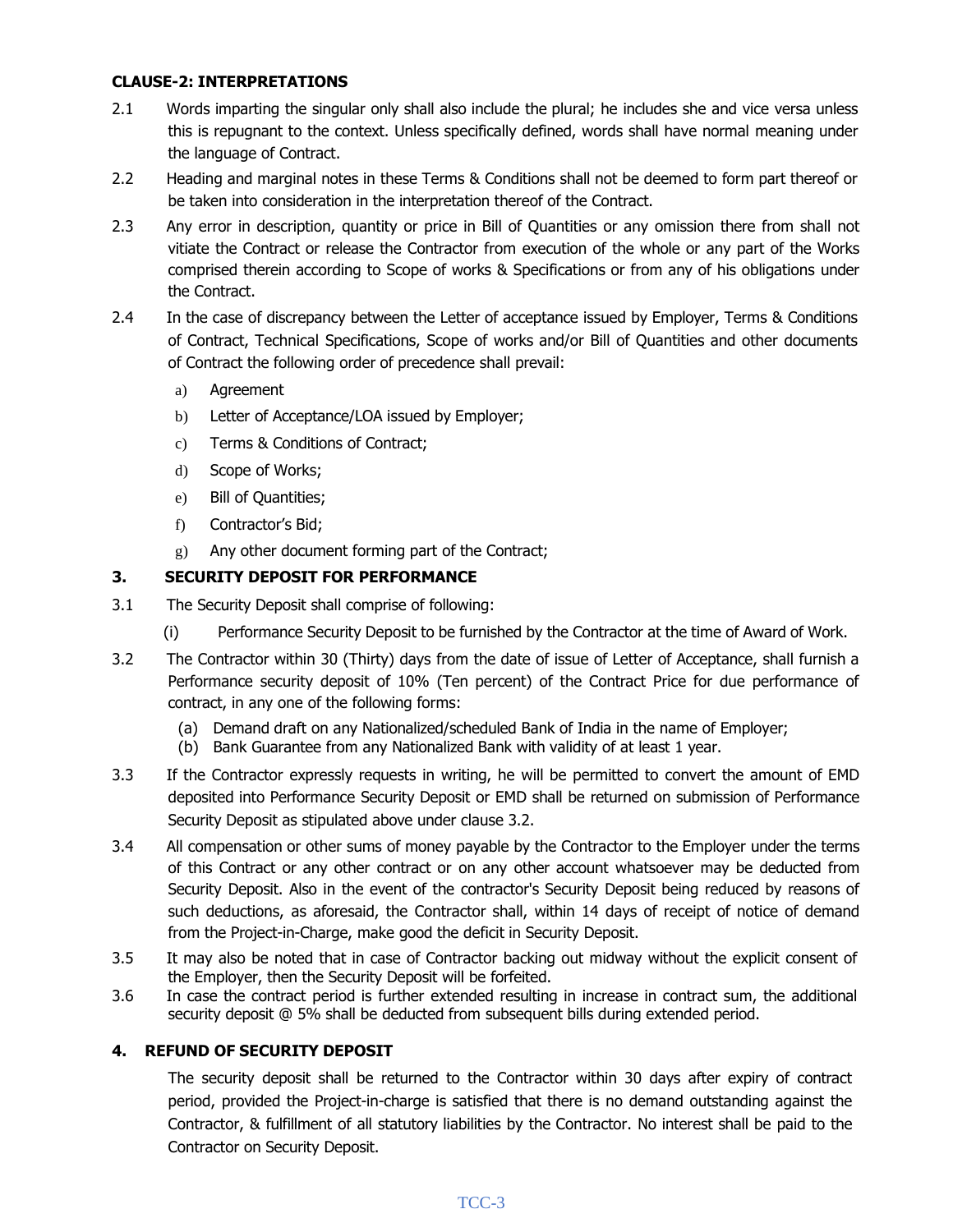**CLAUSE-2: INTERPRETATIONS**

2.1 Words imparting the singular only shall also include the plural; he includes she and vice versa unless this is repugnant to the context. Unless specifically defined, words shall have normal meaning under the language of Contract.

2.2 Heading and marginal notes in these Terms & Conditions shall not be deemed to form part thereof or be taken into consideration in the interpretation thereof of the Contract.

2.3 Any error in description, quantity or price in Bill of Quantities or any omission there from shall not vitiate the Contract or release the Contractor from execution of the whole or any part of the Works comprised therein according to Scope of works & Specifications or from any of his obligations under the Contract.

2.4 In the case of discrepancy between the Letter of acceptance issued by Employer, Terms & Conditions of Contract, Technical Specifications, Scope of works and/or Bill of Quantities and other documents of Contract the following order of precedence shall prevail:

a) Agreement
b) Letter of Acceptance/LOA issued by Employer;
c) Terms & Conditions of Contract;
d) Scope of Works;
e) Bill of Quantities;
f) Contractor's Bid;
g) Any other document forming part of the Contract;

**3. SECURITY DEPOSIT FOR PERFORMANCE**

3.1 The Security Deposit shall comprise of following:

(i) Performance Security Deposit to be furnished by the Contractor at the time of Award of Work.

3.2 The Contractor within 30 (Thirty) days from the date of issue of Letter of Acceptance, shall furnish a Performance security deposit of 10% (Ten percent) of the Contract Price for due performance of contract, in any one of the following forms:

(a) Demand draft on any Nationalized/scheduled Bank of India in the name of Employer;
(b) Bank Guarantee from any Nationalized Bank with validity of at least 1 year.

3.3 If the Contractor expressly requests in writing, he will be permitted to convert the amount of EMD deposited into Performance Security Deposit or EMD shall be returned on submission of Performance Security Deposit as stipulated above under clause 3.2.

3.4 All compensation or other sums of money payable by the Contractor to the Employer under the terms of this Contract or any other contract or on any other account whatsoever may be deducted from Security Deposit. Also in the event of the contractor's Security Deposit being reduced by reasons of such deductions, as aforesaid, the Contractor shall, within 14 days of receipt of notice of demand from the Project-in-Charge, make good the deficit in Security Deposit.

3.5 It may also be noted that in case of Contractor backing out midway without the explicit consent of the Employer, then the Security Deposit will be forfeited.

3.6 In case the contract period is further extended resulting in increase in contract sum, the additional security deposit @ 5% shall be deducted from subsequent bills during extended period.

**4. REFUND OF SECURITY DEPOSIT**

The security deposit shall be returned to the Contractor within 30 days after expiry of contract period, provided the Project-in-charge is satisfied that there is no demand outstanding against the Contractor, & fulfillment of all statutory liabilities by the Contractor. No interest shall be paid to the Contractor on Security Deposit.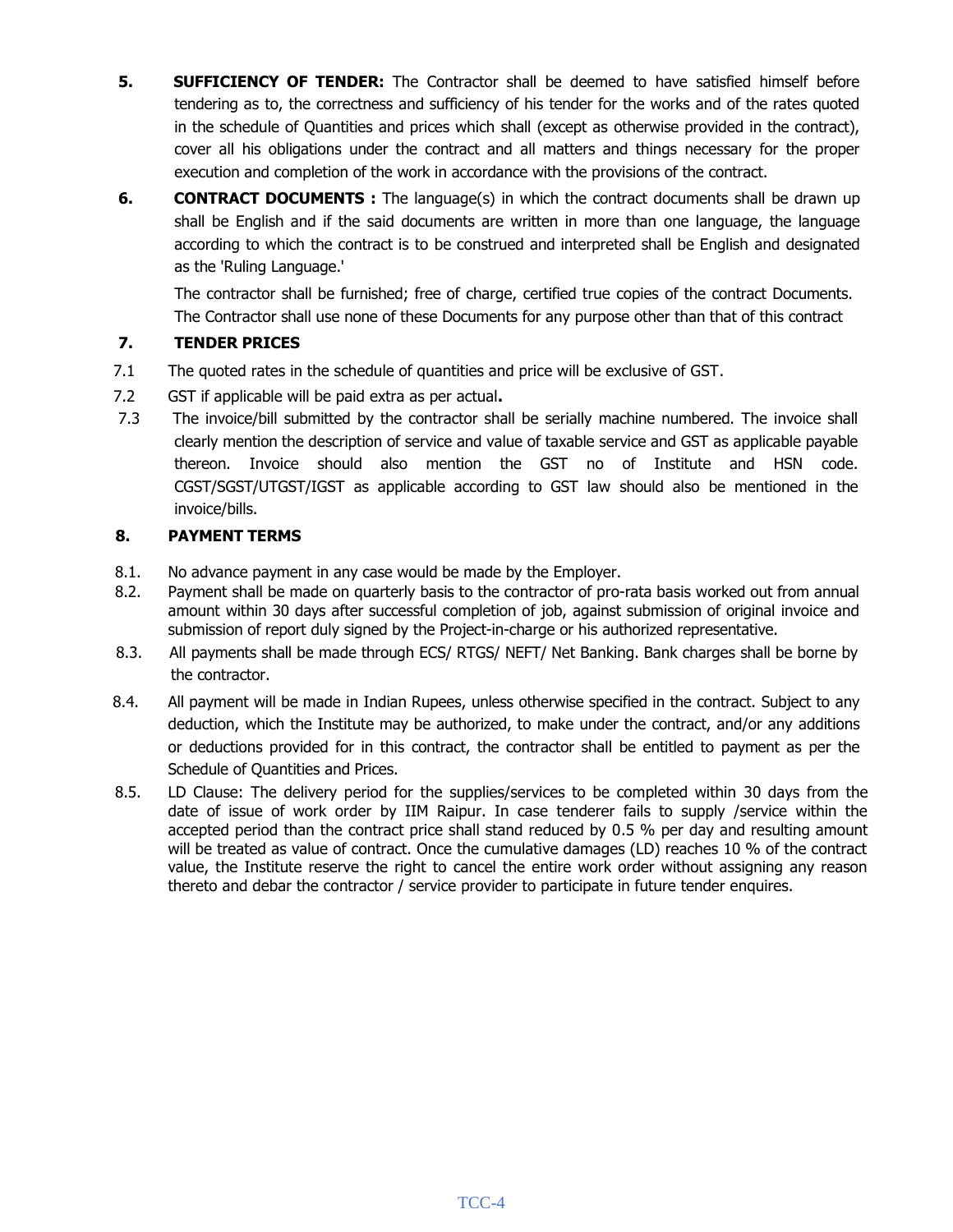**5. SUFFICIENCY OF TENDER:** The Contractor shall be deemed to have satisfied himself before tendering as to, the correctness and sufficiency of his tender for the works and of the rates quoted in the schedule of Quantities and prices which shall (except as otherwise provided in the contract), cover all his obligations under the contract and all matters and things necessary for the proper execution and completion of the work in accordance with the provisions of the contract.

**6. CONTRACT DOCUMENTS :** The language(s) in which the contract documents shall be drawn up shall be English and if the said documents are written in more than one language, the language according to which the contract is to be construed and interpreted shall be English and designated as the 'Ruling Language.'

The contractor shall be furnished; free of charge, certified true copies of the contract Documents. The Contractor shall use none of these Documents for any purpose other than that of this contract

**7. TENDER PRICES**

7.1 The quoted rates in the schedule of quantities and price will be exclusive of GST.

7.2 GST if applicable will be paid extra as per actual**.**

7.3 The invoice/bill submitted by the contractor shall be serially machine numbered. The invoice shall clearly mention the description of service and value of taxable service and GST as applicable payable thereon. Invoice should also mention the GST no of Institute and HSN code. CGST/SGST/UTGST/IGST as applicable according to GST law should also be mentioned in the invoice/bills.

**8. PAYMENT TERMS**

8.1. No advance payment in any case would be made by the Employer.

8.2. Payment shall be made on quarterly basis to the contractor of pro-rata basis worked out from annual amount within 30 days after successful completion of job, against submission of original invoice and submission of report duly signed by the Project-in-charge or his authorized representative.

8.3. All payments shall be made through ECS/ RTGS/ NEFT/ Net Banking. Bank charges shall be borne by the contractor.

8.4. All payment will be made in Indian Rupees, unless otherwise specified in the contract. Subject to any deduction, which the Institute may be authorized, to make under the contract, and/or any additions or deductions provided for in this contract, the contractor shall be entitled to payment as per the Schedule of Quantities and Prices.

8.5. LD Clause: The delivery period for the supplies/services to be completed within 30 days from the date of issue of work order by IIM Raipur. In case tenderer fails to supply /service within the accepted period than the contract price shall stand reduced by 0.5 % per day and resulting amount will be treated as value of contract. Once the cumulative damages (LD) reaches 10 % of the contract value, the Institute reserve the right to cancel the entire work order without assigning any reason thereto and debar the contractor / service provider to participate in future tender enquires.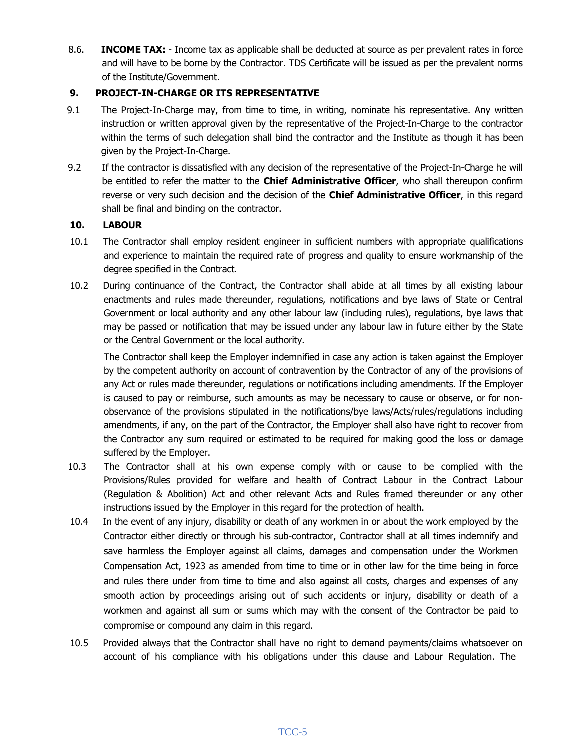8.6. **INCOME TAX:** - Income tax as applicable shall be deducted at source as per prevalent rates in force and will have to be borne by the Contractor. TDS Certificate will be issued as per the prevalent norms of the Institute/Government.

## 9. PROJECT-IN-CHARGE OR ITS REPRESENTATIVE

9.1 The Project-In-Charge may, from time to time, in writing, nominate his representative. Any written instruction or written approval given by the representative of the Project-In-Charge to the contractor within the terms of such delegation shall bind the contractor and the Institute as though it has been given by the Project-In-Charge.

9.2 If the contractor is dissatisfied with any decision of the representative of the Project-In-Charge he will be entitled to refer the matter to the **Chief Administrative Officer**, who shall thereupon confirm reverse or very such decision and the decision of the **Chief Administrative Officer**, in this regard shall be final and binding on the contractor.

## 10. LABOUR

10.1 The Contractor shall employ resident engineer in sufficient numbers with appropriate qualifications and experience to maintain the required rate of progress and quality to ensure workmanship of the degree specified in the Contract.

10.2 During continuance of the Contract, the Contractor shall abide at all times by all existing labour enactments and rules made thereunder, regulations, notifications and bye laws of State or Central Government or local authority and any other labour law (including rules), regulations, bye laws that may be passed or notification that may be issued under any labour law in future either by the State or the Central Government or the local authority.

The Contractor shall keep the Employer indemnified in case any action is taken against the Employer by the competent authority on account of contravention by the Contractor of any of the provisions of any Act or rules made thereunder, regulations or notifications including amendments. If the Employer is caused to pay or reimburse, such amounts as may be necessary to cause or observe, or for non-observance of the provisions stipulated in the notifications/bye laws/Acts/rules/regulations including amendments, if any, on the part of the Contractor, the Employer shall also have right to recover from the Contractor any sum required or estimated to be required for making good the loss or damage suffered by the Employer.

10.3 The Contractor shall at his own expense comply with or cause to be complied with the Provisions/Rules provided for welfare and health of Contract Labour in the Contract Labour (Regulation & Abolition) Act and other relevant Acts and Rules framed thereunder or any other instructions issued by the Employer in this regard for the protection of health.

10.4 In the event of any injury, disability or death of any workmen in or about the work employed by the Contractor either directly or through his sub-contractor, Contractor shall at all times indemnify and save harmless the Employer against all claims, damages and compensation under the Workmen Compensation Act, 1923 as amended from time to time or in other law for the time being in force and rules there under from time to time and also against all costs, charges and expenses of any smooth action by proceedings arising out of such accidents or injury, disability or death of a workmen and against all sum or sums which may with the consent of the Contractor be paid to compromise or compound any claim in this regard.

10.5 Provided always that the Contractor shall have no right to demand payments/claims whatsoever on account of his compliance with his obligations under this clause and Labour Regulation. The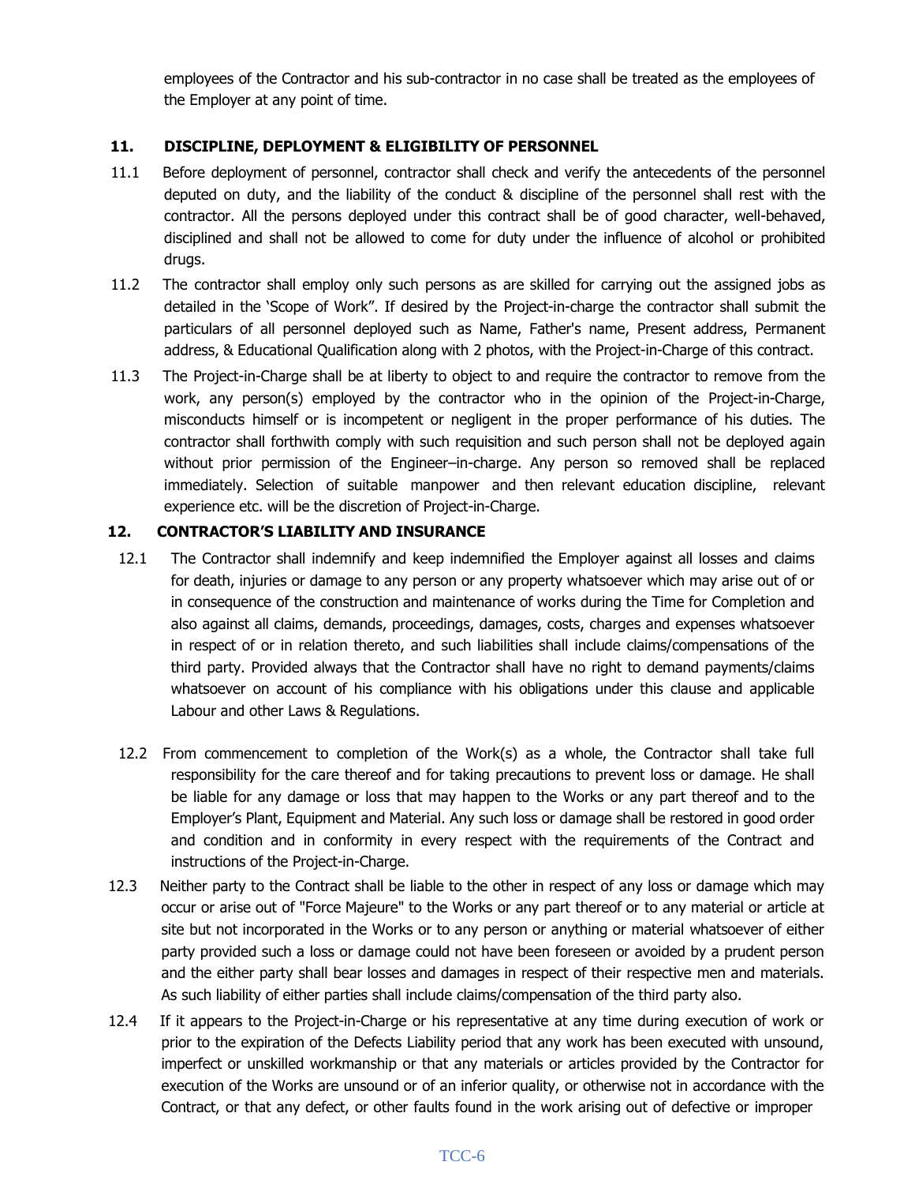employees of the Contractor and his sub-contractor in no case shall be treated as the employees of the Employer at any point of time.

## 11. DISCIPLINE, DEPLOYMENT & ELIGIBILITY OF PERSONNEL

11.1 Before deployment of personnel, contractor shall check and verify the antecedents of the personnel deputed on duty, and the liability of the conduct & discipline of the personnel shall rest with the contractor. All the persons deployed under this contract shall be of good character, well-behaved, disciplined and shall not be allowed to come for duty under the influence of alcohol or prohibited drugs.

11.2 The contractor shall employ only such persons as are skilled for carrying out the assigned jobs as detailed in the 'Scope of Work". If desired by the Project-in-charge the contractor shall submit the particulars of all personnel deployed such as Name, Father's name, Present address, Permanent address, & Educational Qualification along with 2 photos, with the Project-in-Charge of this contract.

11.3 The Project-in-Charge shall be at liberty to object to and require the contractor to remove from the work, any person(s) employed by the contractor who in the opinion of the Project-in-Charge, misconducts himself or is incompetent or negligent in the proper performance of his duties. The contractor shall forthwith comply with such requisition and such person shall not be deployed again without prior permission of the Engineer–in-charge. Any person so removed shall be replaced immediately. Selection of suitable manpower and then relevant education discipline, relevant experience etc. will be the discretion of Project-in-Charge.

## 12. CONTRACTOR'S LIABILITY AND INSURANCE

12.1 The Contractor shall indemnify and keep indemnified the Employer against all losses and claims for death, injuries or damage to any person or any property whatsoever which may arise out of or in consequence of the construction and maintenance of works during the Time for Completion and also against all claims, demands, proceedings, damages, costs, charges and expenses whatsoever in respect of or in relation thereto, and such liabilities shall include claims/compensations of the third party. Provided always that the Contractor shall have no right to demand payments/claims whatsoever on account of his compliance with his obligations under this clause and applicable Labour and other Laws & Regulations.

12.2 From commencement to completion of the Work(s) as a whole, the Contractor shall take full responsibility for the care thereof and for taking precautions to prevent loss or damage. He shall be liable for any damage or loss that may happen to the Works or any part thereof and to the Employer's Plant, Equipment and Material. Any such loss or damage shall be restored in good order and condition and in conformity in every respect with the requirements of the Contract and instructions of the Project-in-Charge.

12.3 Neither party to the Contract shall be liable to the other in respect of any loss or damage which may occur or arise out of "Force Majeure" to the Works or any part thereof or to any material or article at site but not incorporated in the Works or to any person or anything or material whatsoever of either party provided such a loss or damage could not have been foreseen or avoided by a prudent person and the either party shall bear losses and damages in respect of their respective men and materials. As such liability of either parties shall include claims/compensation of the third party also.

12.4 If it appears to the Project-in-Charge or his representative at any time during execution of work or prior to the expiration of the Defects Liability period that any work has been executed with unsound, imperfect or unskilled workmanship or that any materials or articles provided by the Contractor for execution of the Works are unsound or of an inferior quality, or otherwise not in accordance with the Contract, or that any defect, or other faults found in the work arising out of defective or improper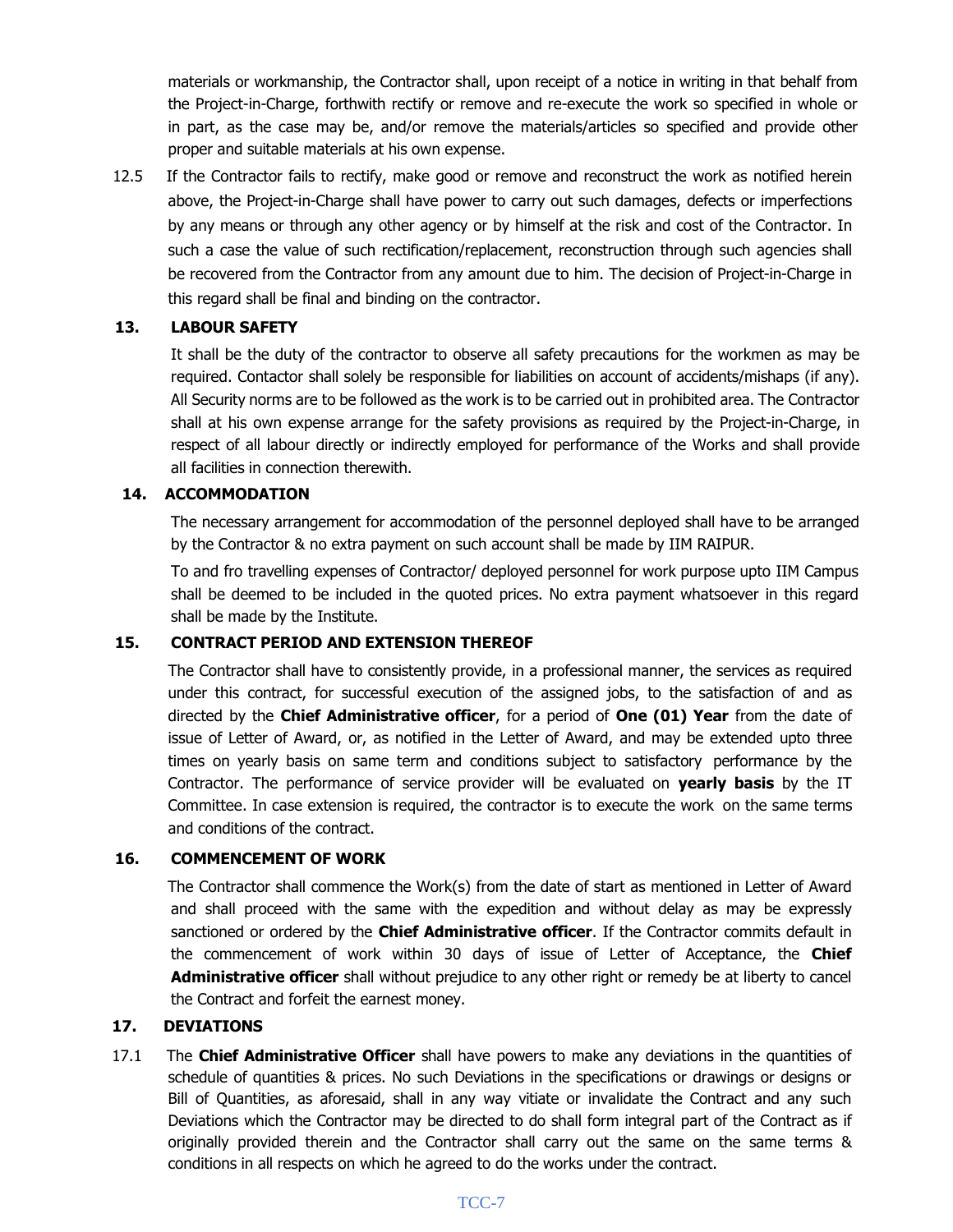materials or workmanship, the Contractor shall, upon receipt of a notice in writing in that behalf from the Project-in-Charge, forthwith rectify or remove and re-execute the work so specified in whole or in part, as the case may be, and/or remove the materials/articles so specified and provide other proper and suitable materials at his own expense.

12.5 If the Contractor fails to rectify, make good or remove and reconstruct the work as notified herein above, the Project-in-Charge shall have power to carry out such damages, defects or imperfections by any means or through any other agency or by himself at the risk and cost of the Contractor. In such a case the value of such rectification/replacement, reconstruction through such agencies shall be recovered from the Contractor from any amount due to him. The decision of Project-in-Charge in this regard shall be final and binding on the contractor.

## 13. LABOUR SAFETY

It shall be the duty of the contractor to observe all safety precautions for the workmen as may be required. Contactor shall solely be responsible for liabilities on account of accidents/mishaps (if any). All Security norms are to be followed as the work is to be carried out in prohibited area. The Contractor shall at his own expense arrange for the safety provisions as required by the Project-in-Charge, in respect of all labour directly or indirectly employed for performance of the Works and shall provide all facilities in connection therewith.

## 14. ACCOMMODATION

The necessary arrangement for accommodation of the personnel deployed shall have to be arranged by the Contractor & no extra payment on such account shall be made by IIM RAIPUR.

To and fro travelling expenses of Contractor/ deployed personnel for work purpose upto IIM Campus shall be deemed to be included in the quoted prices. No extra payment whatsoever in this regard shall be made by the Institute.

## 15. CONTRACT PERIOD AND EXTENSION THEREOF

The Contractor shall have to consistently provide, in a professional manner, the services as required under this contract, for successful execution of the assigned jobs, to the satisfaction of and as directed by the **Chief Administrative officer**, for a period of **One (01) Year** from the date of issue of Letter of Award, or, as notified in the Letter of Award, and may be extended upto three times on yearly basis on same term and conditions subject to satisfactory performance by the Contractor. The performance of service provider will be evaluated on **yearly basis** by the IT Committee. In case extension is required, the contractor is to execute the work on the same terms and conditions of the contract.

## 16. COMMENCEMENT OF WORK

The Contractor shall commence the Work(s) from the date of start as mentioned in Letter of Award and shall proceed with the same with the expedition and without delay as may be expressly sanctioned or ordered by the **Chief Administrative officer**. If the Contractor commits default in the commencement of work within 30 days of issue of Letter of Acceptance, the **Chief Administrative officer** shall without prejudice to any other right or remedy be at liberty to cancel the Contract and forfeit the earnest money.

## 17. DEVIATIONS

17.1 The **Chief Administrative Officer** shall have powers to make any deviations in the quantities of schedule of quantities & prices. No such Deviations in the specifications or drawings or designs or Bill of Quantities, as aforesaid, shall in any way vitiate or invalidate the Contract and any such Deviations which the Contractor may be directed to do shall form integral part of the Contract as if originally provided therein and the Contractor shall carry out the same on the same terms & conditions in all respects on which he agreed to do the works under the contract.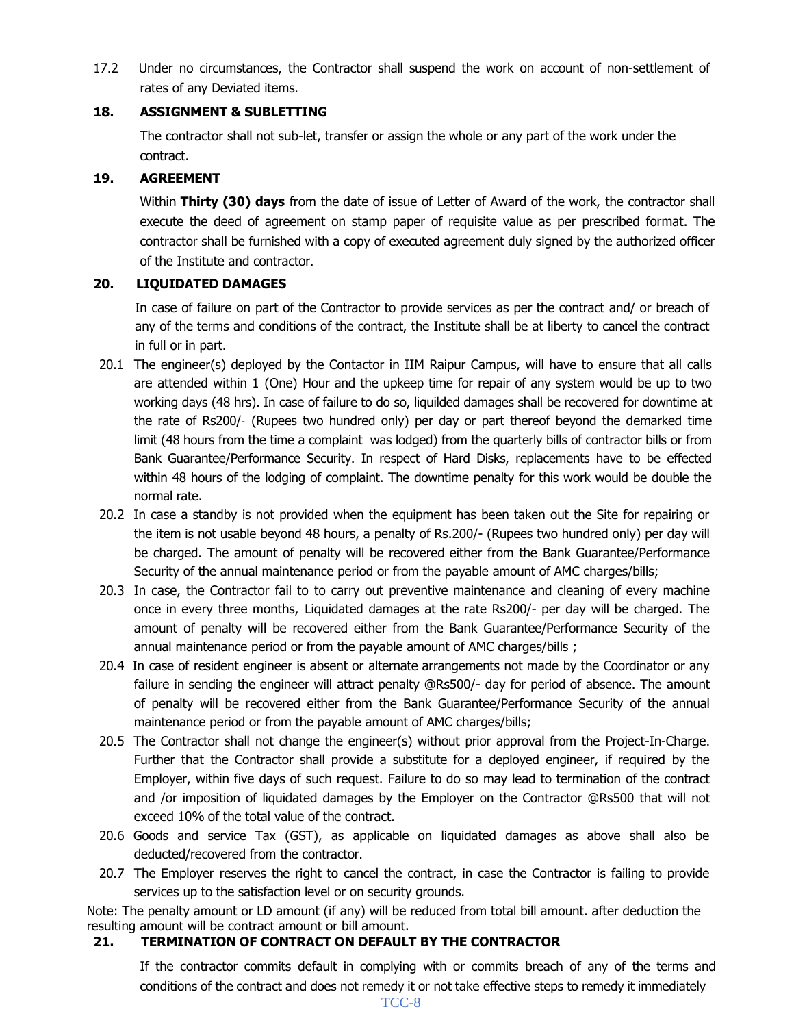17.2 Under no circumstances, the Contractor shall suspend the work on account of non-settlement of rates of any Deviated items.

## 18. ASSIGNMENT & SUBLETTING

The contractor shall not sub-let, transfer or assign the whole or any part of the work under the contract.

## 19. AGREEMENT

Within **Thirty (30) days** from the date of issue of Letter of Award of the work, the contractor shall execute the deed of agreement on stamp paper of requisite value as per prescribed format. The contractor shall be furnished with a copy of executed agreement duly signed by the authorized officer of the Institute and contractor.

## 20. LIQUIDATED DAMAGES

In case of failure on part of the Contractor to provide services as per the contract and/ or breach of any of the terms and conditions of the contract, the Institute shall be at liberty to cancel the contract in full or in part.

20.1 The engineer(s) deployed by the Contactor in IIM Raipur Campus, will have to ensure that all calls are attended within 1 (One) Hour and the upkeep time for repair of any system would be up to two working days (48 hrs). In case of failure to do so, liquilded damages shall be recovered for downtime at the rate of Rs200/- (Rupees two hundred only) per day or part thereof beyond the demarked time limit (48 hours from the time a complaint was lodged) from the quarterly bills of contractor bills or from Bank Guarantee/Performance Security. In respect of Hard Disks, replacements have to be effected within 48 hours of the lodging of complaint. The downtime penalty for this work would be double the normal rate.

20.2 In case a standby is not provided when the equipment has been taken out the Site for repairing or the item is not usable beyond 48 hours, a penalty of Rs.200/- (Rupees two hundred only) per day will be charged. The amount of penalty will be recovered either from the Bank Guarantee/Performance Security of the annual maintenance period or from the payable amount of AMC charges/bills;

20.3 In case, the Contractor fail to to carry out preventive maintenance and cleaning of every machine once in every three months, Liquidated damages at the rate Rs200/- per day will be charged. The amount of penalty will be recovered either from the Bank Guarantee/Performance Security of the annual maintenance period or from the payable amount of AMC charges/bills ;

20.4 In case of resident engineer is absent or alternate arrangements not made by the Coordinator or any failure in sending the engineer will attract penalty @Rs500/- day for period of absence. The amount of penalty will be recovered either from the Bank Guarantee/Performance Security of the annual maintenance period or from the payable amount of AMC charges/bills;

20.5 The Contractor shall not change the engineer(s) without prior approval from the Project-In-Charge. Further that the Contractor shall provide a substitute for a deployed engineer, if required by the Employer, within five days of such request. Failure to do so may lead to termination of the contract and /or imposition of liquidated damages by the Employer on the Contractor @Rs500 that will not exceed 10% of the total value of the contract.

20.6 Goods and service Tax (GST), as applicable on liquidated damages as above shall also be deducted/recovered from the contractor.

20.7 The Employer reserves the right to cancel the contract, in case the Contractor is failing to provide services up to the satisfaction level or on security grounds.

Note: The penalty amount or LD amount (if any) will be reduced from total bill amount. after deduction the resulting amount will be contract amount or bill amount.

## 21. TERMINATION OF CONTRACT ON DEFAULT BY THE CONTRACTOR

If the contractor commits default in complying with or commits breach of any of the terms and conditions of the contract and does not remedy it or not take effective steps to remedy it immediately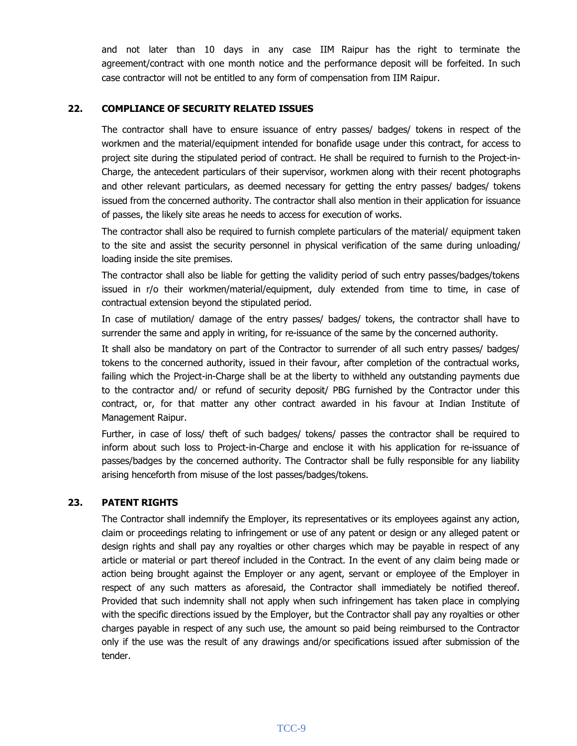and not later than 10 days in any case IIM Raipur has the right to terminate the agreement/contract with one month notice and the performance deposit will be forfeited. In such case contractor will not be entitled to any form of compensation from IIM Raipur.

## 22. COMPLIANCE OF SECURITY RELATED ISSUES

The contractor shall have to ensure issuance of entry passes/ badges/ tokens in respect of the workmen and the material/equipment intended for bonafide usage under this contract, for access to project site during the stipulated period of contract. He shall be required to furnish to the Project-in-Charge, the antecedent particulars of their supervisor, workmen along with their recent photographs and other relevant particulars, as deemed necessary for getting the entry passes/ badges/ tokens issued from the concerned authority. The contractor shall also mention in their application for issuance of passes, the likely site areas he needs to access for execution of works.

The contractor shall also be required to furnish complete particulars of the material/ equipment taken to the site and assist the security personnel in physical verification of the same during unloading/ loading inside the site premises.

The contractor shall also be liable for getting the validity period of such entry passes/badges/tokens issued in r/o their workmen/material/equipment, duly extended from time to time, in case of contractual extension beyond the stipulated period.

In case of mutilation/ damage of the entry passes/ badges/ tokens, the contractor shall have to surrender the same and apply in writing, for re-issuance of the same by the concerned authority.

It shall also be mandatory on part of the Contractor to surrender of all such entry passes/ badges/ tokens to the concerned authority, issued in their favour, after completion of the contractual works, failing which the Project-in-Charge shall be at the liberty to withheld any outstanding payments due to the contractor and/ or refund of security deposit/ PBG furnished by the Contractor under this contract, or, for that matter any other contract awarded in his favour at Indian Institute of Management Raipur.

Further, in case of loss/ theft of such badges/ tokens/ passes the contractor shall be required to inform about such loss to Project-in-Charge and enclose it with his application for re-issuance of passes/badges by the concerned authority. The Contractor shall be fully responsible for any liability arising henceforth from misuse of the lost passes/badges/tokens.

## 23. PATENT RIGHTS

The Contractor shall indemnify the Employer, its representatives or its employees against any action, claim or proceedings relating to infringement or use of any patent or design or any alleged patent or design rights and shall pay any royalties or other charges which may be payable in respect of any article or material or part thereof included in the Contract. In the event of any claim being made or action being brought against the Employer or any agent, servant or employee of the Employer in respect of any such matters as aforesaid, the Contractor shall immediately be notified thereof. Provided that such indemnity shall not apply when such infringement has taken place in complying with the specific directions issued by the Employer, but the Contractor shall pay any royalties or other charges payable in respect of any such use, the amount so paid being reimbursed to the Contractor only if the use was the result of any drawings and/or specifications issued after submission of the tender.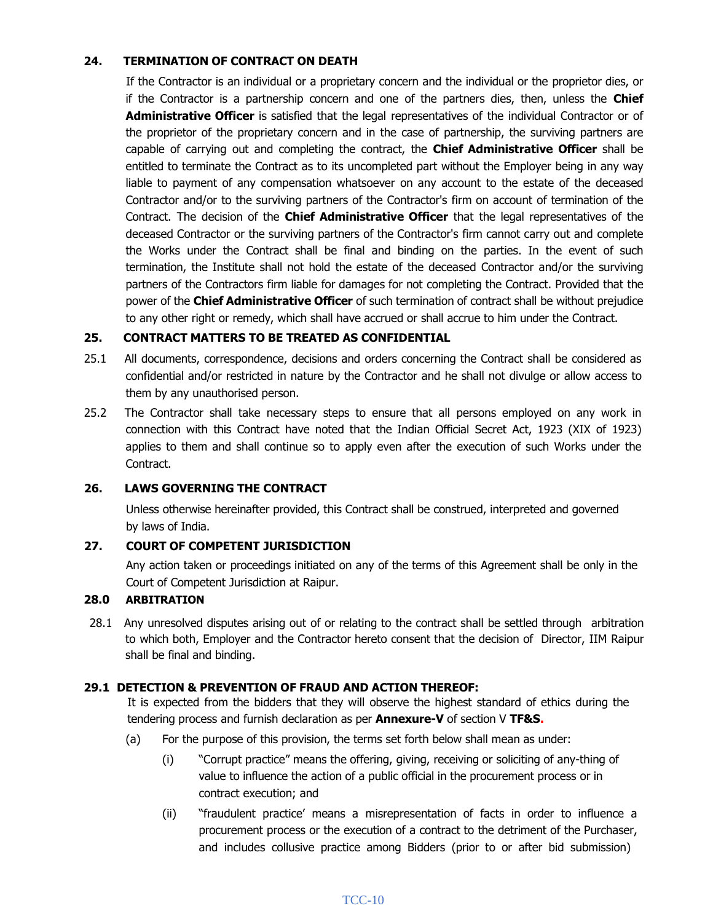## 24. TERMINATION OF CONTRACT ON DEATH

If the Contractor is an individual or a proprietary concern and the individual or the proprietor dies, or if the Contractor is a partnership concern and one of the partners dies, then, unless the **Chief Administrative Officer** is satisfied that the legal representatives of the individual Contractor or of the proprietor of the proprietary concern and in the case of partnership, the surviving partners are capable of carrying out and completing the contract, the **Chief Administrative Officer** shall be entitled to terminate the Contract as to its uncompleted part without the Employer being in any way liable to payment of any compensation whatsoever on any account to the estate of the deceased Contractor and/or to the surviving partners of the Contractor's firm on account of termination of the Contract. The decision of the **Chief Administrative Officer** that the legal representatives of the deceased Contractor or the surviving partners of the Contractor's firm cannot carry out and complete the Works under the Contract shall be final and binding on the parties. In the event of such termination, the Institute shall not hold the estate of the deceased Contractor and/or the surviving partners of the Contractors firm liable for damages for not completing the Contract. Provided that the power of the **Chief Administrative Officer** of such termination of contract shall be without prejudice to any other right or remedy, which shall have accrued or shall accrue to him under the Contract.

## 25. CONTRACT MATTERS TO BE TREATED AS CONFIDENTIAL

25.1 All documents, correspondence, decisions and orders concerning the Contract shall be considered as confidential and/or restricted in nature by the Contractor and he shall not divulge or allow access to them by any unauthorised person.

25.2 The Contractor shall take necessary steps to ensure that all persons employed on any work in connection with this Contract have noted that the Indian Official Secret Act, 1923 (XIX of 1923) applies to them and shall continue so to apply even after the execution of such Works under the Contract.

## 26. LAWS GOVERNING THE CONTRACT

Unless otherwise hereinafter provided, this Contract shall be construed, interpreted and governed by laws of India.

## 27. COURT OF COMPETENT JURISDICTION

Any action taken or proceedings initiated on any of the terms of this Agreement shall be only in the Court of Competent Jurisdiction at Raipur.

## 28.0 ARBITRATION

28.1 Any unresolved disputes arising out of or relating to the contract shall be settled through arbitration to which both, Employer and the Contractor hereto consent that the decision of Director, IIM Raipur shall be final and binding.

## 29.1 DETECTION & PREVENTION OF FRAUD AND ACTION THEREOF:

It is expected from the bidders that they will observe the highest standard of ethics during the tendering process and furnish declaration as per **Annexure-V** of section V **TF&S.**

(a) For the purpose of this provision, the terms set forth below shall mean as under:

(i) "Corrupt practice" means the offering, giving, receiving or soliciting of any-thing of value to influence the action of a public official in the procurement process or in contract execution; and

(ii) "fraudulent practice' means a misrepresentation of facts in order to influence a procurement process or the execution of a contract to the detriment of the Purchaser, and includes collusive practice among Bidders (prior to or after bid submission)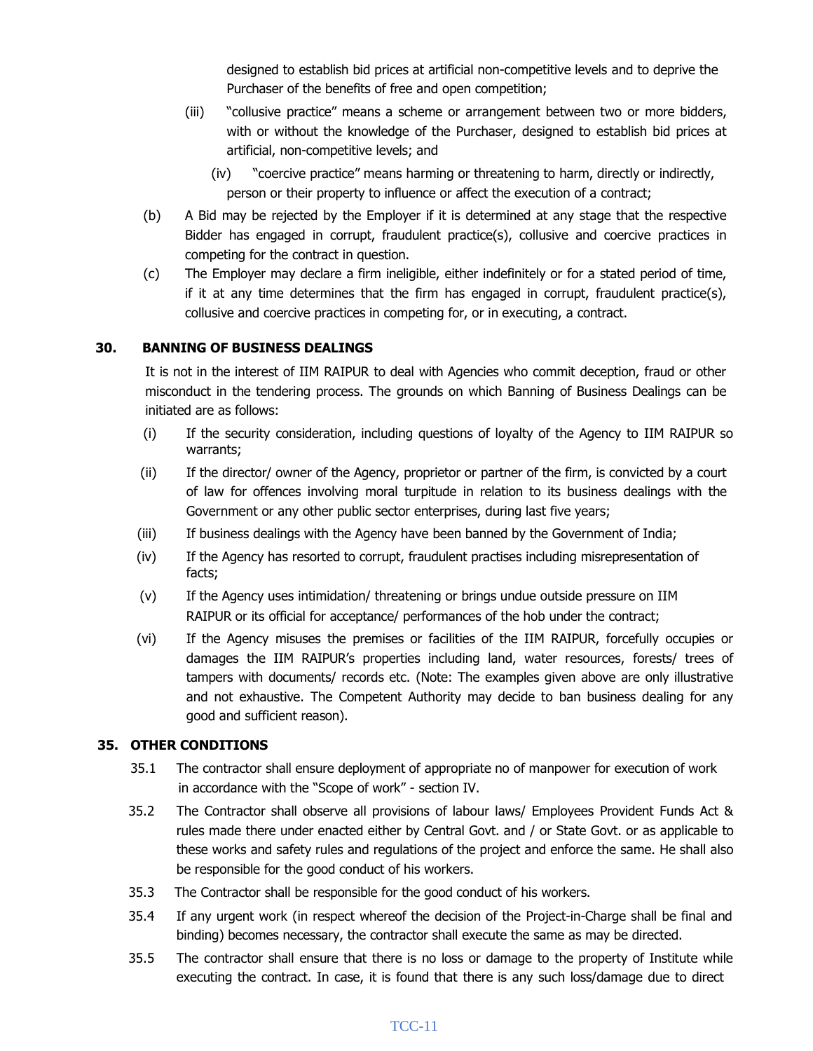designed to establish bid prices at artificial non-competitive levels and to deprive the Purchaser of the benefits of free and open competition;

(iii) "collusive practice" means a scheme or arrangement between two or more bidders, with or without the knowledge of the Purchaser, designed to establish bid prices at artificial, non-competitive levels; and

(iv) "coercive practice" means harming or threatening to harm, directly or indirectly, person or their property to influence or affect the execution of a contract;

(b) A Bid may be rejected by the Employer if it is determined at any stage that the respective Bidder has engaged in corrupt, fraudulent practice(s), collusive and coercive practices in competing for the contract in question.

(c) The Employer may declare a firm ineligible, either indefinitely or for a stated period of time, if it at any time determines that the firm has engaged in corrupt, fraudulent practice(s), collusive and coercive practices in competing for, or in executing, a contract.

## 30. BANNING OF BUSINESS DEALINGS

It is not in the interest of IIM RAIPUR to deal with Agencies who commit deception, fraud or other misconduct in the tendering process. The grounds on which Banning of Business Dealings can be initiated are as follows:

(i) If the security consideration, including questions of loyalty of the Agency to IIM RAIPUR so warrants;

(ii) If the director/ owner of the Agency, proprietor or partner of the firm, is convicted by a court of law for offences involving moral turpitude in relation to its business dealings with the Government or any other public sector enterprises, during last five years;

(iii) If business dealings with the Agency have been banned by the Government of India;

(iv) If the Agency has resorted to corrupt, fraudulent practises including misrepresentation of facts;

(v) If the Agency uses intimidation/ threatening or brings undue outside pressure on IIM RAIPUR or its official for acceptance/ performances of the hob under the contract;

(vi) If the Agency misuses the premises or facilities of the IIM RAIPUR, forcefully occupies or damages the IIM RAIPUR's properties including land, water resources, forests/ trees of tampers with documents/ records etc. (Note: The examples given above are only illustrative and not exhaustive. The Competent Authority may decide to ban business dealing for any good and sufficient reason).

## 35. OTHER CONDITIONS

35.1 The contractor shall ensure deployment of appropriate no of manpower for execution of work in accordance with the "Scope of work" - section IV.

35.2 The Contractor shall observe all provisions of labour laws/ Employees Provident Funds Act & rules made there under enacted either by Central Govt. and / or State Govt. or as applicable to these works and safety rules and regulations of the project and enforce the same. He shall also be responsible for the good conduct of his workers.

35.3 The Contractor shall be responsible for the good conduct of his workers.

35.4 If any urgent work (in respect whereof the decision of the Project-in-Charge shall be final and binding) becomes necessary, the contractor shall execute the same as may be directed.

35.5 The contractor shall ensure that there is no loss or damage to the property of Institute while executing the contract. In case, it is found that there is any such loss/damage due to direct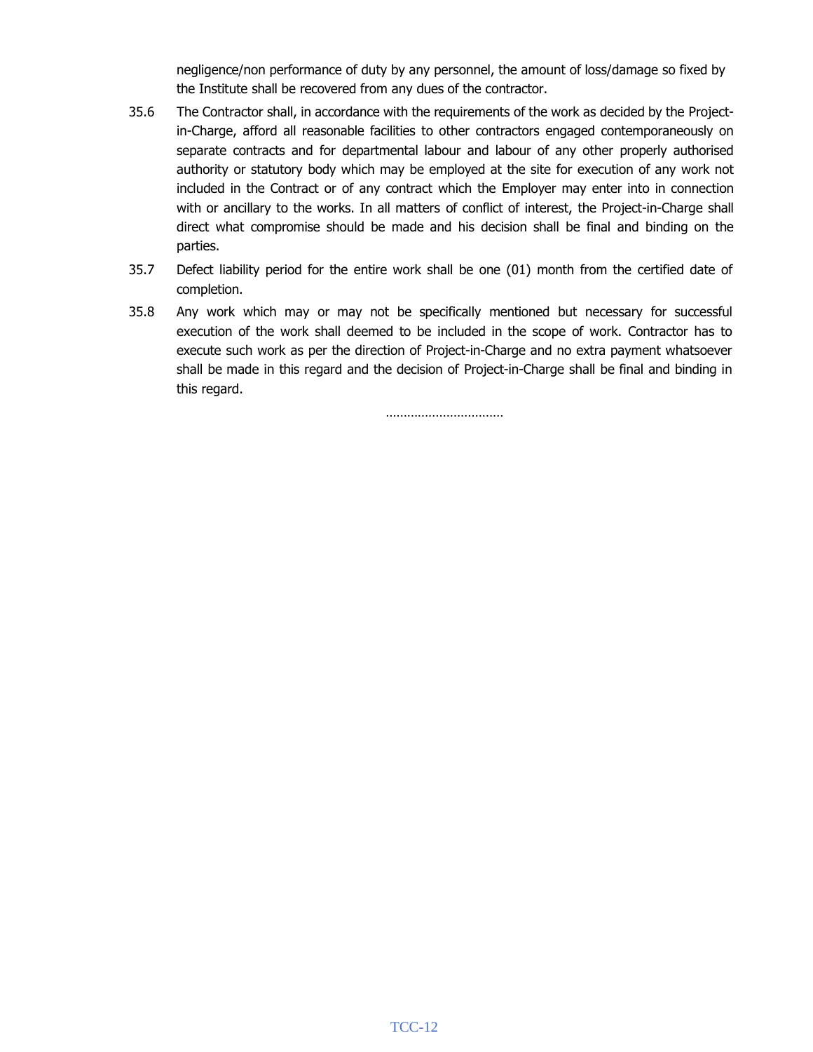negligence/non performance of duty by any personnel, the amount of loss/damage so fixed by the Institute shall be recovered from any dues of the contractor.

35.6 The Contractor shall, in accordance with the requirements of the work as decided by the Project-in-Charge, afford all reasonable facilities to other contractors engaged contemporaneously on separate contracts and for departmental labour and labour of any other properly authorised authority or statutory body which may be employed at the site for execution of any work not included in the Contract or of any contract which the Employer may enter into in connection with or ancillary to the works. In all matters of conflict of interest, the Project-in-Charge shall direct what compromise should be made and his decision shall be final and binding on the parties.

35.7 Defect liability period for the entire work shall be one (01) month from the certified date of completion.

35.8 Any work which may or may not be specifically mentioned but necessary for successful execution of the work shall deemed to be included in the scope of work. Contractor has to execute such work as per the direction of Project-in-Charge and no extra payment whatsoever shall be made in this regard and the decision of Project-in-Charge shall be final and binding in this regard.

……………………………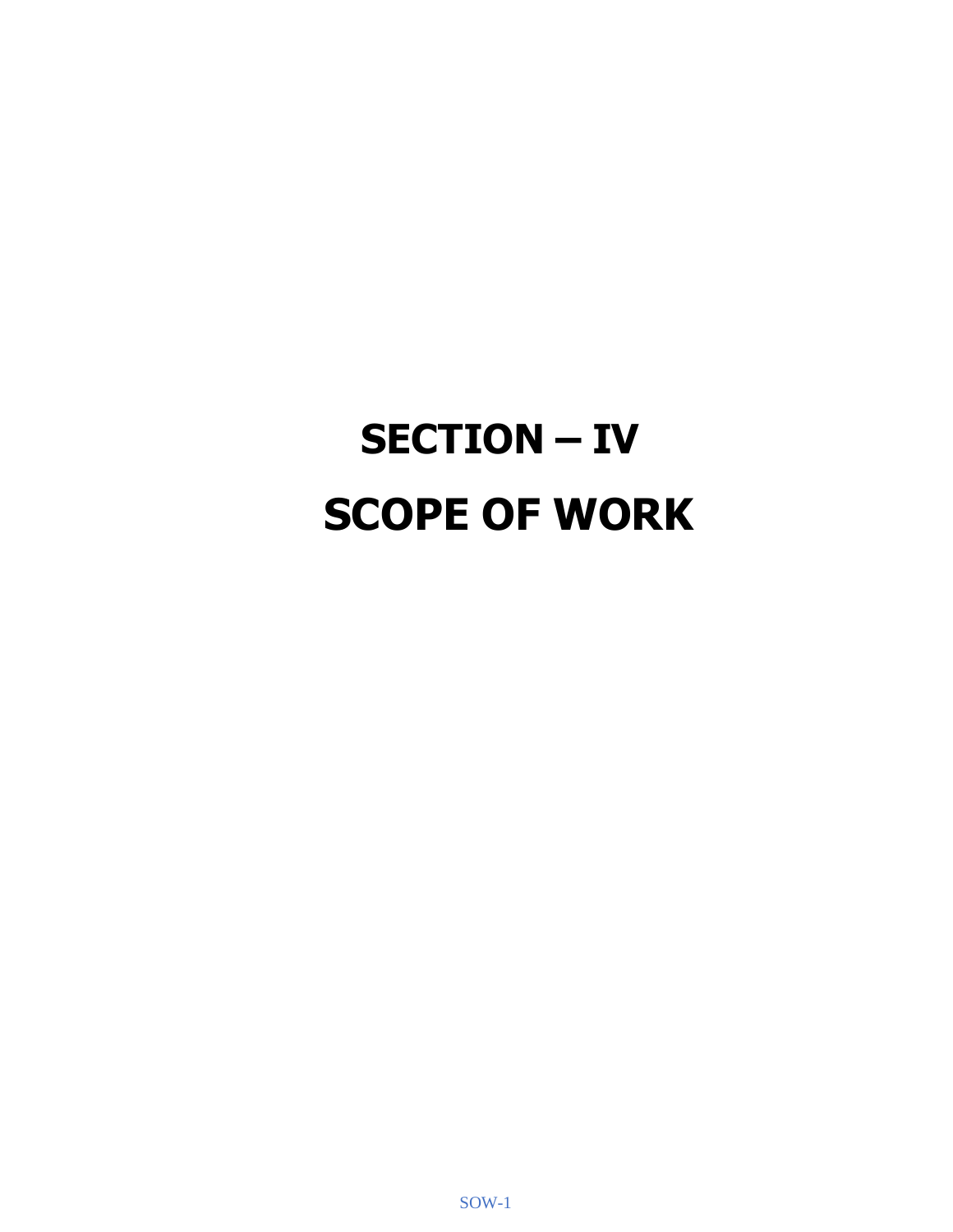# SECTION – IV

# SCOPE OF WORK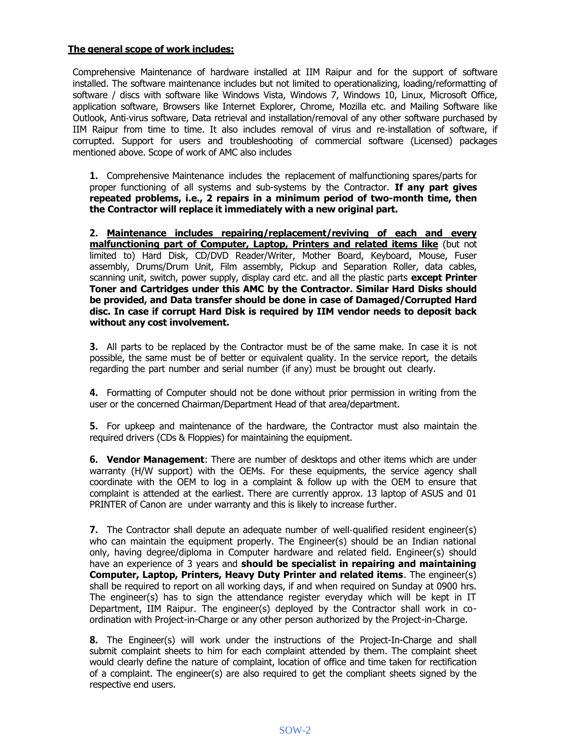**<u>The general scope of work includes:</u>**

Comprehensive Maintenance of hardware installed at IIM Raipur and for the support of software installed. The software maintenance includes but not limited to operationalizing, loading/reformatting of software / discs with software like Windows Vista, Windows 7, Windows 10, Linux, Microsoft Office, application software, Browsers like Internet Explorer, Chrome, Mozilla etc. and Mailing Software like Outlook, Anti-virus software, Data retrieval and installation/removal of any other software purchased by IIM Raipur from time to time. It also includes removal of virus and re-installation of software, if corrupted. Support for users and troubleshooting of commercial software (Licensed) packages mentioned above. Scope of work of AMC also includes

**1.** Comprehensive Maintenance includes the replacement of malfunctioning spares/parts for proper functioning of all systems and sub-systems by the Contractor. **If any part gives repeated problems, i.e., 2 repairs in a minimum period of two-month time, then the Contractor will replace it immediately with a new original part.**

**2. <u>Maintenance includes repairing/replacement/reviving of each and every malfunctioning part of Computer, Laptop, Printers and related items like</u>** (but not limited to) Hard Disk, CD/DVD Reader/Writer, Mother Board, Keyboard, Mouse, Fuser assembly, Drums/Drum Unit, Film assembly, Pickup and Separation Roller, data cables, scanning unit, switch, power supply, display card etc. and all the plastic parts **except Printer Toner and Cartridges under this AMC by the Contractor. Similar Hard Disks should be provided, and Data transfer should be done in case of Damaged/Corrupted Hard disc. In case if corrupt Hard Disk is required by IIM vendor needs to deposit back without any cost involvement.**

**3.** All parts to be replaced by the Contractor must be of the same make. In case it is not possible, the same must be of better or equivalent quality. In the service report, the details regarding the part number and serial number (if any) must be brought out clearly.

**4.** Formatting of Computer should not be done without prior permission in writing from the user or the concerned Chairman/Department Head of that area/department.

**5.** For upkeep and maintenance of the hardware, the Contractor must also maintain the required drivers (CDs & Floppies) for maintaining the equipment.

**6. Vendor Management**: There are number of desktops and other items which are under warranty (H/W support) with the OEMs. For these equipments, the service agency shall coordinate with the OEM to log in a complaint & follow up with the OEM to ensure that complaint is attended at the earliest. There are currently approx. 13 laptop of ASUS and 01 PRINTER of Canon are under warranty and this is likely to increase further.

**7.** The Contractor shall depute an adequate number of well-qualified resident engineer(s) who can maintain the equipment properly. The Engineer(s) should be an Indian national only, having degree/diploma in Computer hardware and related field. Engineer(s) should have an experience of 3 years and **should be specialist in repairing and maintaining Computer, Laptop, Printers, Heavy Duty Printer and related items**. The engineer(s) shall be required to report on all working days, if and when required on Sunday at 0900 hrs. The engineer(s) has to sign the attendance register everyday which will be kept in IT Department, IIM Raipur. The engineer(s) deployed by the Contractor shall work in co-ordination with Project-in-Charge or any other person authorized by the Project-in-Charge.

**8.** The Engineer(s) will work under the instructions of the Project-In-Charge and shall submit complaint sheets to him for each complaint attended by them. The complaint sheet would clearly define the nature of complaint, location of office and time taken for rectification of a complaint. The engineer(s) are also required to get the compliant sheets signed by the respective end users.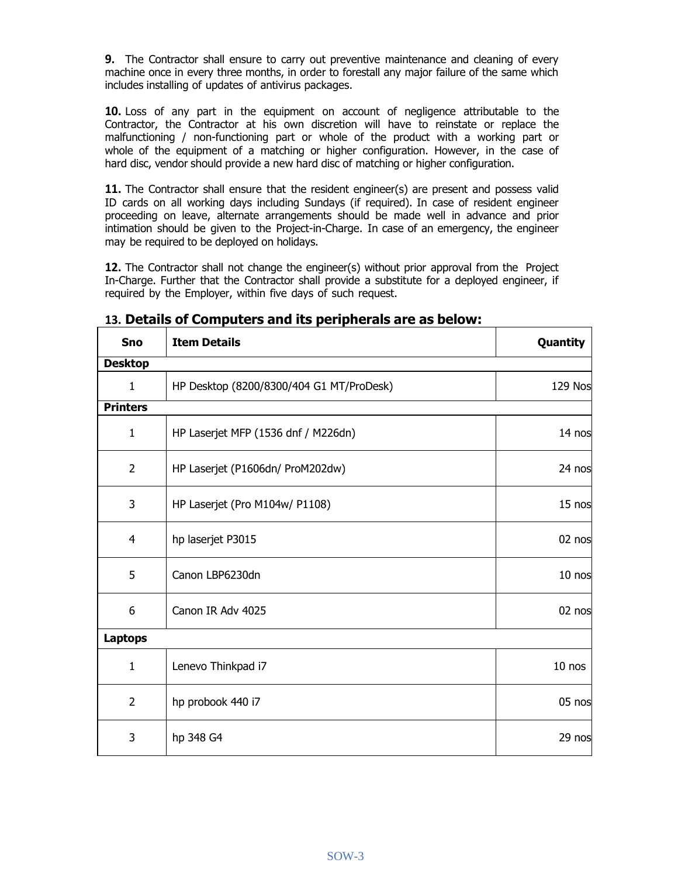**9.** The Contractor shall ensure to carry out preventive maintenance and cleaning of every machine once in every three months, in order to forestall any major failure of the same which includes installing of updates of antivirus packages.

**10.** Loss of any part in the equipment on account of negligence attributable to the Contractor, the Contractor at his own discretion will have to reinstate or replace the malfunctioning / non-functioning part or whole of the product with a working part or whole of the equipment of a matching or higher configuration. However, in the case of hard disc, vendor should provide a new hard disc of matching or higher configuration.

**11.** The Contractor shall ensure that the resident engineer(s) are present and possess valid ID cards on all working days including Sundays (if required). In case of resident engineer proceeding on leave, alternate arrangements should be made well in advance and prior intimation should be given to the Project-in-Charge. In case of an emergency, the engineer may be required to be deployed on holidays.

**12.** The Contractor shall not change the engineer(s) without prior approval from the Project In-Charge. Further that the Contractor shall provide a substitute for a deployed engineer, if required by the Employer, within five days of such request.

### 13. Details of Computers and its peripherals are as below:

| Sno | Item Details | Quantity |
|---|---|---|
| **Desktop** | | |
| 1 | HP Desktop (8200/8300/404 G1 MT/ProDesk) | 129 Nos |
| **Printers** | | |
| 1 | HP Laserjet MFP (1536 dnf / M226dn) | 14 nos |
| 2 | HP Laserjet (P1606dn/ ProM202dw) | 24 nos |
| 3 | HP Laserjet (Pro M104w/ P1108) | 15 nos |
| 4 | hp laserjet P3015 | 02 nos |
| 5 | Canon LBP6230dn | 10 nos |
| 6 | Canon IR Adv 4025 | 02 nos |
| **Laptops** | | |
| 1 | Lenevo Thinkpad i7 | 10 nos |
| 2 | hp probook 440 i7 | 05 nos |
| 3 | hp 348 G4 | 29 nos |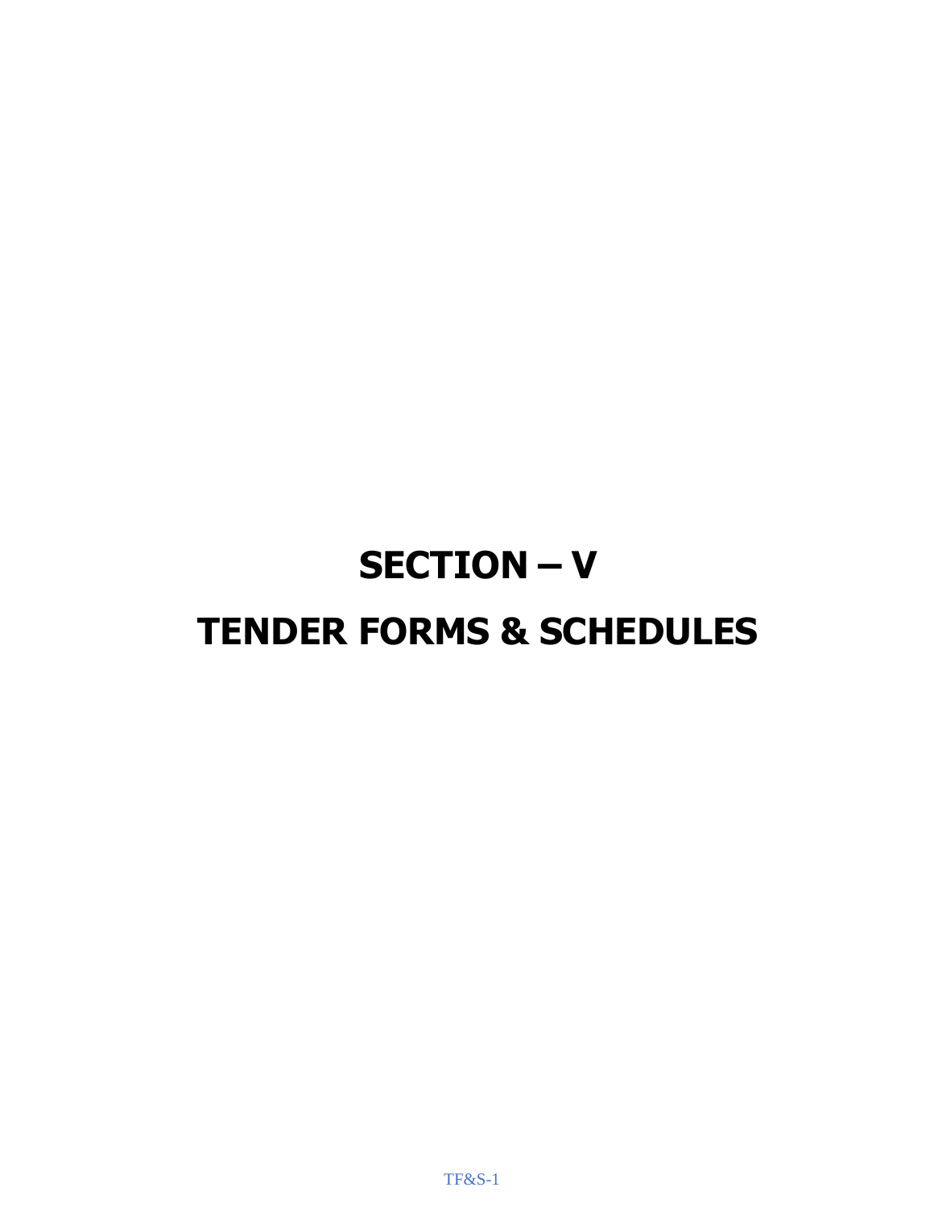# SECTION – V

# TENDER FORMS & SCHEDULES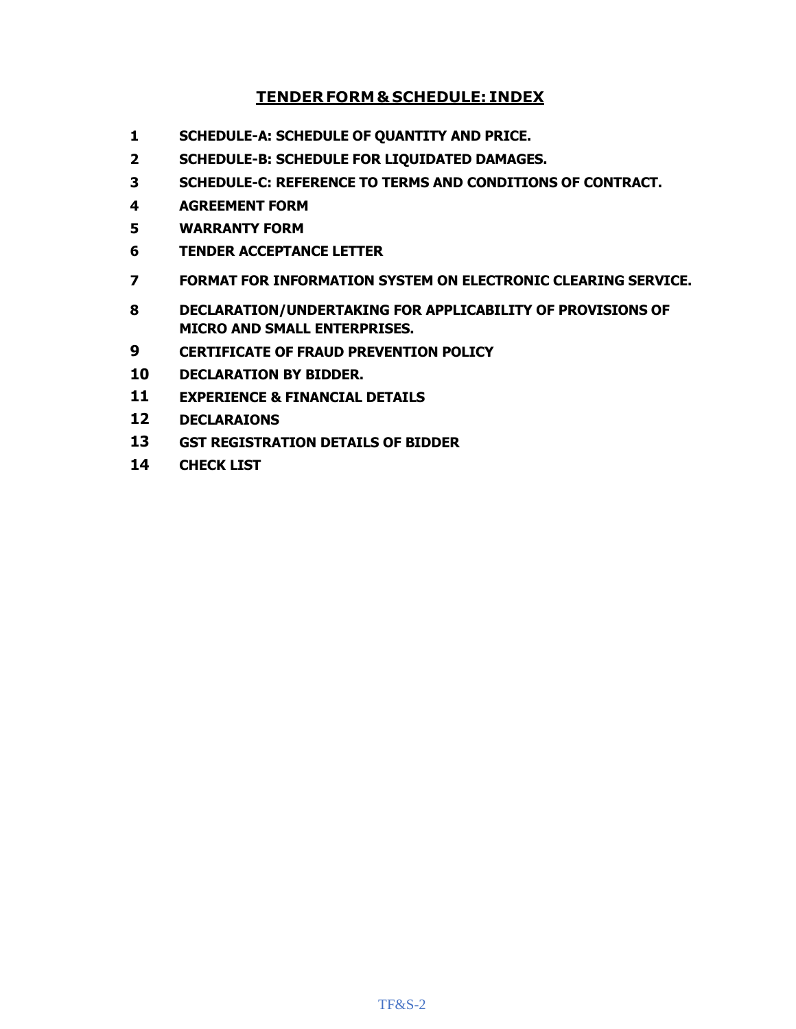## TENDER FORM & SCHEDULE: INDEX

1. **SCHEDULE-A: SCHEDULE OF QUANTITY AND PRICE.**
2. **SCHEDULE-B: SCHEDULE FOR LIQUIDATED DAMAGES.**
3. **SCHEDULE-C: REFERENCE TO TERMS AND CONDITIONS OF CONTRACT.**
4. **AGREEMENT FORM**
5. **WARRANTY FORM**
6. **TENDER ACCEPTANCE LETTER**
7. **FORMAT FOR INFORMATION SYSTEM ON ELECTRONIC CLEARING SERVICE.**
8. **DECLARATION/UNDERTAKING FOR APPLICABILITY OF PROVISIONS OF MICRO AND SMALL ENTERPRISES.**
9. **CERTIFICATE OF FRAUD PREVENTION POLICY**
10. **DECLARATION BY BIDDER.**
11. **EXPERIENCE & FINANCIAL DETAILS**
12. **DECLARAIONS**
13. **GST REGISTRATION DETAILS OF BIDDER**
14. **CHECK LIST**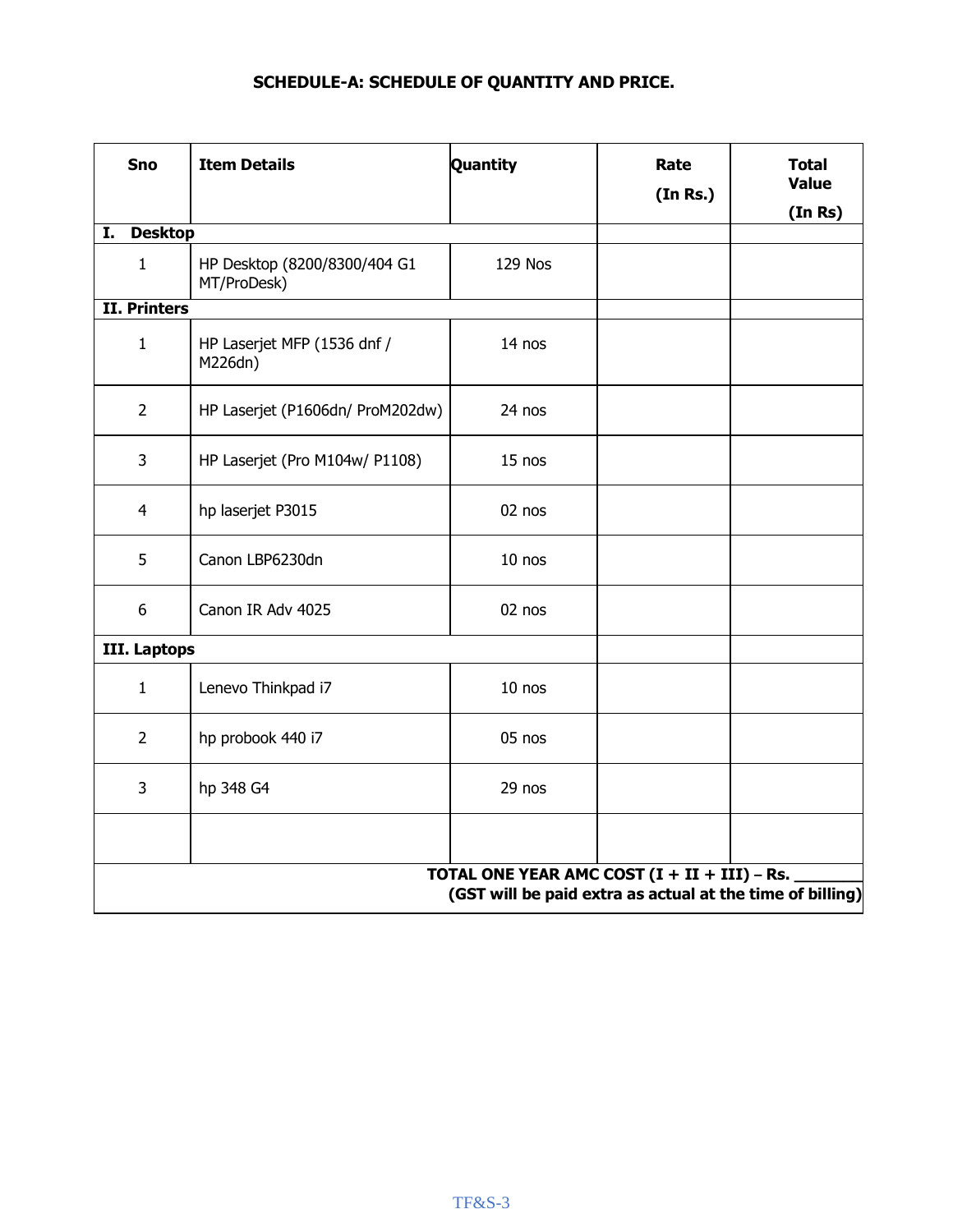## SCHEDULE-A: SCHEDULE OF QUANTITY AND PRICE.

| Sno | Item Details | Quantity | Rate (In Rs.) | Total Value (In Rs) |
|---|---|---|---|---|
| **I. Desktop** | | | | |
| 1 | HP Desktop (8200/8300/404 G1 MT/ProDesk) | 129 Nos | | |
| **II. Printers** | | | | |
| 1 | HP Laserjet MFP (1536 dnf / M226dn) | 14 nos | | |
| 2 | HP Laserjet (P1606dn/ ProM202dw) | 24 nos | | |
| 3 | HP Laserjet (Pro M104w/ P1108) | 15 nos | | |
| 4 | hp laserjet P3015 | 02 nos | | |
| 5 | Canon LBP6230dn | 10 nos | | |
| 6 | Canon IR Adv 4025 | 02 nos | | |
| **III. Laptops** | | | | |
| 1 | Lenevo Thinkpad i7 | 10 nos | | |
| 2 | hp probook 440 i7 | 05 nos | | |
| 3 | hp 348 G4 | 29 nos | | |
| | | | | |
| **TOTAL ONE YEAR AMC COST (I + II + III) – Rs. _______ (GST will be paid extra as actual at the time of billing)** | | | | |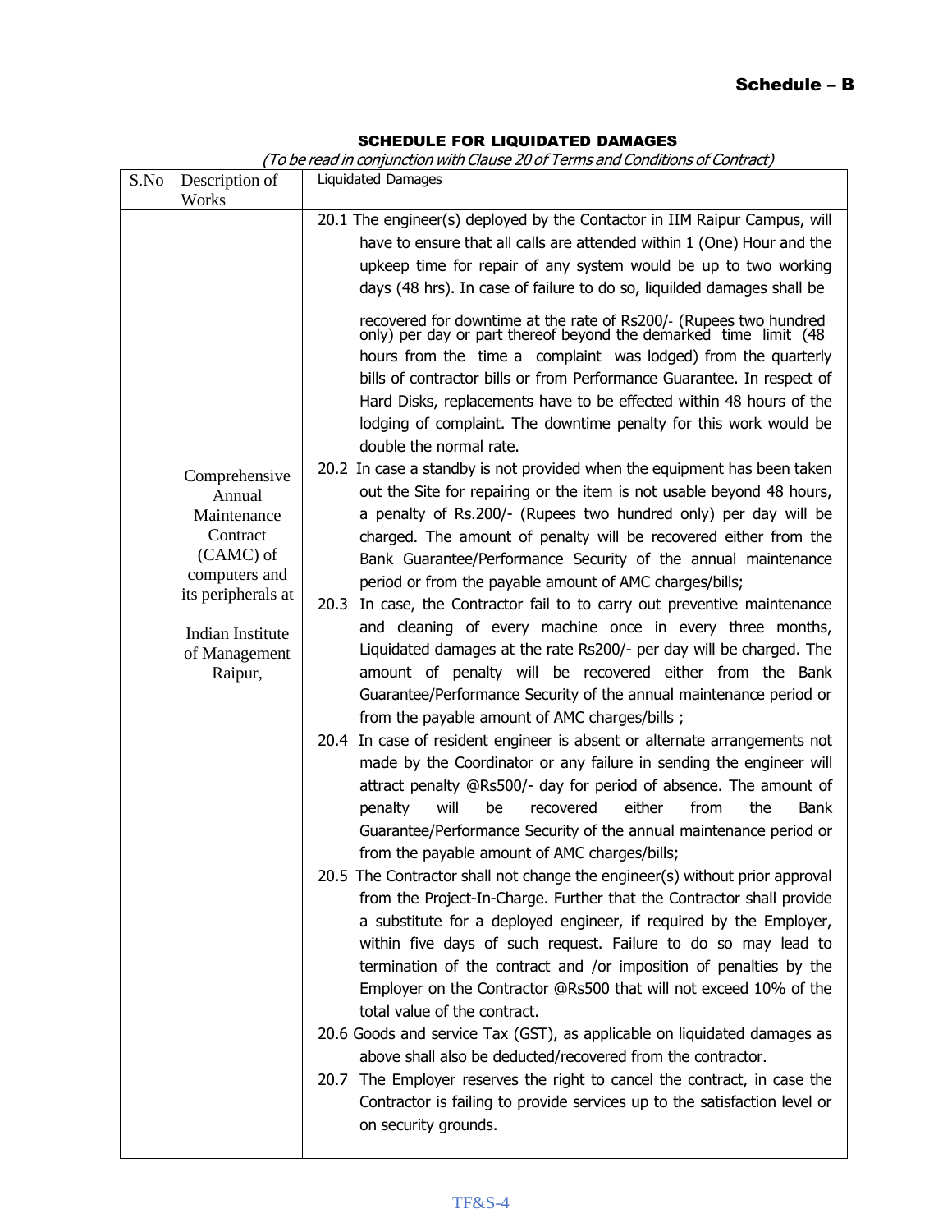**Schedule – B**

**SCHEDULE FOR LIQUIDATED DAMAGES**

*(To be read in conjunction with Clause 20 of Terms and Conditions of Contract)*

| S.No | Description of Works | Liquidated Damages |
|---|---|---|
| | Comprehensive Annual Maintenance Contract (CAMC) of computers and its peripherals at Indian Institute of Management Raipur, | 20.1 The engineer(s) deployed by the Contactor in IIM Raipur Campus, will have to ensure that all calls are attended within 1 (One) Hour and the upkeep time for repair of any system would be up to two working days (48 hrs). In case of failure to do so, liquilded damages shall be recovered for downtime at the rate of Rs200/- (Rupees two hundred only) per day or part thereof beyond the demarked time limit (48 hours from the time a complaint was lodged) from the quarterly bills of contractor bills or from Performance Guarantee. In respect of Hard Disks, replacements have to be effected within 48 hours of the lodging of complaint. The downtime penalty for this work would be double the normal rate.<br>20.2 In case a standby is not provided when the equipment has been taken out the Site for repairing or the item is not usable beyond 48 hours, a penalty of Rs.200/- (Rupees two hundred only) per day will be charged. The amount of penalty will be recovered either from the Bank Guarantee/Performance Security of the annual maintenance period or from the payable amount of AMC charges/bills;<br>20.3 In case, the Contractor fail to to carry out preventive maintenance and cleaning of every machine once in every three months, Liquidated damages at the rate Rs200/- per day will be charged. The amount of penalty will be recovered either from the Bank Guarantee/Performance Security of the annual maintenance period or from the payable amount of AMC charges/bills ;<br>20.4 In case of resident engineer is absent or alternate arrangements not made by the Coordinator or any failure in sending the engineer will attract penalty @Rs500/- day for period of absence. The amount of penalty will be recovered either from the Bank Guarantee/Performance Security of the annual maintenance period or from the payable amount of AMC charges/bills;<br>20.5 The Contractor shall not change the engineer(s) without prior approval from the Project-In-Charge. Further that the Contractor shall provide a substitute for a deployed engineer, if required by the Employer, within five days of such request. Failure to do so may lead to termination of the contract and /or imposition of penalties by the Employer on the Contractor @Rs500 that will not exceed 10% of the total value of the contract.<br>20.6 Goods and service Tax (GST), as applicable on liquidated damages as above shall also be deducted/recovered from the contractor.<br>20.7 The Employer reserves the right to cancel the contract, in case the Contractor is failing to provide services up to the satisfaction level or on security grounds. |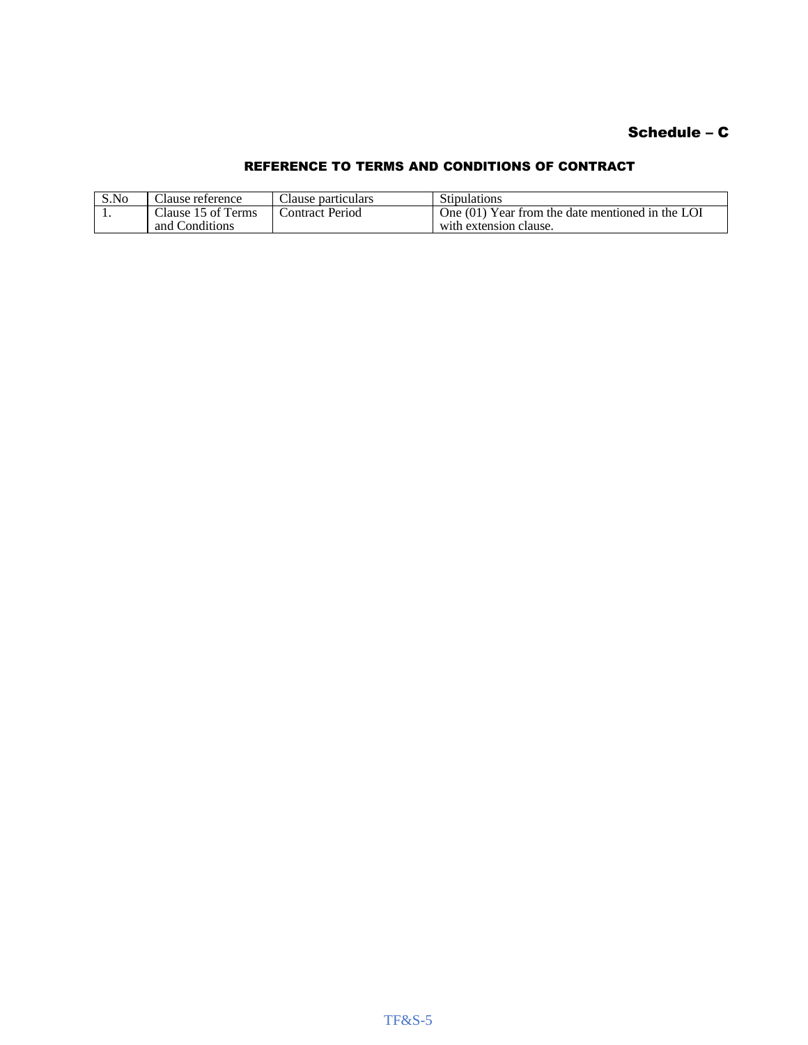**Schedule – C**

## REFERENCE TO TERMS AND CONDITIONS OF CONTRACT

| S.No | Clause reference | Clause particulars | Stipulations |
|---|---|---|---|
| 1. | Clause 15 of Terms and Conditions | Contract Period | One (01) Year from the date mentioned in the LOI with extension clause. |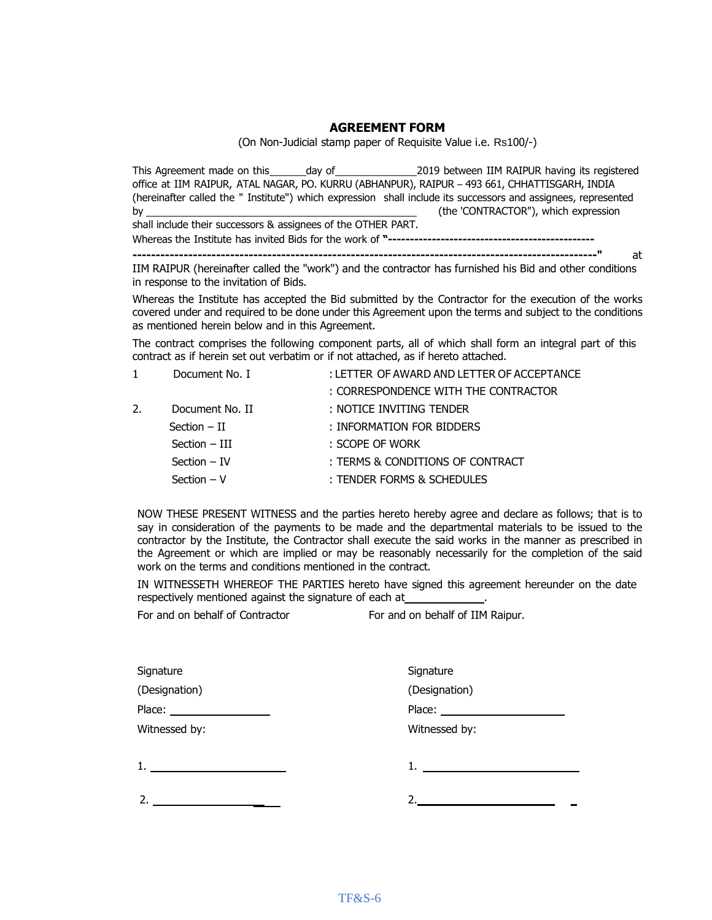## AGREEMENT FORM

(On Non-Judicial stamp paper of Requisite Value i.e. Rs100/-)

This Agreement made on this______day of______________2019 between IIM RAIPUR having its registered office at IIM RAIPUR, ATAL NAGAR, PO. KURRU (ABHANPUR), RAIPUR – 493 661, CHHATTISGARH, INDIA (hereinafter called the " Institute") which expression shall include its successors and assignees, represented by ________________________________________________ (the 'CONTRACTOR"), which expression shall include their successors & assignees of the OTHER PART.

Whereas the Institute has invited Bids for the work of **"------------------------------------------------ ----------------------------------------------------------------------------------------------------"** at IIM RAIPUR (hereinafter called the "work") and the contractor has furnished his Bid and other conditions in response to the invitation of Bids.

Whereas the Institute has accepted the Bid submitted by the Contractor for the execution of the works covered under and required to be done under this Agreement upon the terms and subject to the conditions as mentioned herein below and in this Agreement.

The contract comprises the following component parts, all of which shall form an integral part of this contract as if herein set out verbatim or if not attached, as if hereto attached.

| | | |
|---|---|---|
| 1 | Document No. I | : LETTER OF AWARD AND LETTER OF ACCEPTANCE |
| | | : CORRESPONDENCE WITH THE CONTRACTOR |
| 2. | Document No. II | : NOTICE INVITING TENDER |
| | Section – II | : INFORMATION FOR BIDDERS |
| | Section – III | : SCOPE OF WORK |
| | Section – IV | : TERMS & CONDITIONS OF CONTRACT |
| | Section – V | : TENDER FORMS & SCHEDULES |

NOW THESE PRESENT WITNESS and the parties hereto hereby agree and declare as follows; that is to say in consideration of the payments to be made and the departmental materials to be issued to the contractor by the Institute, the Contractor shall execute the said works in the manner as prescribed in the Agreement or which are implied or may be reasonably necessarily for the completion of the said work on the terms and conditions mentioned in the contract.

IN WITNESSETH WHEREOF THE PARTIES hereto have signed this agreement hereunder on the date respectively mentioned against the signature of each at_____________.

| For and on behalf of Contractor | For and on behalf of IIM Raipur. |
|---|---|
| Signature | Signature |
| (Designation) | (Designation) |
| Place: ________________ | Place: ____________________ |
| Witnessed by: | Witnessed by: |
| 1. ______________________ | 1. _________________________ |
| 2. ______________________ | 2. _________________________ |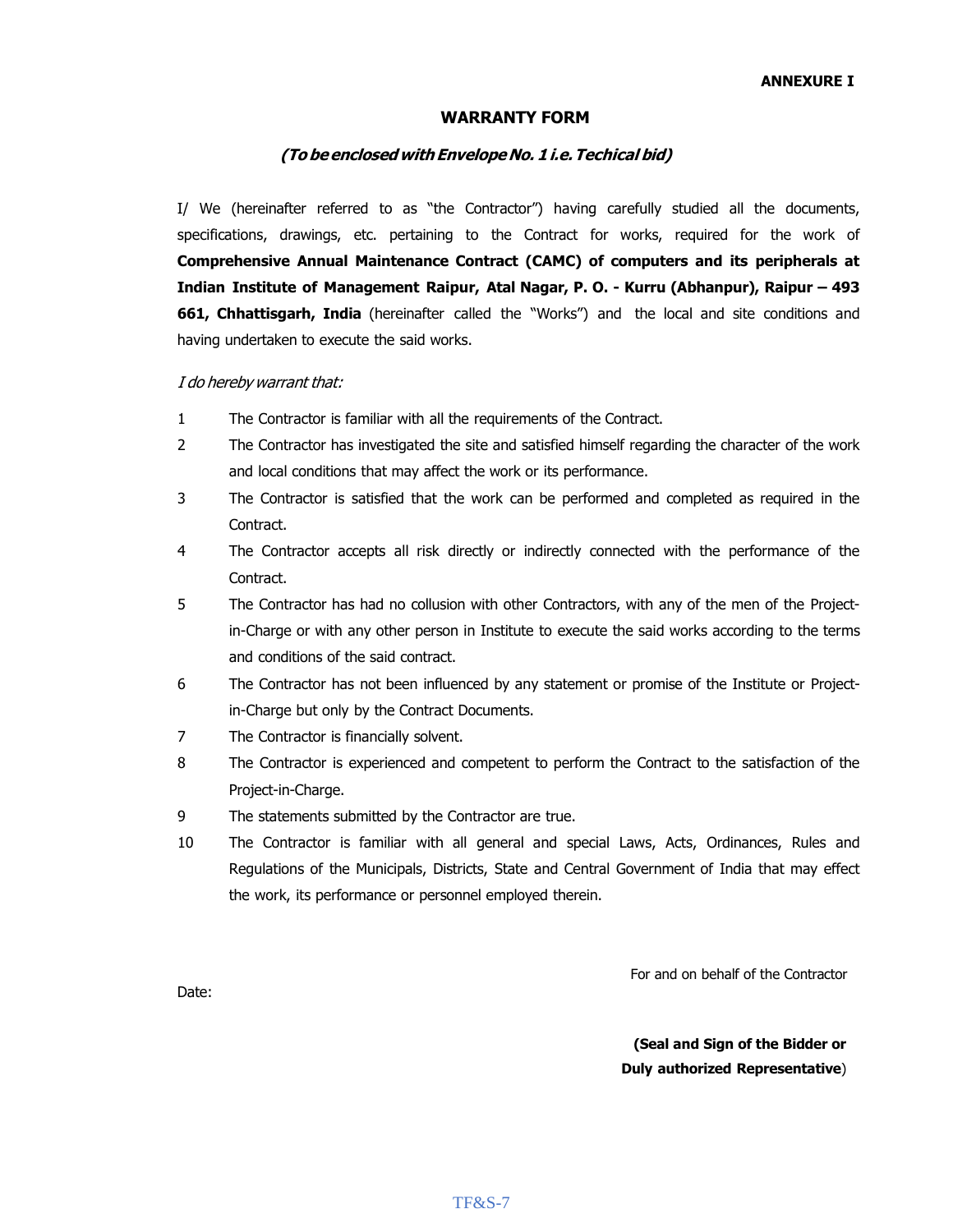**ANNEXURE I**

## WARRANTY FORM

***(To be enclosed with Envelope No. 1 i.e. Techical bid)***

I/ We (hereinafter referred to as "the Contractor") having carefully studied all the documents, specifications, drawings, etc. pertaining to the Contract for works, required for the work of **Comprehensive Annual Maintenance Contract (CAMC) of computers and its peripherals at Indian Institute of Management Raipur, Atal Nagar, P. O. - Kurru (Abhanpur), Raipur – 493 661, Chhattisgarh, India** (hereinafter called the "Works") and the local and site conditions and having undertaken to execute the said works.

*I do hereby warrant that:*

1. The Contractor is familiar with all the requirements of the Contract.
2. The Contractor has investigated the site and satisfied himself regarding the character of the work and local conditions that may affect the work or its performance.
3. The Contractor is satisfied that the work can be performed and completed as required in the Contract.
4. The Contractor accepts all risk directly or indirectly connected with the performance of the Contract.
5. The Contractor has had no collusion with other Contractors, with any of the men of the Project-in-Charge or with any other person in Institute to execute the said works according to the terms and conditions of the said contract.
6. The Contractor has not been influenced by any statement or promise of the Institute or Project-in-Charge but only by the Contract Documents.
7. The Contractor is financially solvent.
8. The Contractor is experienced and competent to perform the Contract to the satisfaction of the Project-in-Charge.
9. The statements submitted by the Contractor are true.
10. The Contractor is familiar with all general and special Laws, Acts, Ordinances, Rules and Regulations of the Municipals, Districts, State and Central Government of India that may effect the work, its performance or personnel employed therein.

For and on behalf of the Contractor

Date:

**(Seal and Sign of the Bidder or Duly authorized Representative)**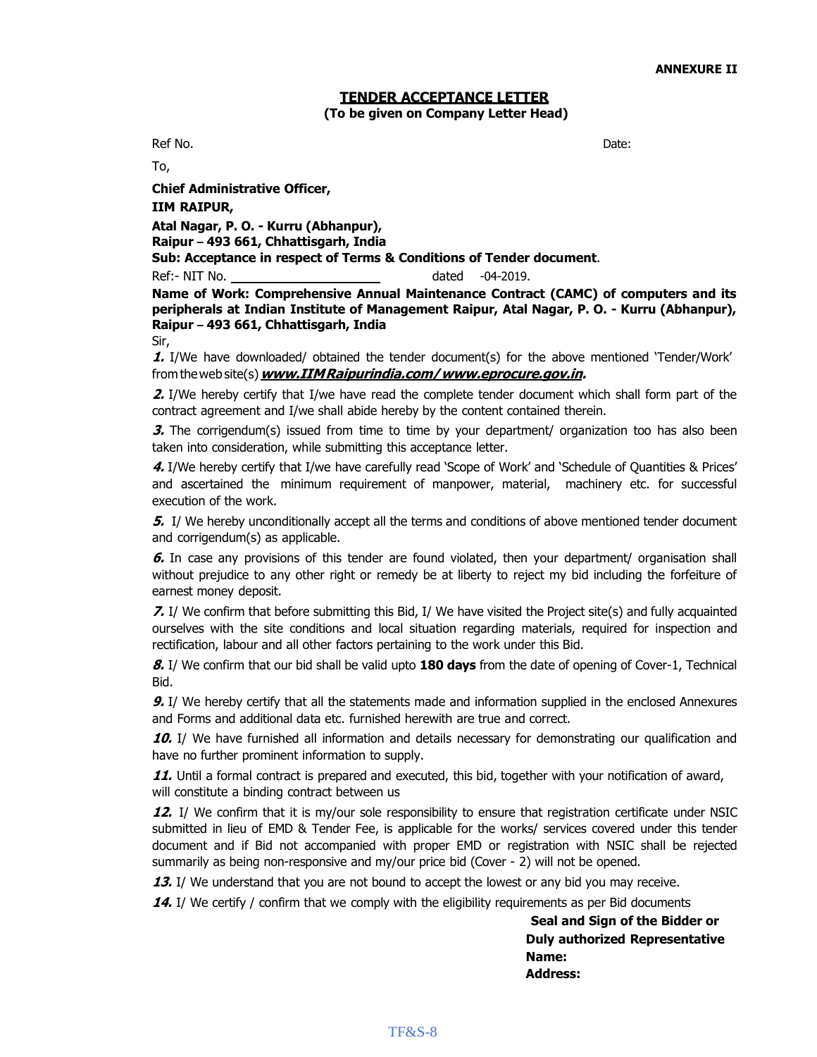**ANNEXURE II**

## TENDER ACCEPTANCE LETTER

**(To be given on Company Letter Head)**

Ref No. Date:

To,

**Chief Administrative Officer,**

**IIM RAIPUR,**

**Atal Nagar, P. O. - Kurru (Abhanpur),**
**Raipur – 493 661, Chhattisgarh, India**

**Sub: Acceptance in respect of Terms & Conditions of Tender document**.

Ref:- NIT No. ____________________ dated -04-2019.

**Name of Work: Comprehensive Annual Maintenance Contract (CAMC) of computers and its peripherals at Indian Institute of Management Raipur, Atal Nagar, P. O. - Kurru (Abhanpur), Raipur – 493 661, Chhattisgarh, India**

Sir,

***1.*** I/We have downloaded/ obtained the tender document(s) for the above mentioned 'Tender/Work' from the web site(s) ***www.IIMRaipurindia.com/ www.eprocure.gov.in.***

***2.*** I/We hereby certify that I/we have read the complete tender document which shall form part of the contract agreement and I/we shall abide hereby by the content contained therein.

***3.*** The corrigendum(s) issued from time to time by your department/ organization too has also been taken into consideration, while submitting this acceptance letter.

***4.*** I/We hereby certify that I/we have carefully read 'Scope of Work' and 'Schedule of Quantities & Prices' and ascertained the minimum requirement of manpower, material, machinery etc. for successful execution of the work.

***5.*** I/ We hereby unconditionally accept all the terms and conditions of above mentioned tender document and corrigendum(s) as applicable.

***6.*** In case any provisions of this tender are found violated, then your department/ organisation shall without prejudice to any other right or remedy be at liberty to reject my bid including the forfeiture of earnest money deposit.

***7.*** I/ We confirm that before submitting this Bid, I/ We have visited the Project site(s) and fully acquainted ourselves with the site conditions and local situation regarding materials, required for inspection and rectification, labour and all other factors pertaining to the work under this Bid.

***8.*** I/ We confirm that our bid shall be valid upto **180 days** from the date of opening of Cover-1, Technical Bid.

***9.*** I/ We hereby certify that all the statements made and information supplied in the enclosed Annexures and Forms and additional data etc. furnished herewith are true and correct.

***10.*** I/ We have furnished all information and details necessary for demonstrating our qualification and have no further prominent information to supply.

***11.*** Until a formal contract is prepared and executed, this bid, together with your notification of award, will constitute a binding contract between us

***12.*** I/ We confirm that it is my/our sole responsibility to ensure that registration certificate under NSIC submitted in lieu of EMD & Tender Fee, is applicable for the works/ services covered under this tender document and if Bid not accompanied with proper EMD or registration with NSIC shall be rejected summarily as being non-responsive and my/our price bid (Cover - 2) will not be opened.

***13.*** I/ We understand that you are not bound to accept the lowest or any bid you may receive.

***14.*** I/ We certify / confirm that we comply with the eligibility requirements as per Bid documents

**Seal and Sign of the Bidder or**
**Duly authorized Representative**
**Name:**
**Address:**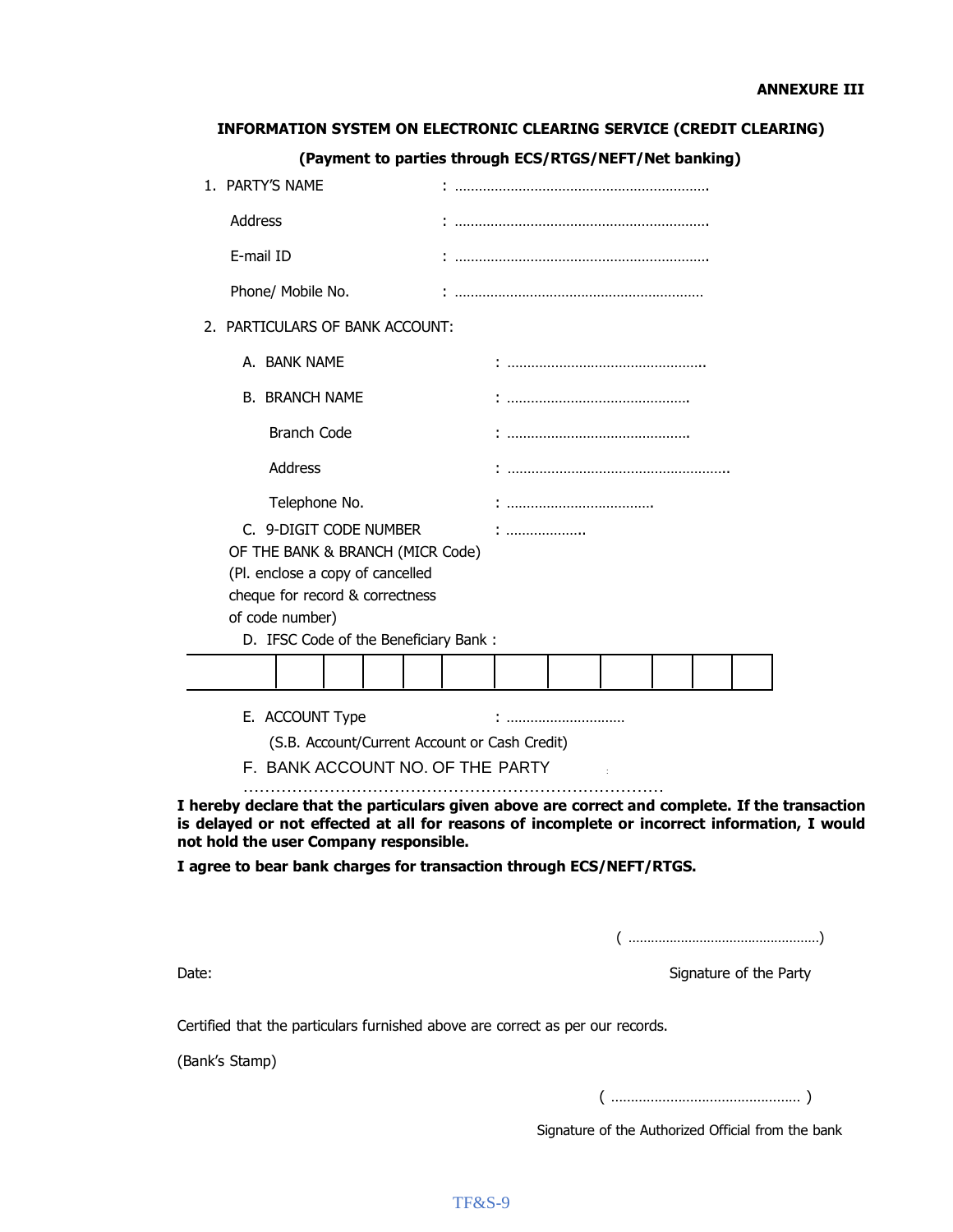**ANNEXURE III**

**INFORMATION SYSTEM ON ELECTRONIC CLEARING SERVICE (CREDIT CLEARING)**

**(Payment to parties through ECS/RTGS/NEFT/Net banking)**

1. PARTY'S NAME : ………………………………………………………

   Address : ………………………………………………………

   E-mail ID : ………………………………………………………

   Phone/ Mobile No. : ………………………………………………………

2. PARTICULARS OF BANK ACCOUNT:

   A. BANK NAME : …………………………………………..

   B. BRANCH NAME : ……………………………………….

      Branch Code : ……………………………………….

      Address : ………………………………………………..

      Telephone No. : ……………………………….

   C. 9-DIGIT CODE NUMBER OF THE BANK & BRANCH (MICR Code) (Pl. enclose a copy of cancelled cheque for record & correctness of code number) : ………………..

   D. IFSC Code of the Beneficiary Bank :

| | | | | | | | | | | | |
|---|---|---|---|---|---|---|---|---|---|---|---|
| | | | | | | | | | | | |

   E. ACCOUNT Type : …………………………
      (S.B. Account/Current Account or Cash Credit)

   F. BANK ACCOUNT NO. OF THE PARTY :
   ………………………………………………………………………

**I hereby declare that the particulars given above are correct and complete. If the transaction is delayed or not effected at all for reasons of incomplete or incorrect information, I would not hold the user Company responsible.**

**I agree to bear bank charges for transaction through ECS/NEFT/RTGS.**

( ……………………………………………)

Date: Signature of the Party

Certified that the particulars furnished above are correct as per our records.

(Bank's Stamp)

( ………………………………………… )

Signature of the Authorized Official from the bank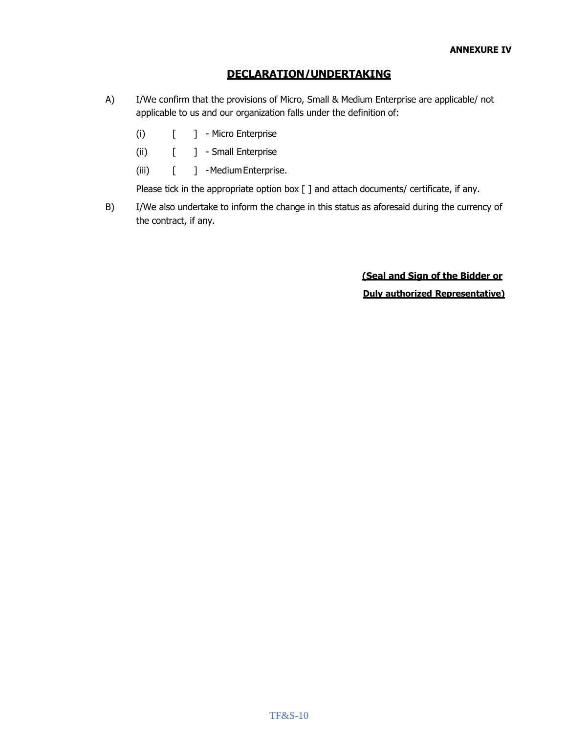**ANNEXURE IV**

## DECLARATION/UNDERTAKING

A) I/We confirm that the provisions of Micro, Small & Medium Enterprise are applicable/ not applicable to us and our organization falls under the definition of:

(i) [ ] - Micro Enterprise

(ii) [ ] - Small Enterprise

(iii) [ ] - Medium Enterprise.

Please tick in the appropriate option box [ ] and attach documents/ certificate, if any.

B) I/We also undertake to inform the change in this status as aforesaid during the currency of the contract, if any.

**(Seal and Sign of the Bidder or**

**Duly authorized Representative)**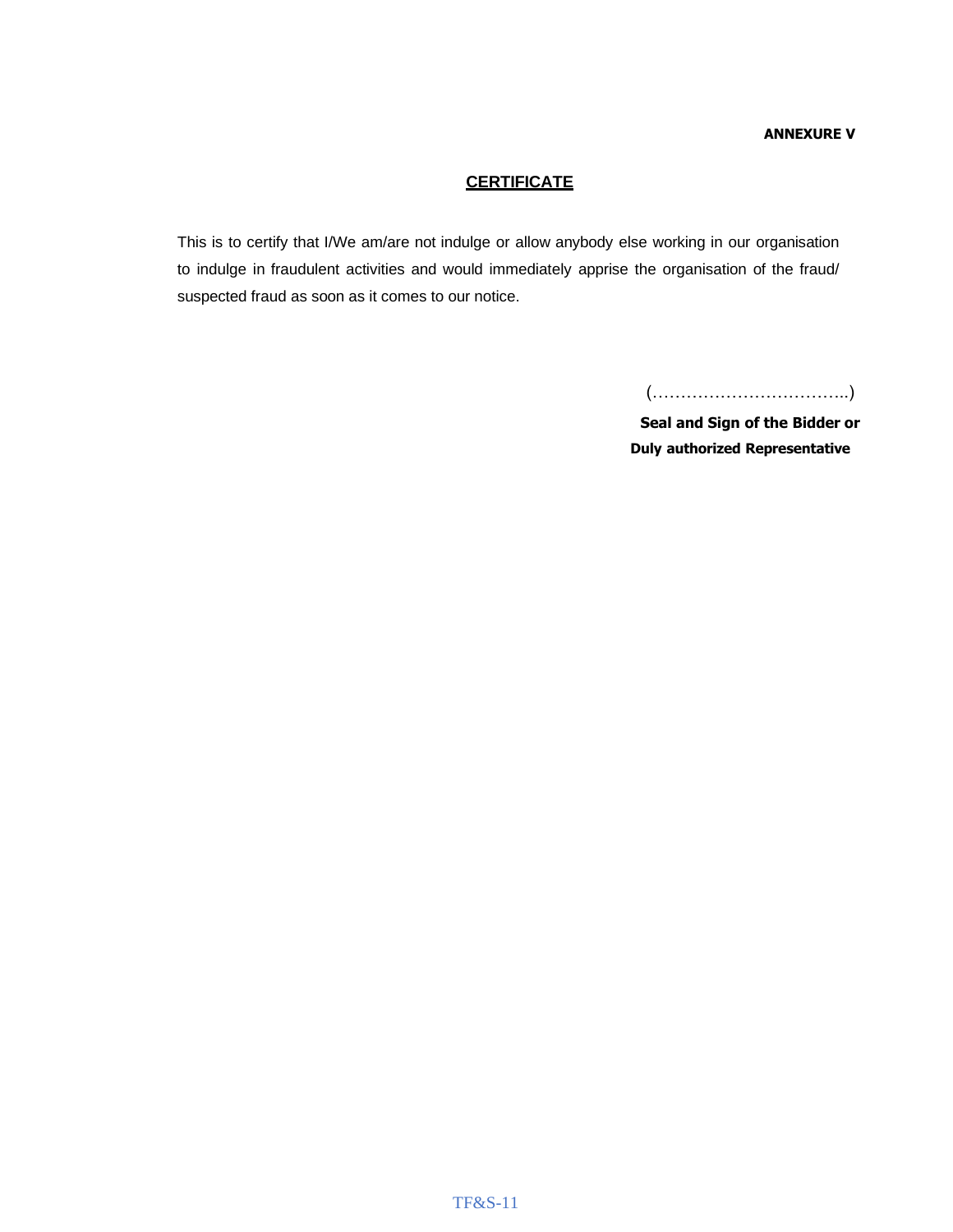**ANNEXURE V**

## CERTIFICATE

This is to certify that I/We am/are not indulge or allow anybody else working in our organisation to indulge in fraudulent activities and would immediately apprise the organisation of the fraud/ suspected fraud as soon as it comes to our notice.

(……………………………..)

**Seal and Sign of the Bidder or**
**Duly authorized Representative**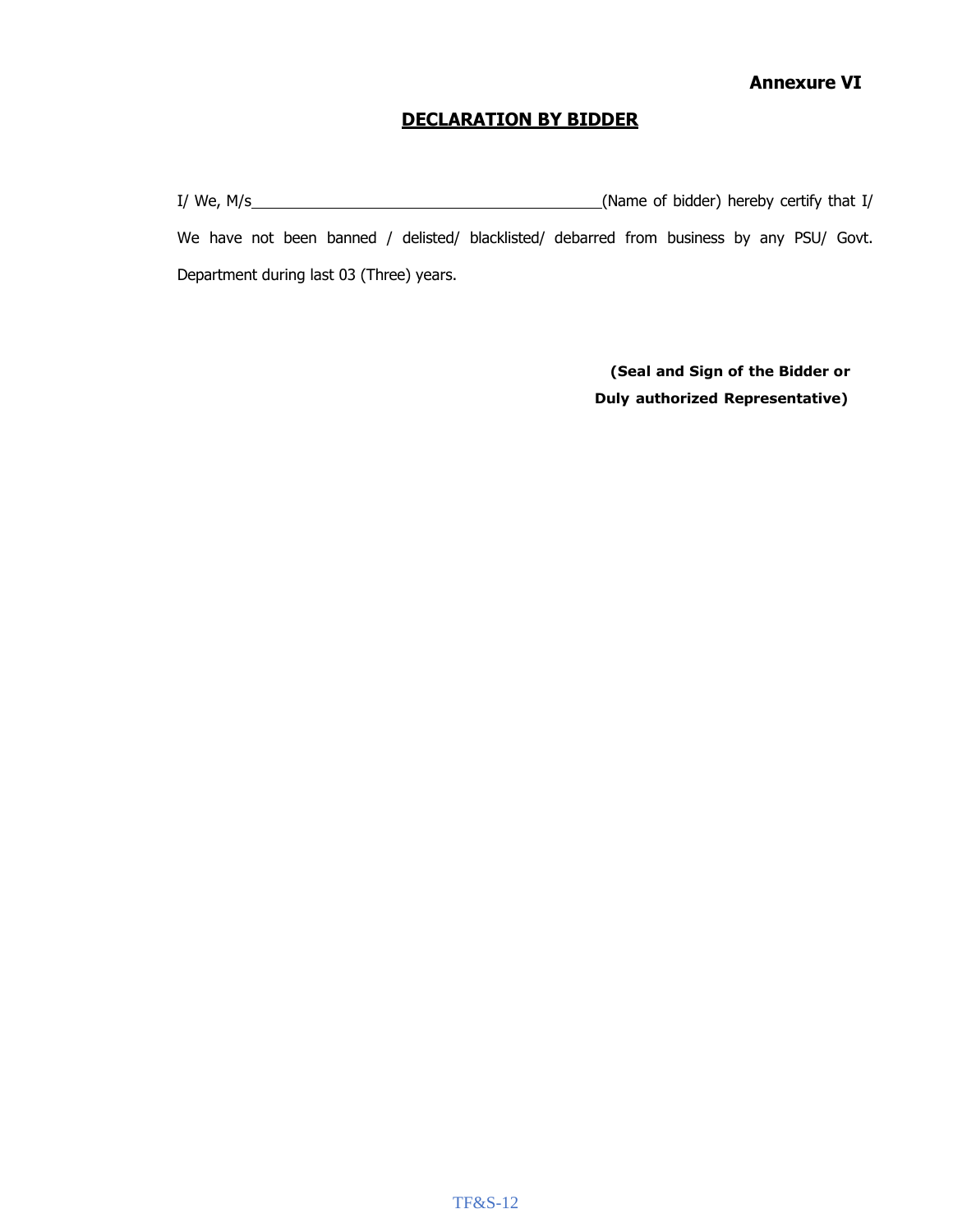**Annexure VI**

## DECLARATION BY BIDDER

I/ We, M/s__________________________________________(Name of bidder) hereby certify that I/ We have not been banned / delisted/ blacklisted/ debarred from business by any PSU/ Govt. Department during last 03 (Three) years.

**(Seal and Sign of the Bidder or Duly authorized Representative)**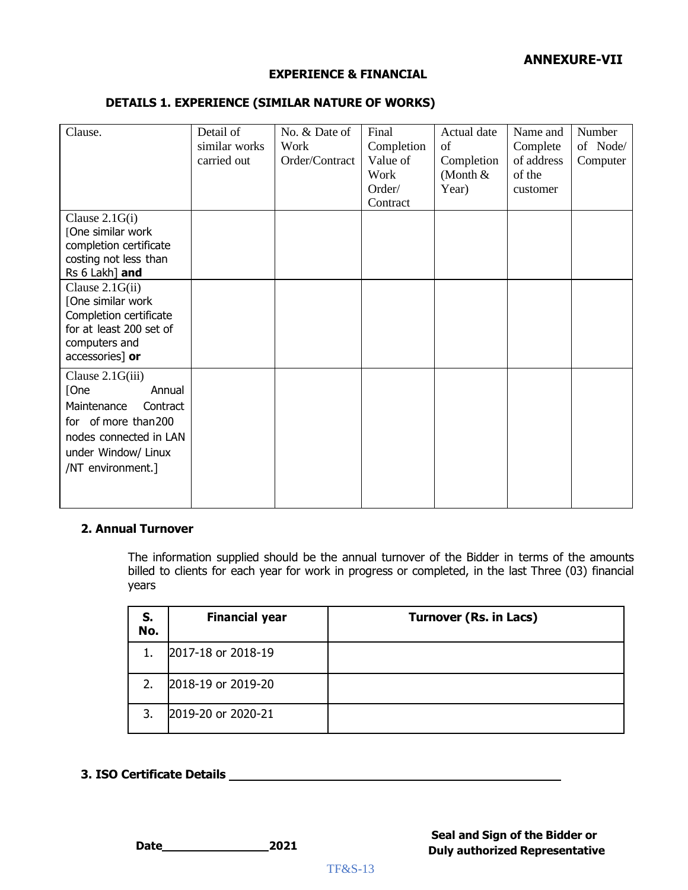**ANNEXURE-VII**

**EXPERIENCE & FINANCIAL**

**DETAILS 1. EXPERIENCE (SIMILAR NATURE OF WORKS)**

| Clause. | Detail of similar works carried out | No. & Date of Work Order/Contract | Final Completion Value of Work Order/ Contract | Actual date of Completion (Month & Year) | Name and Complete of address of the customer | Number of Node/ Computer |
|---|---|---|---|---|---|---|
| Clause 2.1G(i) [One similar work completion certificate costing not less than Rs 6 Lakh] **and** | | | | | | |
| Clause 2.1G(ii) [One similar work Completion certificate for at least 200 set of computers and accessories] **or** | | | | | | |
| Clause 2.1G(iii) [One Annual Maintenance Contract for of more than200 nodes connected in LAN under Window/ Linux /NT environment.] | | | | | | |

**2. Annual Turnover**

The information supplied should be the annual turnover of the Bidder in terms of the amounts billed to clients for each year for work in progress or completed, in the last Three (03) financial years

| S. No. | Financial year | Turnover (Rs. in Lacs) |
|---|---|---|
| 1. | 2017-18 or 2018-19 | |
| 2. | 2018-19 or 2019-20 | |
| 3. | 2019-20 or 2020-21 | |

**3. ISO Certificate Details** ____________________________________________

**Date**_______________**2021**

**Seal and Sign of the Bidder or Duly authorized Representative**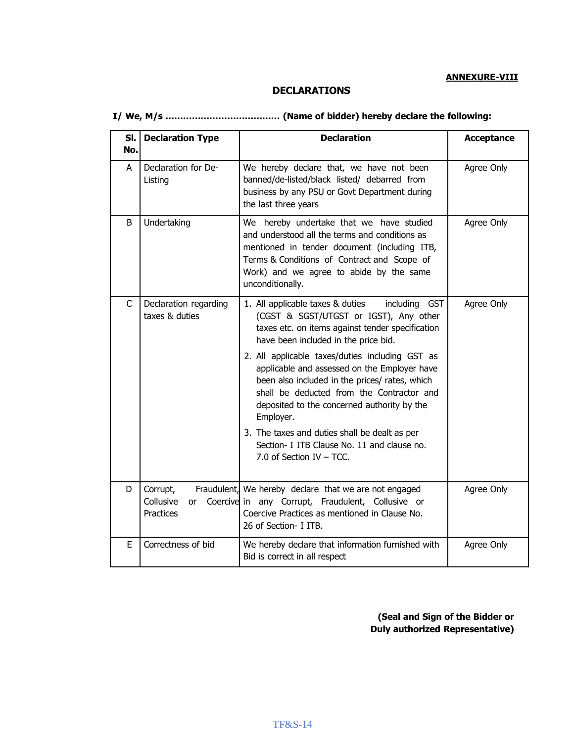**ANNEXURE-VIII**

## DECLARATIONS

**I/ We, M/s ……………………………….. (Name of bidder) hereby declare the following:**

| Sl. No. | Declaration Type | Declaration | Acceptance |
|---|---|---|---|
| A | Declaration for De-Listing | We hereby declare that, we have not been banned/de-listed/black listed/ debarred from business by any PSU or Govt Department during the last three years | Agree Only |
| B | Undertaking | We hereby undertake that we have studied and understood all the terms and conditions as mentioned in tender document (including ITB, Terms & Conditions of Contract and Scope of Work) and we agree to abide by the same unconditionally. | Agree Only |
| C | Declaration regarding taxes & duties | 1. All applicable taxes & duties including GST (CGST & SGST/UTGST or IGST), Any other taxes etc. on items against tender specification have been included in the price bid.<br>2. All applicable taxes/duties including GST as applicable and assessed on the Employer have been also included in the prices/ rates, which shall be deducted from the Contractor and deposited to the concerned authority by the Employer.<br>3. The taxes and duties shall be dealt as per Section- I ITB Clause No. 11 and clause no. 7.0 of Section IV – TCC. | Agree Only |
| D | Corrupt, Fraudulent, Collusive or Coercive Practices | We hereby declare that we are not engaged in any Corrupt, Fraudulent, Collusive or Coercive Practices as mentioned in Clause No. 26 of Section- I ITB. | Agree Only |
| E | Correctness of bid | We hereby declare that information furnished with Bid is correct in all respect | Agree Only |

**(Seal and Sign of the Bidder or Duly authorized Representative)**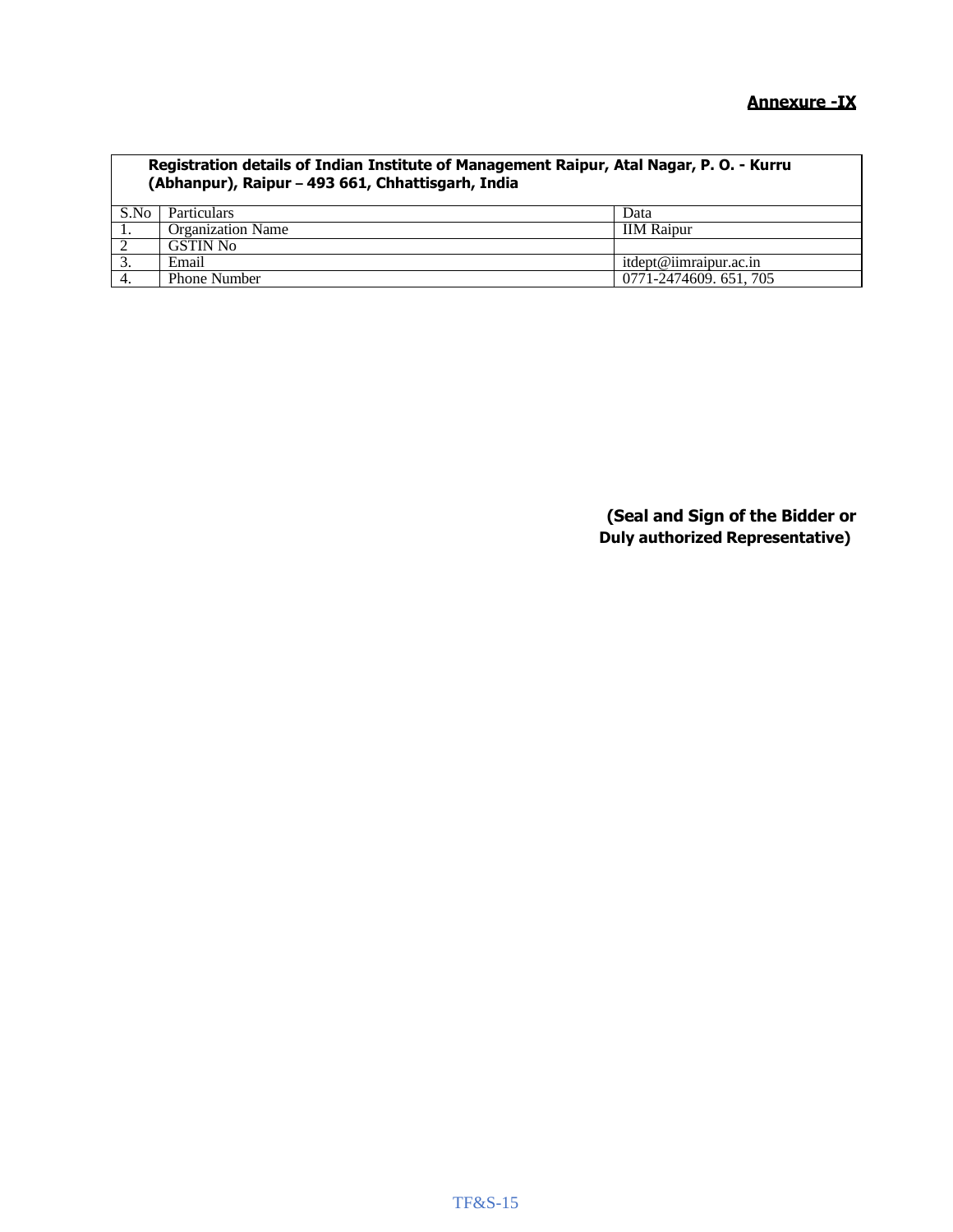**Annexure -IX**

| Registration details of Indian Institute of Management Raipur, Atal Nagar, P. O. - Kurru (Abhanpur), Raipur – 493 661, Chhattisgarh, India | | |
|---|---|---|
| S.No | Particulars | Data |
| 1. | Organization Name | IIM Raipur |
| 2 | GSTIN No | |
| 3. | Email | itdept@iimraipur.ac.in |
| 4. | Phone Number | 0771-2474609. 651, 705 |

**(Seal and Sign of the Bidder or Duly authorized Representative)**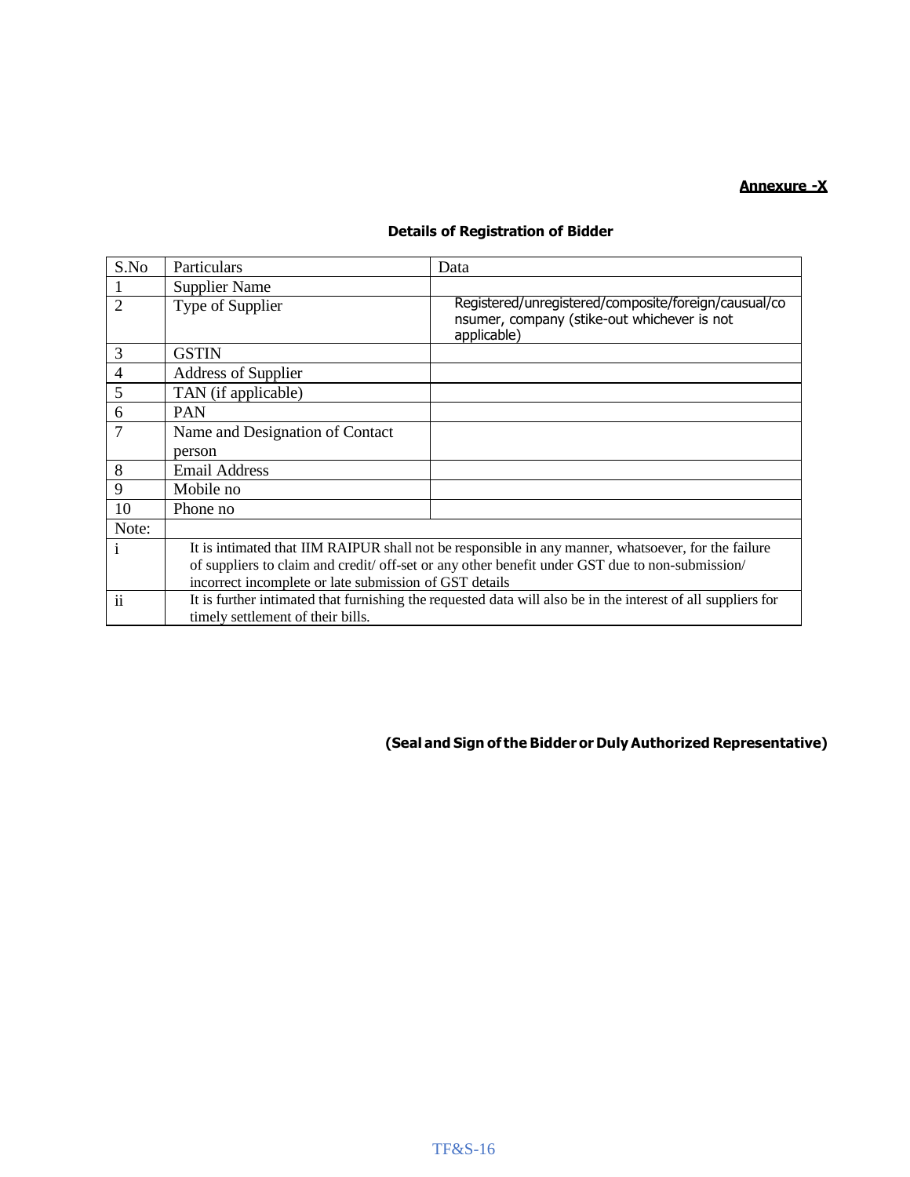**Annexure -X**

**Details of Registration of Bidder**

| S.No | Particulars | Data |
|---|---|---|
| 1 | Supplier Name | |
| 2 | Type of Supplier | Registered/unregistered/composite/foreign/causual/consumer, company (stike-out whichever is not applicable) |
| 3 | GSTIN | |
| 4 | Address of Supplier | |
| 5 | TAN (if applicable) | |
| 6 | PAN | |
| 7 | Name and Designation of Contact person | |
| 8 | Email Address | |
| 9 | Mobile no | |
| 10 | Phone no | |
| Note: | | |
| i | It is intimated that IIM RAIPUR shall not be responsible in any manner, whatsoever, for the failure of suppliers to claim and credit/ off-set or any other benefit under GST due to non-submission/ incorrect incomplete or late submission of GST details | |
| ii | It is further intimated that furnishing the requested data will also be in the interest of all suppliers for timely settlement of their bills. | |

**(Seal and Sign of the Bidder or Duly Authorized Representative)**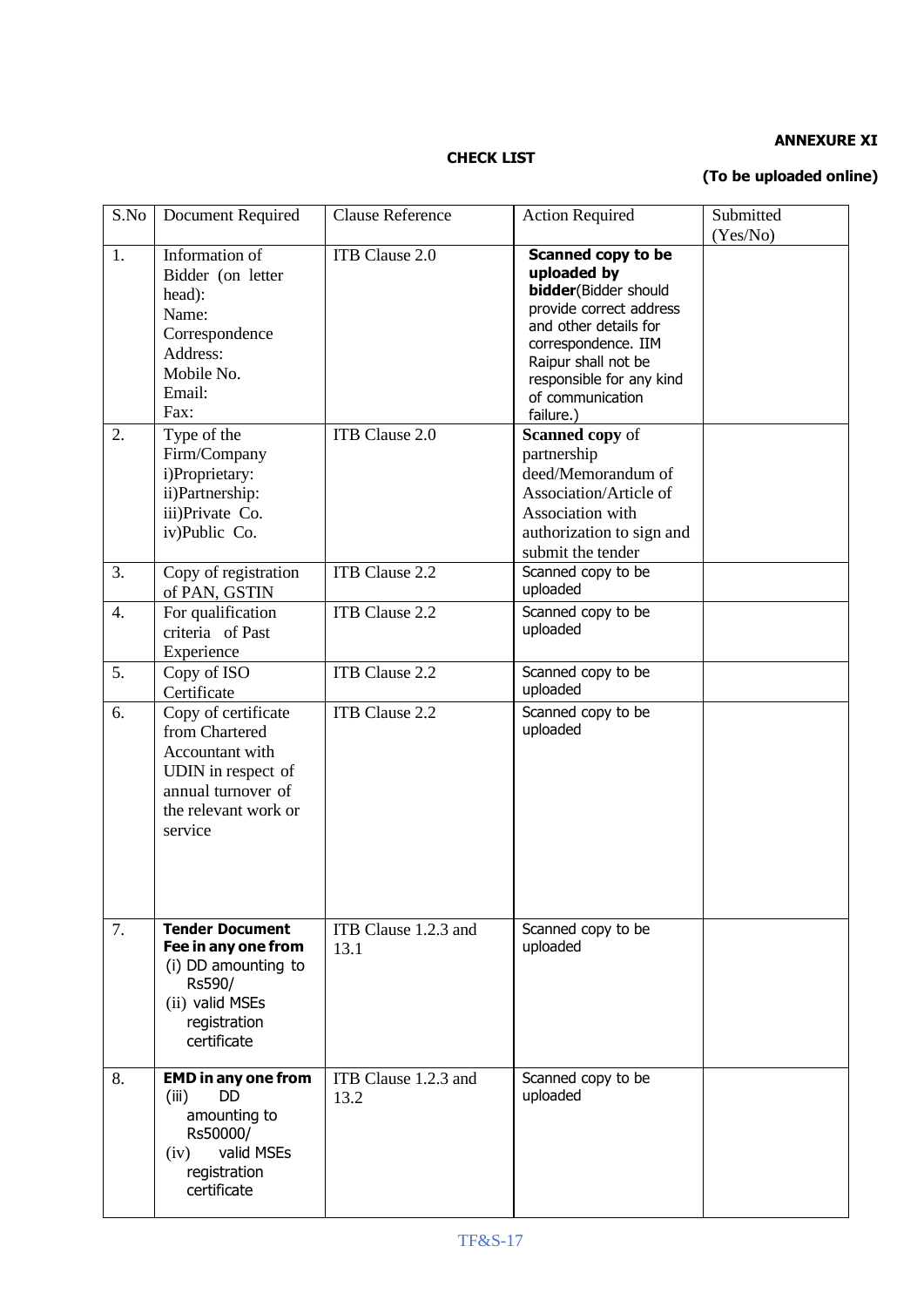**ANNEXURE XI**

**CHECK LIST**

**(To be uploaded online)**

| S.No | Document Required | Clause Reference | Action Required | Submitted (Yes/No) |
|---|---|---|---|---|
| 1. | Information of Bidder (on letter head):<br>Name:<br>Correspondence Address:<br>Mobile No.<br>Email:<br>Fax: | ITB Clause 2.0 | **Scanned copy to be uploaded by bidder**(Bidder should provide correct address and other details for correspondence. IIM Raipur shall not be responsible for any kind of communication failure.) | |
| 2. | Type of the Firm/Company<br>i)Proprietary:<br>ii)Partnership:<br>iii)Private Co.<br>iv)Public Co. | ITB Clause 2.0 | **Scanned copy** of partnership deed/Memorandum of Association/Article of Association with authorization to sign and submit the tender | |
| 3. | Copy of registration of PAN, GSTIN | ITB Clause 2.2 | Scanned copy to be uploaded | |
| 4. | For qualification criteria of Past Experience | ITB Clause 2.2 | Scanned copy to be uploaded | |
| 5. | Copy of ISO Certificate | ITB Clause 2.2 | Scanned copy to be uploaded | |
| 6. | Copy of certificate from Chartered Accountant with UDIN in respect of annual turnover of the relevant work or service | ITB Clause 2.2 | Scanned copy to be uploaded | |
| 7. | **Tender Document Fee in any one from**<br>(i) DD amounting to Rs590/<br>(ii) valid MSEs registration certificate | ITB Clause 1.2.3 and 13.1 | Scanned copy to be uploaded | |
| 8. | **EMD in any one from**<br>(iii) DD amounting to Rs50000/<br>(iv) valid MSEs registration certificate | ITB Clause 1.2.3 and 13.2 | Scanned copy to be uploaded | |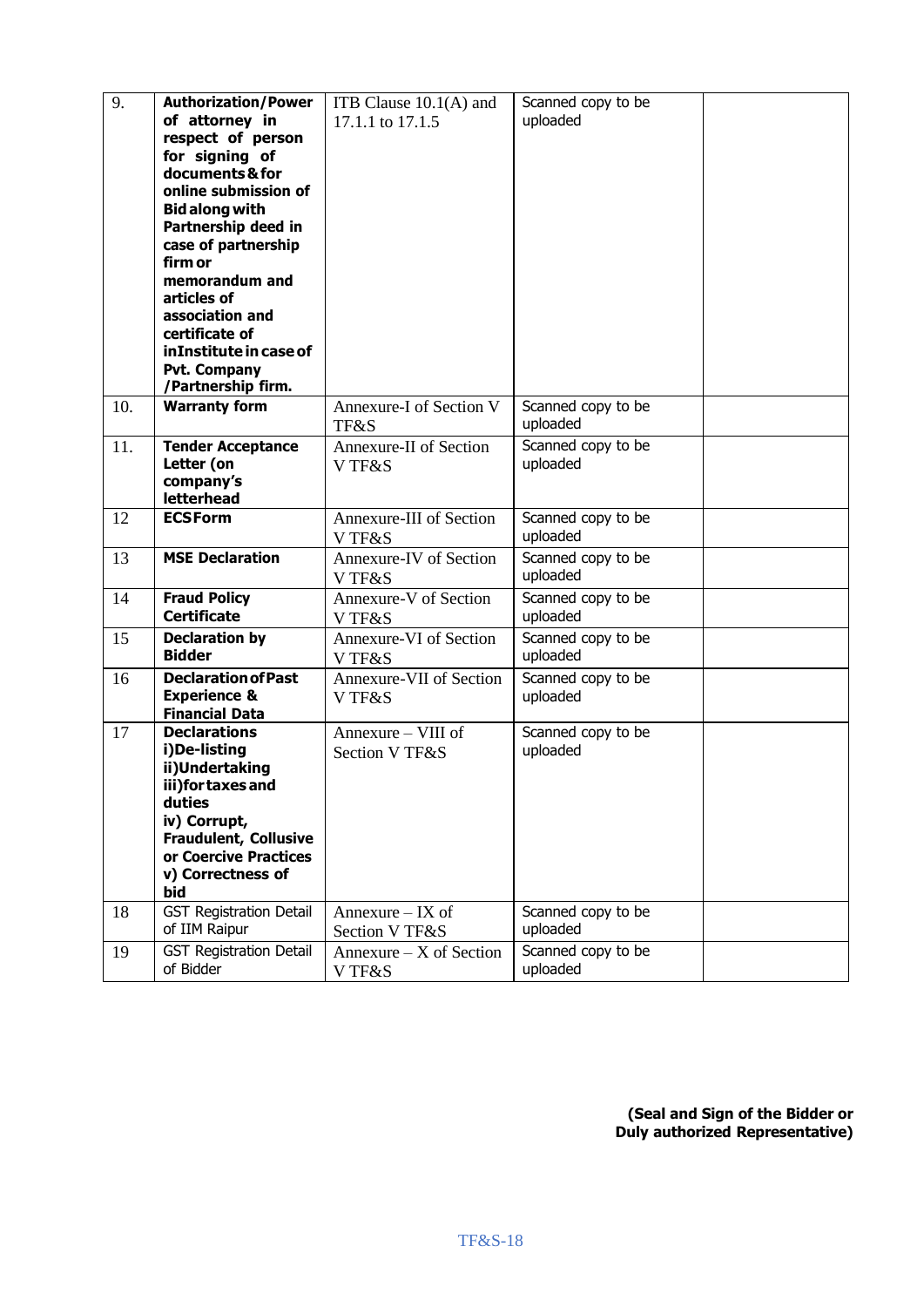| | | | | |
|---|---|---|---|---|
| 9. | **Authorization/Power of attorney in respect of person for signing of documents & for online submission of Bid along with Partnership deed in case of partnership firm or memorandum and articles of association and certificate of inInstitute in case of Pvt. Company /Partnership firm.** | ITB Clause 10.1(A) and 17.1.1 to 17.1.5 | Scanned copy to be uploaded | |
| 10. | **Warranty form** | Annexure-I of Section V TF&S | Scanned copy to be uploaded | |
| 11. | **Tender Acceptance Letter (on company's letterhead** | Annexure-II of Section V TF&S | Scanned copy to be uploaded | |
| 12 | **ECS Form** | Annexure-III of Section V TF&S | Scanned copy to be uploaded | |
| 13 | **MSE Declaration** | Annexure-IV of Section V TF&S | Scanned copy to be uploaded | |
| 14 | **Fraud Policy Certificate** | Annexure-V of Section V TF&S | Scanned copy to be uploaded | |
| 15 | **Declaration by Bidder** | Annexure-VI of Section V TF&S | Scanned copy to be uploaded | |
| 16 | **Declaration of Past Experience & Financial Data** | Annexure-VII of Section V TF&S | Scanned copy to be uploaded | |
| 17 | **Declarations i)De-listing ii)Undertaking iii)for taxes and duties iv) Corrupt, Fraudulent, Collusive or Coercive Practices v) Correctness of bid** | Annexure – VIII of Section V TF&S | Scanned copy to be uploaded | |
| 18 | GST Registration Detail of IIM Raipur | Annexure – IX of Section V TF&S | Scanned copy to be uploaded | |
| 19 | GST Registration Detail of Bidder | Annexure – X of Section V TF&S | Scanned copy to be uploaded | |

**(Seal and Sign of the Bidder or Duly authorized Representative)**